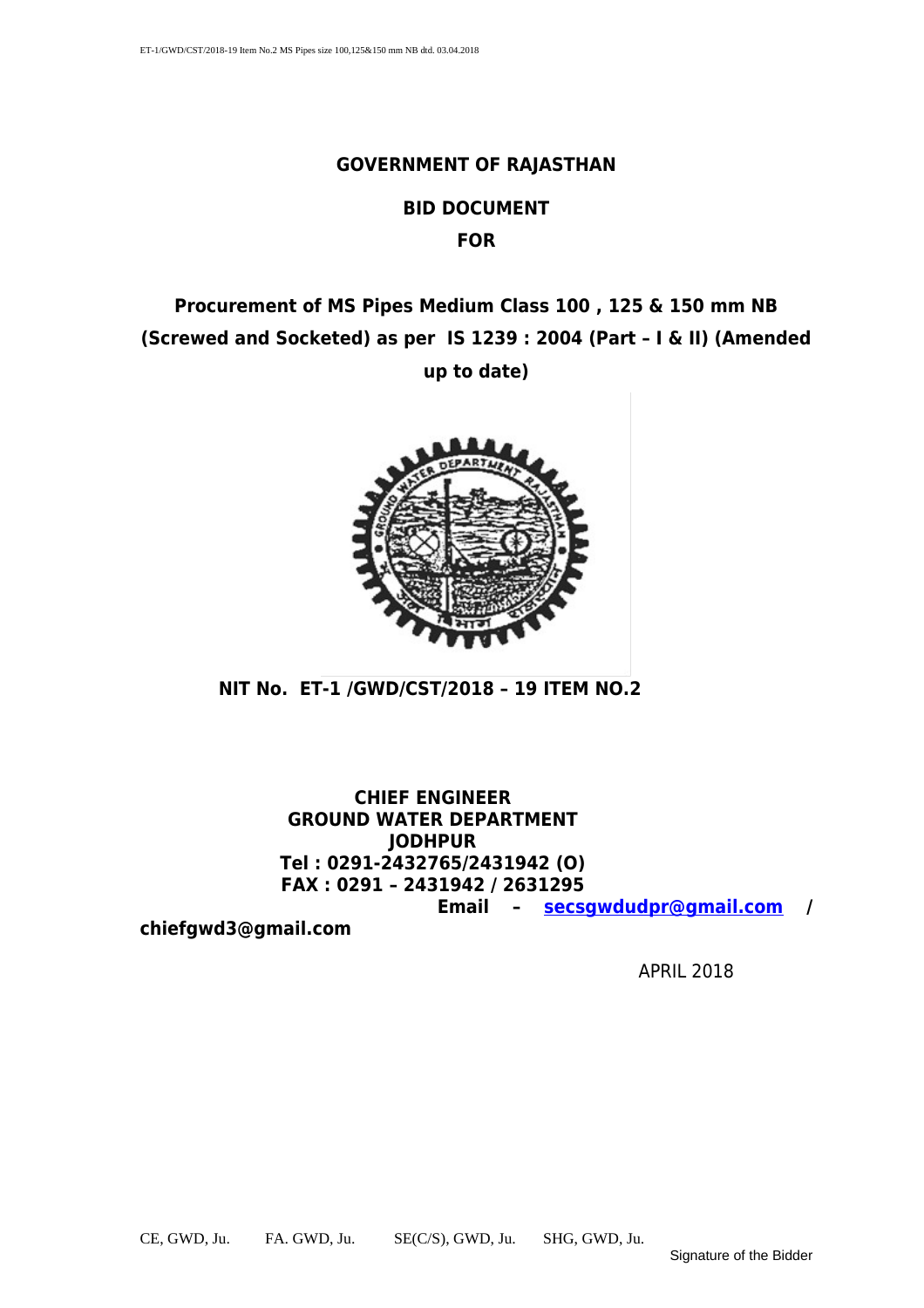# GOVERNMENT OF RAJASTHAN

## BID DOCUMENT

## FOR

## Procurement of MS Pipes Medium Class 100 , 125 & 150 mm NB (Screwed and Socketed) as per IS 1239 : 2004 (Part – I & II) (Amended up to date)

**NIT No. ET-1 /GWD/CST/2018 – 19 ITEM NO.2**

**CHIEF ENGINEER**
**GROUND WATER DEPARTMENT**
**JODHPUR**
**Tel : 0291-2432765/2431942 (O)**
**FAX : 0291 – 2431942 / 2631295**
**Email – secsgwdudpr@gmail.com / chiefgwd3@gmail.com**

APRIL 2018

CE, GWD, Ju. FA. GWD, Ju. SE(C/S), GWD, Ju. SHG, GWD, Ju.

Signature of the Bidder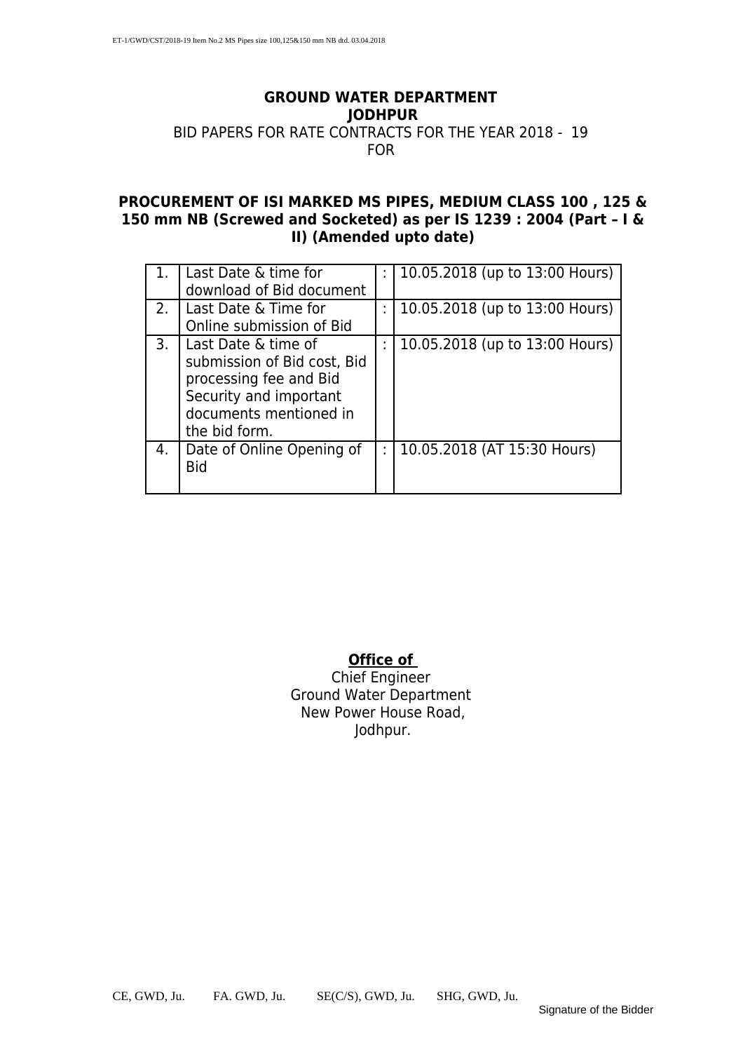**GROUND WATER DEPARTMENT**
**JODHPUR**

BID PAPERS FOR RATE CONTRACTS FOR THE YEAR 2018 - 19
FOR

**PROCUREMENT OF ISI MARKED MS PIPES, MEDIUM CLASS 100 , 125 & 150 mm NB (Screwed and Socketed) as per IS 1239 : 2004 (Part – I & II) (Amended upto date)**

| | | | |
|---|---|---|---|
| 1. | Last Date & time for download of Bid document | : | 10.05.2018 (up to 13:00 Hours) |
| 2. | Last Date & Time for Online submission of Bid | : | 10.05.2018 (up to 13:00 Hours) |
| 3. | Last Date & time of submission of Bid cost, Bid processing fee and Bid Security and important documents mentioned in the bid form. | : | 10.05.2018 (up to 13:00 Hours) |
| 4. | Date of Online Opening of Bid | : | 10.05.2018 (AT 15:30 Hours) |

**Office of**
Chief Engineer
Ground Water Department
New Power House Road,
Jodhpur.

CE, GWD, Ju. FA. GWD, Ju. SE(C/S), GWD, Ju. SHG, GWD, Ju.

Signature of the Bidder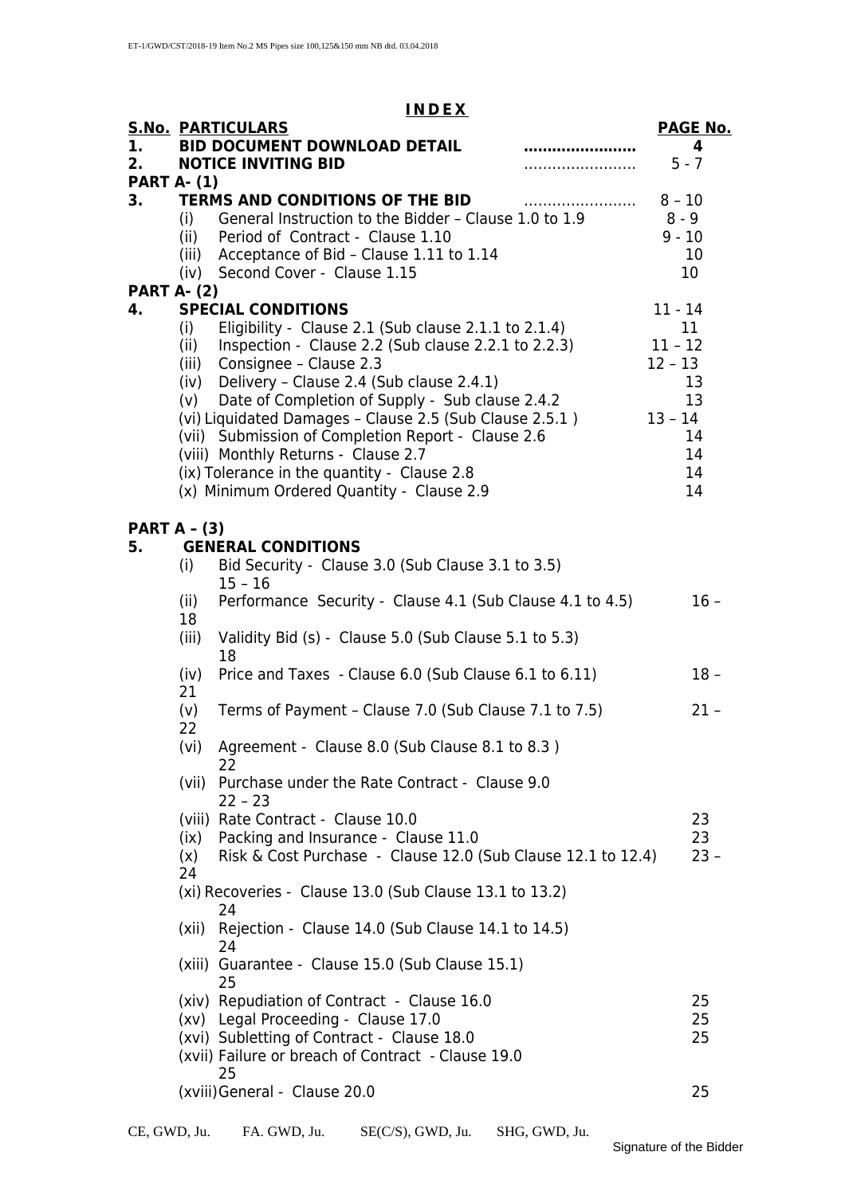# INDEX

| S.No. | PARTICULARS | PAGE No. |
|---|---|---|
| 1. | **BID DOCUMENT DOWNLOAD DETAIL** | 4 |
| 2. | **NOTICE INVITING BID** | 5 - 7 |
| **PART A- (1)** | | |
| 3. | **TERMS AND CONDITIONS OF THE BID** | 8 – 10 |
| | (i) General Instruction to the Bidder – Clause 1.0 to 1.9 | 8 - 9 |
| | (ii) Period of Contract - Clause 1.10 | 9 - 10 |
| | (iii) Acceptance of Bid – Clause 1.11 to 1.14 | 10 |
| | (iv) Second Cover - Clause 1.15 | 10 |
| **PART A- (2)** | | |
| 4. | **SPECIAL CONDITIONS** | 11 - 14 |
| | (i) Eligibility - Clause 2.1 (Sub clause 2.1.1 to 2.1.4) | 11 |
| | (ii) Inspection - Clause 2.2 (Sub clause 2.2.1 to 2.2.3) | 11 – 12 |
| | (iii) Consignee – Clause 2.3 | 12 – 13 |
| | (iv) Delivery – Clause 2.4 (Sub clause 2.4.1) | 13 |
| | (v) Date of Completion of Supply - Sub clause 2.4.2 | 13 |
| | (vi) Liquidated Damages – Clause 2.5 (Sub Clause 2.5.1 ) | 13 – 14 |
| | (vii) Submission of Completion Report - Clause 2.6 | 14 |
| | (viii) Monthly Returns - Clause 2.7 | 14 |
| | (ix) Tolerance in the quantity - Clause 2.8 | 14 |
| | (x) Minimum Ordered Quantity - Clause 2.9 | 14 |
| **PART A – (3)** | | |
| 5. | **GENERAL CONDITIONS** | |
| | (i) Bid Security - Clause 3.0 (Sub Clause 3.1 to 3.5) | 15 – 16 |
| | (ii) Performance Security - Clause 4.1 (Sub Clause 4.1 to 4.5) | 16 – 18 |
| | (iii) Validity Bid (s) - Clause 5.0 (Sub Clause 5.1 to 5.3) | 18 |
| | (iv) Price and Taxes - Clause 6.0 (Sub Clause 6.1 to 6.11) | 18 – 21 |
| | (v) Terms of Payment – Clause 7.0 (Sub Clause 7.1 to 7.5) | 21 – 22 |
| | (vi) Agreement - Clause 8.0 (Sub Clause 8.1 to 8.3 ) | 22 |
| | (vii) Purchase under the Rate Contract - Clause 9.0 | 22 – 23 |
| | (viii) Rate Contract - Clause 10.0 | 23 |
| | (ix) Packing and Insurance - Clause 11.0 | 23 |
| | (x) Risk & Cost Purchase - Clause 12.0 (Sub Clause 12.1 to 12.4) | 23 – 24 |
| | (xi) Recoveries - Clause 13.0 (Sub Clause 13.1 to 13.2) | 24 |
| | (xii) Rejection - Clause 14.0 (Sub Clause 14.1 to 14.5) | 24 |
| | (xiii) Guarantee - Clause 15.0 (Sub Clause 15.1) | 25 |
| | (xiv) Repudiation of Contract - Clause 16.0 | 25 |
| | (xv) Legal Proceeding - Clause 17.0 | 25 |
| | (xvi) Subletting of Contract - Clause 18.0 | 25 |
| | (xvii) Failure or breach of Contract - Clause 19.0 | 25 |
| | (xviii) General - Clause 20.0 | 25 |

CE, GWD, Ju. FA. GWD, Ju. SE(C/S), GWD, Ju. SHG, GWD, Ju.

Signature of the Bidder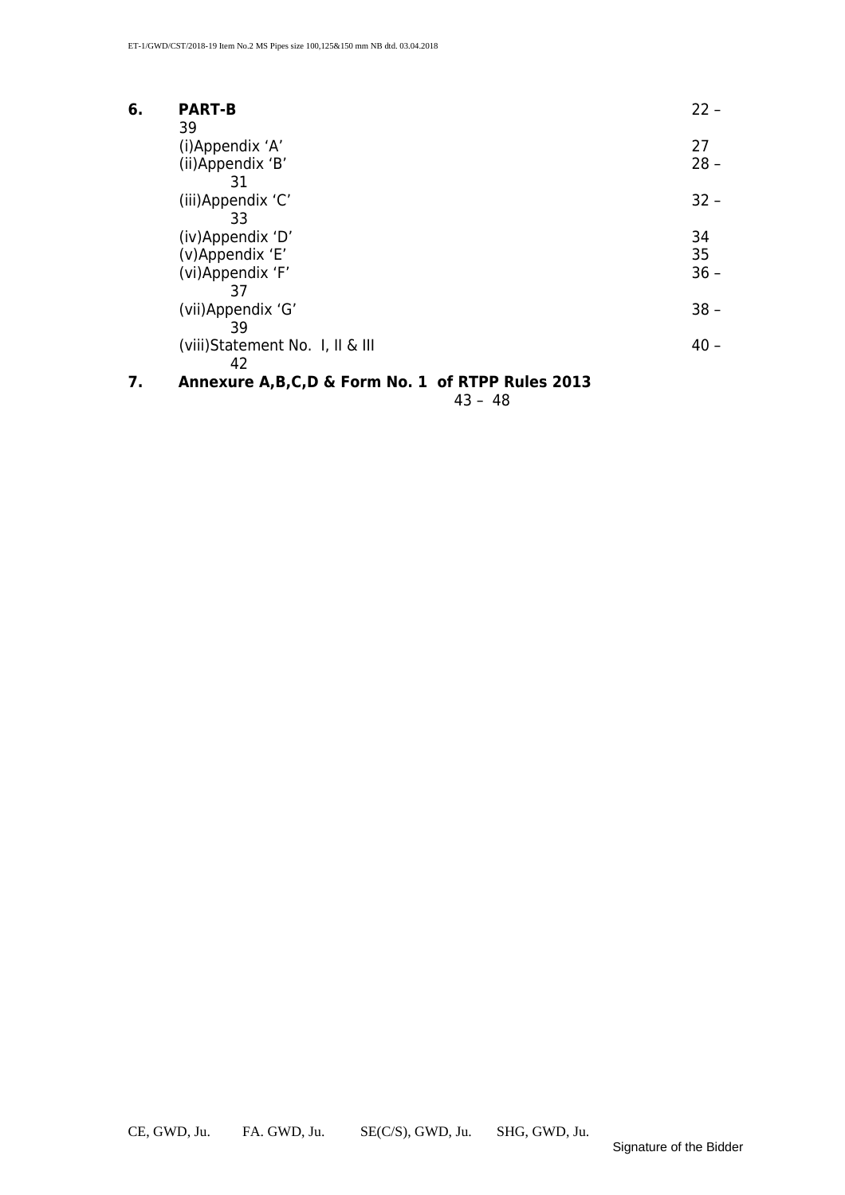| | | |
|---|---|---|
| **6.** | **PART-B** | 22 – 39 |
| | (i)Appendix 'A' | 27 |
| | (ii)Appendix 'B' | 28 – 31 |
| | (iii)Appendix 'C' | 32 – 33 |
| | (iv)Appendix 'D' | 34 |
| | (v)Appendix 'E' | 35 |
| | (vi)Appendix 'F' | 36 – 37 |
| | (vii)Appendix 'G' | 38 – 39 |
| | (viii)Statement No. I, II & III | 40 – 42 |
| **7.** | **Annexure A,B,C,D & Form No. 1 of RTPP Rules 2013** | 43 – 48 |

CE, GWD, Ju. FA. GWD, Ju. SE(C/S), GWD, Ju. SHG, GWD, Ju.

Signature of the Bidder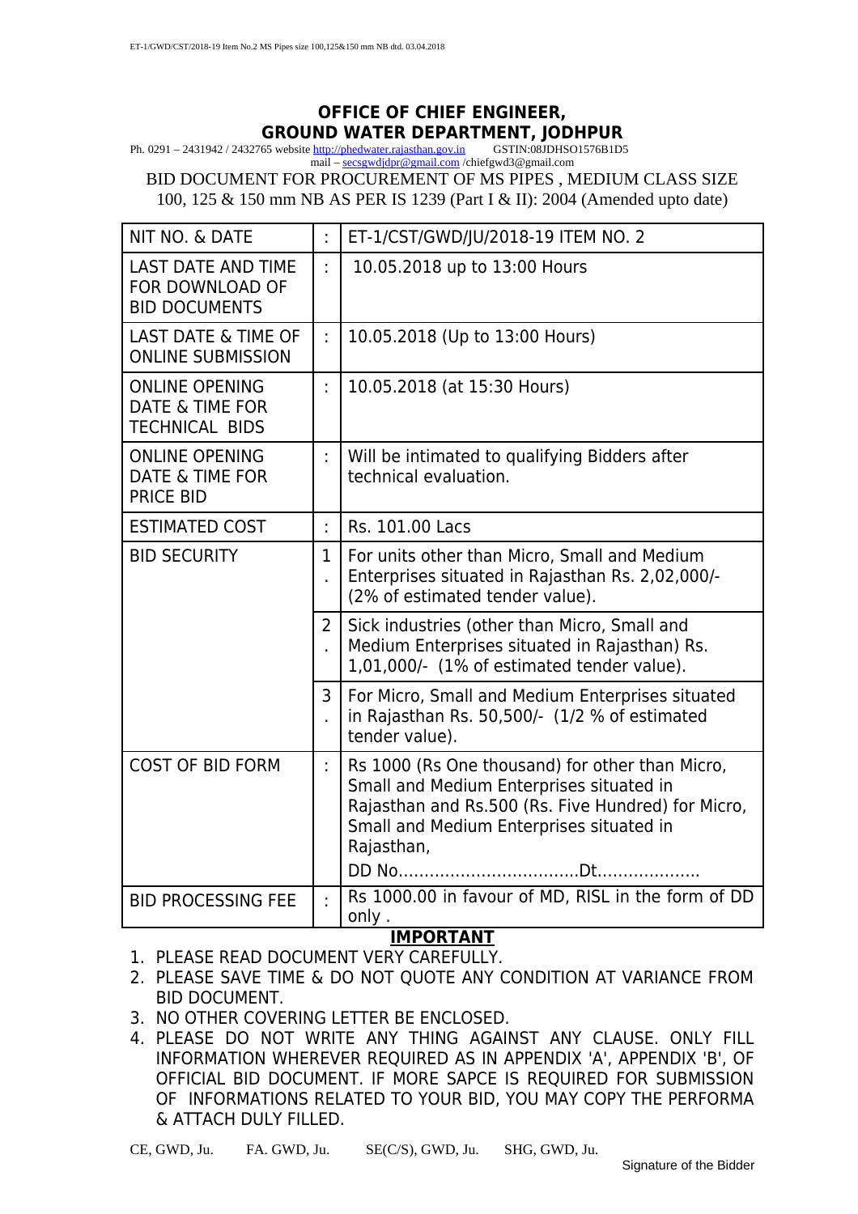# OFFICE OF CHIEF ENGINEER, GROUND WATER DEPARTMENT, JODHPUR

Ph. 0291 – 2431942 / 2432765 website http://phedwater.rajasthan.gov.in GSTIN:08JDHSO1576B1D5
mail – secsgwdjdpr@gmail.com /chiefgwd3@gmail.com

BID DOCUMENT FOR PROCUREMENT OF MS PIPES , MEDIUM CLASS SIZE 100, 125 & 150 mm NB AS PER IS 1239 (Part I & II): 2004 (Amended upto date)

| | | |
|---|---|---|
| NIT NO. & DATE | : | ET-1/CST/GWD/JU/2018-19 ITEM NO. 2 |
| LAST DATE AND TIME FOR DOWNLOAD OF BID DOCUMENTS | : | 10.05.2018 up to 13:00 Hours |
| LAST DATE & TIME OF ONLINE SUBMISSION | : | 10.05.2018 (Up to 13:00 Hours) |
| ONLINE OPENING DATE & TIME FOR TECHNICAL BIDS | : | 10.05.2018 (at 15:30 Hours) |
| ONLINE OPENING DATE & TIME FOR PRICE BID | : | Will be intimated to qualifying Bidders after technical evaluation. |
| ESTIMATED COST | : | Rs. 101.00 Lacs |
| BID SECURITY | 1. | For units other than Micro, Small and Medium Enterprises situated in Rajasthan Rs. 2,02,000/- (2% of estimated tender value). |
| | 2. | Sick industries (other than Micro, Small and Medium Enterprises situated in Rajasthan) Rs. 1,01,000/- (1% of estimated tender value). |
| | 3. | For Micro, Small and Medium Enterprises situated in Rajasthan Rs. 50,500/- (1/2 % of estimated tender value). |
| COST OF BID FORM | : | Rs 1000 (Rs One thousand) for other than Micro, Small and Medium Enterprises situated in Rajasthan and Rs.500 (Rs. Five Hundred) for Micro, Small and Medium Enterprises situated in Rajasthan, DD No.................................Dt.................... |
| BID PROCESSING FEE | : | Rs 1000.00 in favour of MD, RISL in the form of DD only . |

**IMPORTANT**

1. PLEASE READ DOCUMENT VERY CAREFULLY.
2. PLEASE SAVE TIME & DO NOT QUOTE ANY CONDITION AT VARIANCE FROM BID DOCUMENT.
3. NO OTHER COVERING LETTER BE ENCLOSED.
4. PLEASE DO NOT WRITE ANY THING AGAINST ANY CLAUSE. ONLY FILL INFORMATION WHEREVER REQUIRED AS IN APPENDIX 'A', APPENDIX 'B', OF OFFICIAL BID DOCUMENT. IF MORE SAPCE IS REQUIRED FOR SUBMISSION OF INFORMATIONS RELATED TO YOUR BID, YOU MAY COPY THE PERFORMA & ATTACH DULY FILLED.

CE, GWD, Ju. FA. GWD, Ju. SE(C/S), GWD, Ju. SHG, GWD, Ju.

Signature of the Bidder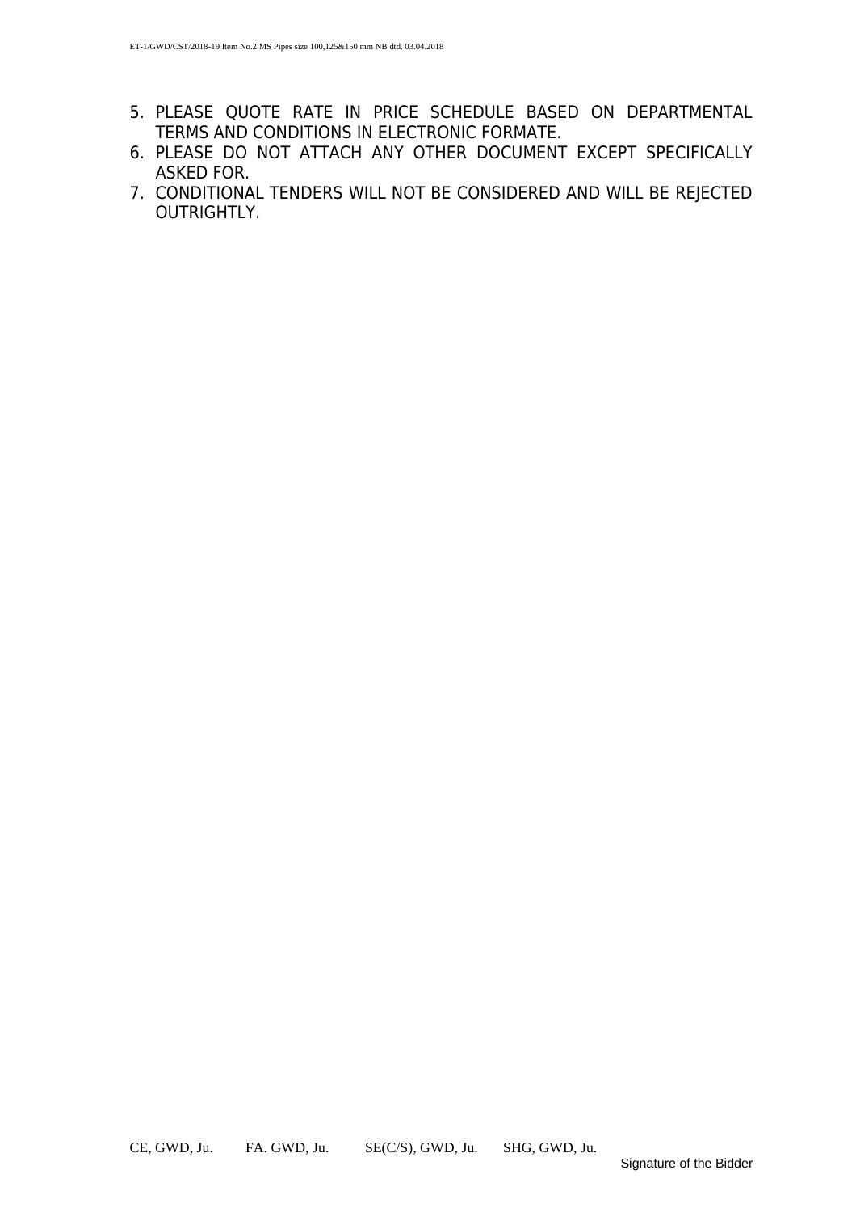5. PLEASE QUOTE RATE IN PRICE SCHEDULE BASED ON DEPARTMENTAL TERMS AND CONDITIONS IN ELECTRONIC FORMATE.
6. PLEASE DO NOT ATTACH ANY OTHER DOCUMENT EXCEPT SPECIFICALLY ASKED FOR.
7. CONDITIONAL TENDERS WILL NOT BE CONSIDERED AND WILL BE REJECTED OUTRIGHTLY.

CE, GWD, Ju. FA. GWD, Ju. SE(C/S), GWD, Ju. SHG, GWD, Ju.

Signature of the Bidder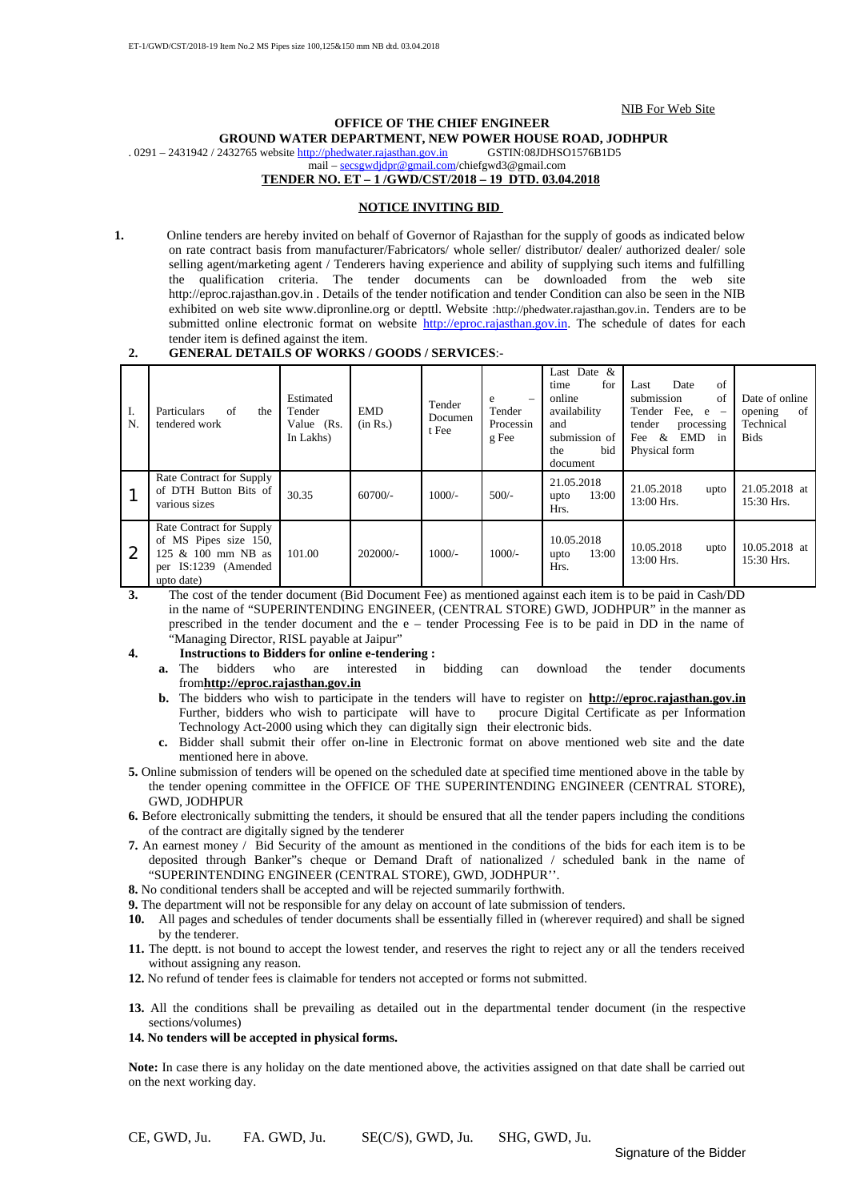NIB For Web Site

**OFFICE OF THE CHIEF ENGINEER**
**GROUND WATER DEPARTMENT, NEW POWER HOUSE ROAD, JODHPUR**

. 0291 – 2431942 / 2432765 website http://phedwater.rajasthan.gov.in GSTIN:08JDHSO1576B1D5

mail – secsgwdjdpr@gmail.com/chiefgwd3@gmail.com

**TENDER NO. ET – 1 /GWD/CST/2018 – 19 DTD. 03.04.2018**

**NOTICE INVITING BID**

**1.** Online tenders are hereby invited on behalf of Governor of Rajasthan for the supply of goods as indicated below on rate contract basis from manufacturer/Fabricators/ whole seller/ distributor/ dealer/ authorized dealer/ sole selling agent/marketing agent / Tenderers having experience and ability of supplying such items and fulfilling the qualification criteria. The tender documents can be downloaded from the web site http://eproc.rajasthan.gov.in . Details of the tender notification and tender Condition can also be seen in the NIB exhibited on web site www.dipronline.org or depttl. Website :http://phedwater.rajasthan.gov.in. Tenders are to be submitted online electronic format on website http://eproc.rajasthan.gov.in. The schedule of dates for each tender item is defined against the item.

**2. GENERAL DETAILS OF WORKS / GOODS / SERVICES**:-

| I. N. | Particulars of the tendered work | Estimated Tender Value (Rs. In Lakhs) | EMD (in Rs.) | Tender Document Fee | e – Tender Processing Fee | Last Date & time for online availability and submission of the bid document | Last Date of submission of Tender Fee, e – tender processing Fee & EMD in Physical form | Date of online opening of Technical Bids |
|---|---|---|---|---|---|---|---|---|
| 1 | Rate Contract for Supply of DTH Button Bits of various sizes | 30.35 | 60700/- | 1000/- | 500/- | 21.05.2018 upto 13:00 Hrs. | 21.05.2018 upto 13:00 Hrs. | 21.05.2018 at 15:30 Hrs. |
| 2 | Rate Contract for Supply of MS Pipes size 150, 125 & 100 mm NB as per IS:1239 (Amended upto date) | 101.00 | 202000/- | 1000/- | 1000/- | 10.05.2018 upto 13:00 Hrs. | 10.05.2018 upto 13:00 Hrs. | 10.05.2018 at 15:30 Hrs. |

**3.** The cost of the tender document (Bid Document Fee) as mentioned against each item is to be paid in Cash/DD in the name of "SUPERINTENDING ENGINEER, (CENTRAL STORE) GWD, JODHPUR" in the manner as prescribed in the tender document and the e – tender Processing Fee is to be paid in DD in the name of "Managing Director, RISL payable at Jaipur"

**4. Instructions to Bidders for online e-tendering :**

- **a.** The bidders who are interested in bidding can download the tender documents from**http://eproc.rajasthan.gov.in**
- **b.** The bidders who wish to participate in the tenders will have to register on **http://eproc.rajasthan.gov.in** Further, bidders who wish to participate will have to procure Digital Certificate as per Information Technology Act-2000 using which they can digitally sign their electronic bids.
- **c.** Bidder shall submit their offer on-line in Electronic format on above mentioned web site and the date mentioned here in above.

**5.** Online submission of tenders will be opened on the scheduled date at specified time mentioned above in the table by the tender opening committee in the OFFICE OF THE SUPERINTENDING ENGINEER (CENTRAL STORE), GWD, JODHPUR

**6.** Before electronically submitting the tenders, it should be ensured that all the tender papers including the conditions of the contract are digitally signed by the tenderer

**7.** An earnest money / Bid Security of the amount as mentioned in the conditions of the bids for each item is to be deposited through Banker"s cheque or Demand Draft of nationalized / scheduled bank in the name of "SUPERINTENDING ENGINEER (CENTRAL STORE), GWD, JODHPUR''.

**8.** No conditional tenders shall be accepted and will be rejected summarily forthwith.

**9.** The department will not be responsible for any delay on account of late submission of tenders.

**10.** All pages and schedules of tender documents shall be essentially filled in (wherever required) and shall be signed by the tenderer.

**11.** The deptt. is not bound to accept the lowest tender, and reserves the right to reject any or all the tenders received without assigning any reason.

**12.** No refund of tender fees is claimable for tenders not accepted or forms not submitted.

**13.** All the conditions shall be prevailing as detailed out in the departmental tender document (in the respective sections/volumes)

**14. No tenders will be accepted in physical forms.**

**Note:** In case there is any holiday on the date mentioned above, the activities assigned on that date shall be carried out on the next working day.

CE, GWD, Ju. FA. GWD, Ju. SE(C/S), GWD, Ju. SHG, GWD, Ju.

Signature of the Bidder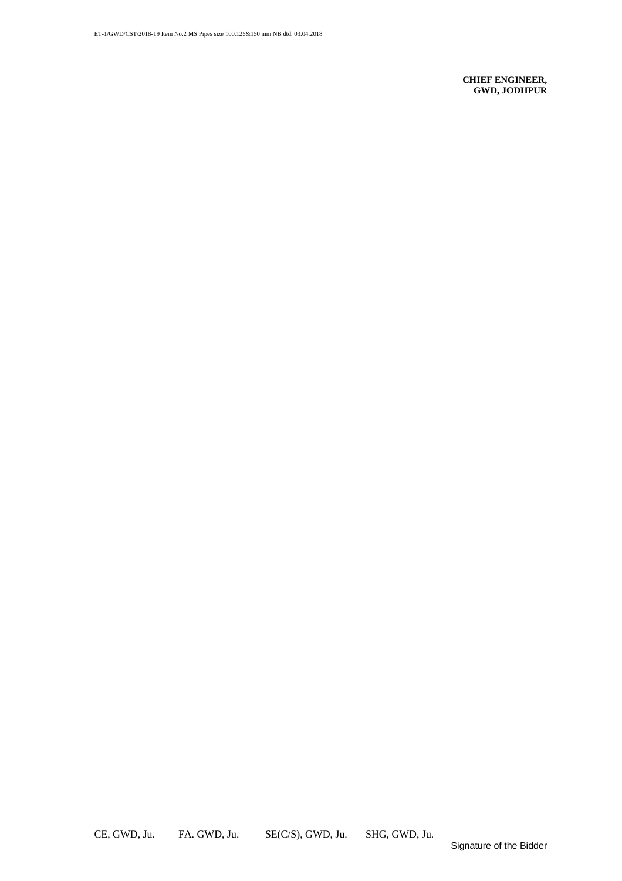**CHIEF ENGINEER,**
**GWD, JODHPUR**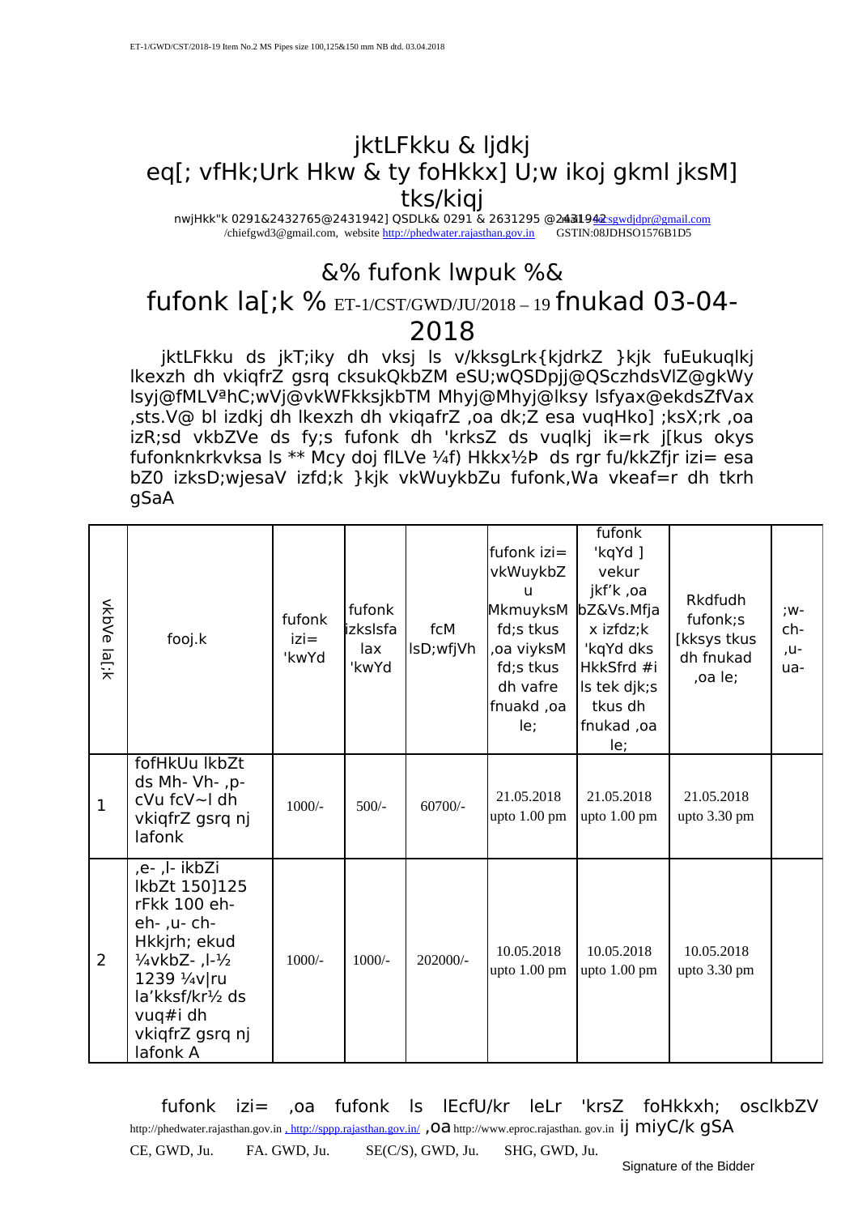ET-1/GWD/CST/2018-19 Item No.2 MS Pipes size 100,125&150 mm NB dtd. 03.04.2018

# jktLFkku & ljdkj
# eq[; vfHk;Urk Hkw & ty foHkkx] U;w ikoj gkml jksM] tks/kiqj

nwjHkk"k 0291&2432765@2431942] QSDLk& 0291 & 2631295 @2431942 [acsgwdjdpr@gmail.com](mailto:acsgwdjdpr@gmail.com) /chiefgwd3@gmail.com, website [http://phedwater.rajasthan.gov.in](http://phedwater.rajasthan.gov.in) GSTIN:08JDHSO1576B1D5

## &% fufonk lwpuk %&

## fufonk la[;k % ET-1/CST/GWD/JU/2018 – 19 fnukad 03-04-2018

jktLFkku ds jkT;iky dh vksj ls v/kksgLrk{kjdrkZ }kjk fuEukuqlkj lkexzh dh vkiqfrZ gsrq cksukQkbZM eSU;wQSDpjj@QSczhdsVlZ@gkWy lsyj@fMLVªhC;wVj@vkWFkksjkbTM Mhyj@Mhyj@lksy lsfyax@ekdsZfVax ,sts.V@ bl izdkj dh lkexzh dh vkiqafrZ ,oa dk;Z esa vuqHko] ;ksX;rk ,oa izR;sd vkbZVe ds fy;s fufonk dh 'krksZ ds vuqlkj ik=rk j[kus okys fufonknkrkvksa ls ** Mcy doj flLVe ¼f) Hkkx½Þ ds rgr fu/kkZfjr izi= esa bZ0 izksD;wjesaV izfd;k }kjk vkWuykbZu fufonk,Wa vkeaf=r dh tkrh gSaA

| vkbZVe la[;k | fooj.k | fufonk izi= 'kwYd | fufonk izksIsfa lax 'kwYd | fcM lsD;wfjVh | fufonk izi= vkWuykbZu MkmuyksM fd;s tkus ,oa viyksM fd;s tkus dh vafre fnuakd ,oa le; | fufonk 'kqYd ] vekur jkf'k ,oa bZ&Vs.Mfja x izfdz;k 'kqYd dks HkkSfrd #i ls tek djk;s tkus dh fnukad ,oa le; | Rkdfudh fufonk;s [kksys tkus dh fnukad ,oa le; | ;w- ch- ,u- ua- |
|---|---|---|---|---|---|---|---|---|
| 1 | fofHkUu lkbZt ds Mh- Vh- ,p- cVu fcV~l dh vkiqfrZ gsrq nj lafonk | 1000/- | 500/- | 60700/- | 21.05.2018 upto 1.00 pm | 21.05.2018 upto 1.00 pm | 21.05.2018 upto 3.30 pm | |
| 2 | ,e- ,l- ikbZi lkbZt 150]125 rFkk 100 eh- eh- ,u- ch- Hkkjrh; ekud ¼vkbZ- ,l-½ 1239 ¼v|ru la'kksf/kr½ ds vuq#i dh vkiqfrZ gsrq nj lafonk A | 1000/- | 1000/- | 202000/- | 10.05.2018 upto 1.00 pm | 10.05.2018 upto 1.00 pm | 10.05.2018 upto 3.30 pm | |

fufonk izi= ,oa fufonk ls lEcfU/kr leLr 'krsZ foHkkxh; osclkbZV http://phedwater.rajasthan.gov.in , [http://sppp.rajasthan.gov.in/](http://sppp.rajasthan.gov.in/) ,oa http://www.eproc.rajasthan. gov.in ij miyC/k gSA

CE, GWD, Ju. FA. GWD, Ju. SE(C/S), GWD, Ju. SHG, GWD, Ju.

Signature of the Bidder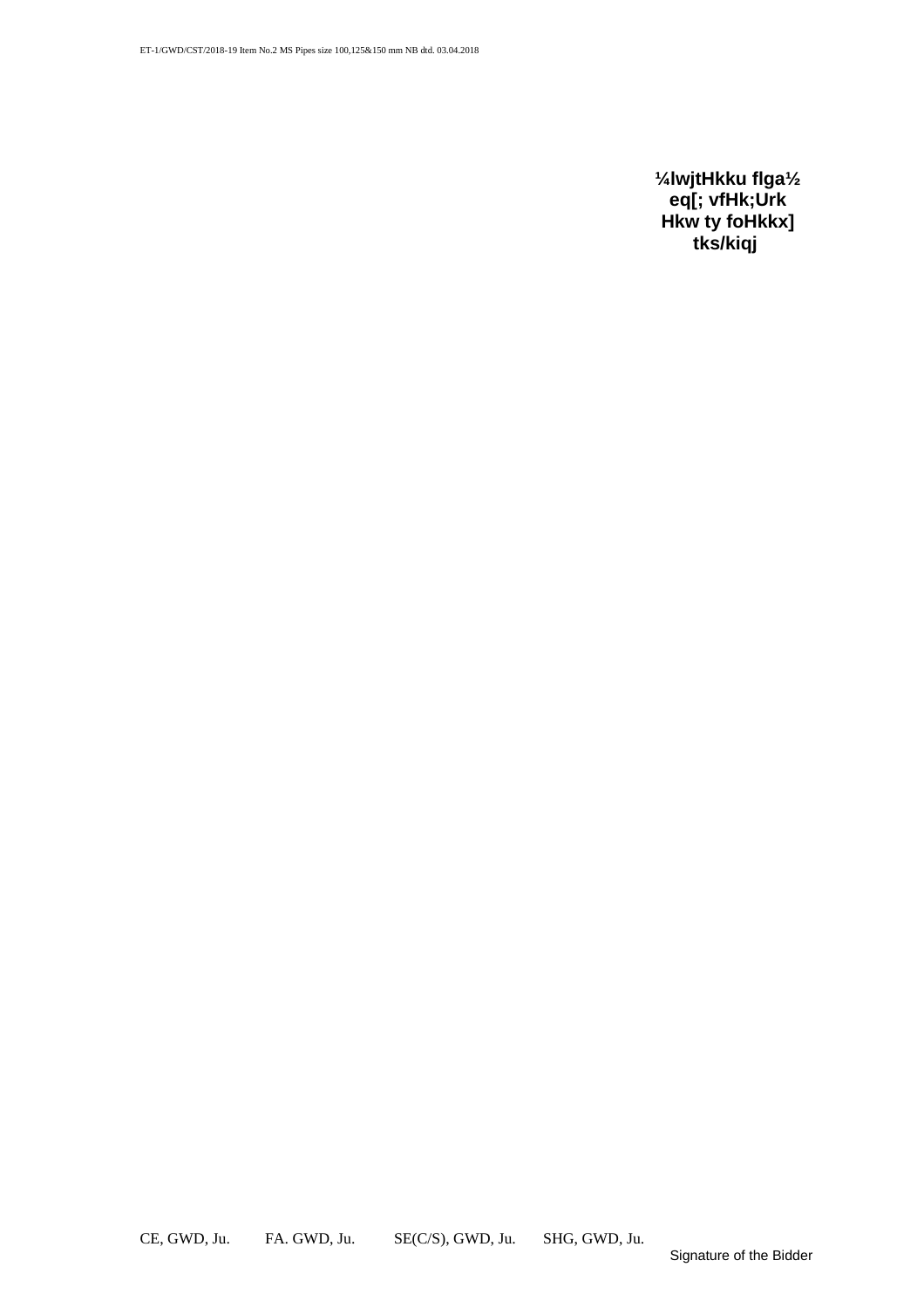**¼lwjtHkku flga½**
**eq[; vfHk;Urk**
**Hkw ty foHkkx]**
**tks/kiqj**

CE, GWD, Ju. FA. GWD, Ju. SE(C/S), GWD, Ju. SHG, GWD, Ju.

Signature of the Bidder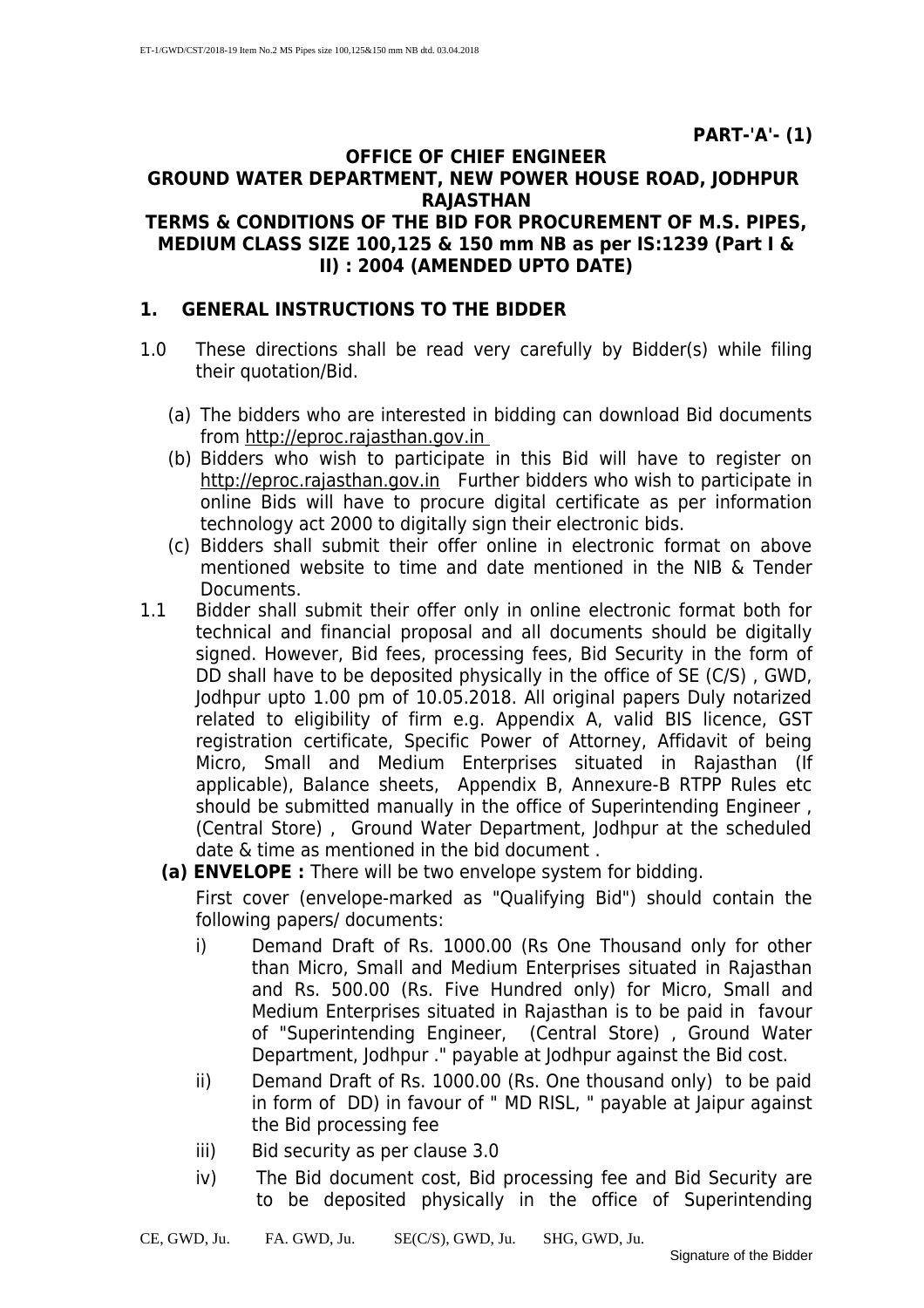**PART-'A'- (1)**

**OFFICE OF CHIEF ENGINEER**
**GROUND WATER DEPARTMENT, NEW POWER HOUSE ROAD, JODHPUR RAJASTHAN**
**TERMS & CONDITIONS OF THE BID FOR PROCUREMENT OF M.S. PIPES, MEDIUM CLASS SIZE 100,125 & 150 mm NB as per IS:1239 (Part I & II) : 2004 (AMENDED UPTO DATE)**

## 1. GENERAL INSTRUCTIONS TO THE BIDDER

1.0 These directions shall be read very carefully by Bidder(s) while filing their quotation/Bid.

(a) The bidders who are interested in bidding can download Bid documents from http://eproc.rajasthan.gov.in

(b) Bidders who wish to participate in this Bid will have to register on http://eproc.rajasthan.gov.in Further bidders who wish to participate in online Bids will have to procure digital certificate as per information technology act 2000 to digitally sign their electronic bids.

(c) Bidders shall submit their offer online in electronic format on above mentioned website to time and date mentioned in the NIB & Tender Documents.

1.1 Bidder shall submit their offer only in online electronic format both for technical and financial proposal and all documents should be digitally signed. However, Bid fees, processing fees, Bid Security in the form of DD shall have to be deposited physically in the office of SE (C/S) , GWD, Jodhpur upto 1.00 pm of 10.05.2018. All original papers Duly notarized related to eligibility of firm e.g. Appendix A, valid BIS licence, GST registration certificate, Specific Power of Attorney, Affidavit of being Micro, Small and Medium Enterprises situated in Rajasthan (If applicable), Balance sheets, Appendix B, Annexure-B RTPP Rules etc should be submitted manually in the office of Superintending Engineer , (Central Store) , Ground Water Department, Jodhpur at the scheduled date & time as mentioned in the bid document .

**(a) ENVELOPE :** There will be two envelope system for bidding.

First cover (envelope-marked as "Qualifying Bid") should contain the following papers/ documents:

i) Demand Draft of Rs. 1000.00 (Rs One Thousand only for other than Micro, Small and Medium Enterprises situated in Rajasthan and Rs. 500.00 (Rs. Five Hundred only) for Micro, Small and Medium Enterprises situated in Rajasthan is to be paid in favour of "Superintending Engineer, (Central Store) , Ground Water Department, Jodhpur ." payable at Jodhpur against the Bid cost.

ii) Demand Draft of Rs. 1000.00 (Rs. One thousand only) to be paid in form of DD) in favour of " MD RISL, " payable at Jaipur against the Bid processing fee

iii) Bid security as per clause 3.0

iv) The Bid document cost, Bid processing fee and Bid Security are to be deposited physically in the office of Superintending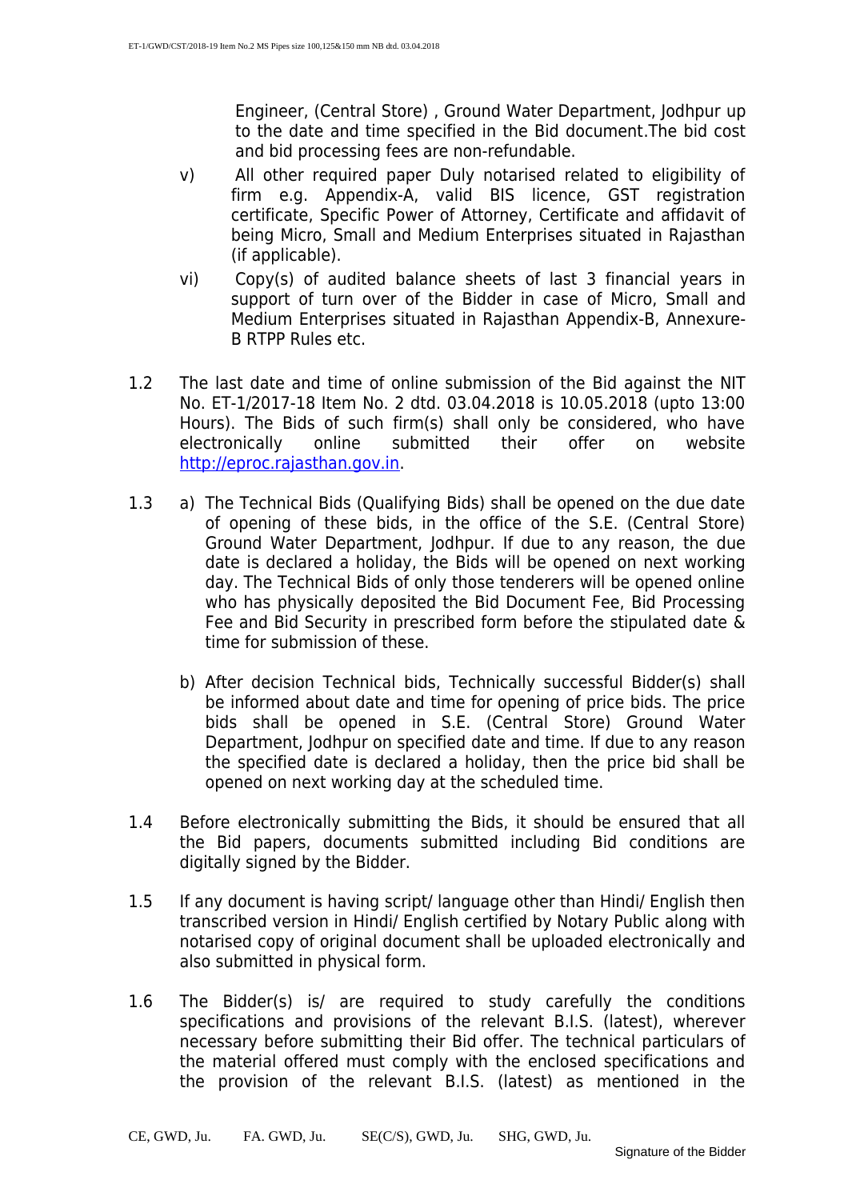Engineer, (Central Store) , Ground Water Department, Jodhpur up to the date and time specified in the Bid document.The bid cost and bid processing fees are non-refundable.

v) All other required paper Duly notarised related to eligibility of firm e.g. Appendix-A, valid BIS licence, GST registration certificate, Specific Power of Attorney, Certificate and affidavit of being Micro, Small and Medium Enterprises situated in Rajasthan (if applicable).

vi) Copy(s) of audited balance sheets of last 3 financial years in support of turn over of the Bidder in case of Micro, Small and Medium Enterprises situated in Rajasthan Appendix-B, Annexure-B RTPP Rules etc.

1.2 The last date and time of online submission of the Bid against the NIT No. ET-1/2017-18 Item No. 2 dtd. 03.04.2018 is 10.05.2018 (upto 13:00 Hours). The Bids of such firm(s) shall only be considered, who have electronically online submitted their offer on website http://eproc.rajasthan.gov.in.

1.3 a) The Technical Bids (Qualifying Bids) shall be opened on the due date of opening of these bids, in the office of the S.E. (Central Store) Ground Water Department, Jodhpur. If due to any reason, the due date is declared a holiday, the Bids will be opened on next working day. The Technical Bids of only those tenderers will be opened online who has physically deposited the Bid Document Fee, Bid Processing Fee and Bid Security in prescribed form before the stipulated date & time for submission of these.

b) After decision Technical bids, Technically successful Bidder(s) shall be informed about date and time for opening of price bids. The price bids shall be opened in S.E. (Central Store) Ground Water Department, Jodhpur on specified date and time. If due to any reason the specified date is declared a holiday, then the price bid shall be opened on next working day at the scheduled time.

1.4 Before electronically submitting the Bids, it should be ensured that all the Bid papers, documents submitted including Bid conditions are digitally signed by the Bidder.

1.5 If any document is having script/ language other than Hindi/ English then transcribed version in Hindi/ English certified by Notary Public along with notarised copy of original document shall be uploaded electronically and also submitted in physical form.

1.6 The Bidder(s) is/ are required to study carefully the conditions specifications and provisions of the relevant B.I.S. (latest), wherever necessary before submitting their Bid offer. The technical particulars of the material offered must comply with the enclosed specifications and the provision of the relevant B.I.S. (latest) as mentioned in the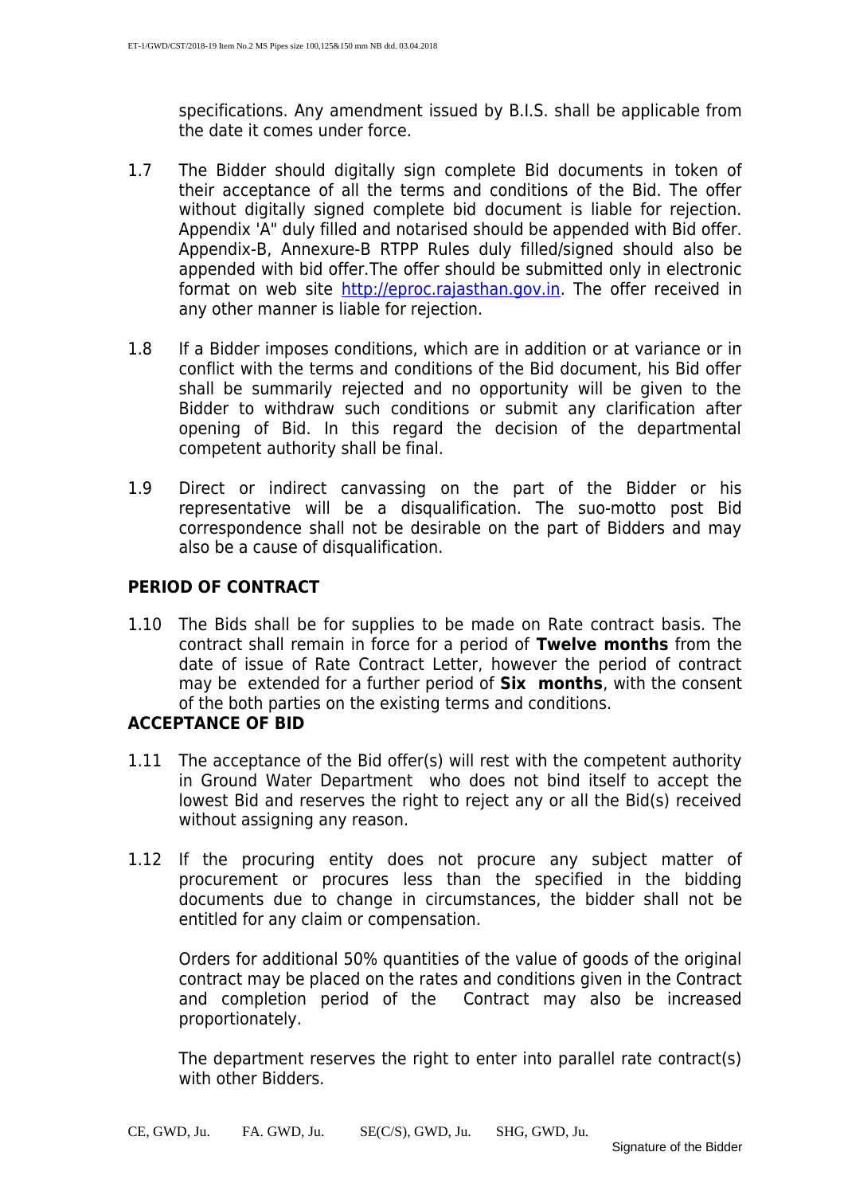specifications. Any amendment issued by B.I.S. shall be applicable from the date it comes under force.

1.7 The Bidder should digitally sign complete Bid documents in token of their acceptance of all the terms and conditions of the Bid. The offer without digitally signed complete bid document is liable for rejection. Appendix 'A" duly filled and notarised should be appended with Bid offer. Appendix-B, Annexure-B RTPP Rules duly filled/signed should also be appended with bid offer.The offer should be submitted only in electronic format on web site http://eproc.rajasthan.gov.in. The offer received in any other manner is liable for rejection.

1.8 If a Bidder imposes conditions, which are in addition or at variance or in conflict with the terms and conditions of the Bid document, his Bid offer shall be summarily rejected and no opportunity will be given to the Bidder to withdraw such conditions or submit any clarification after opening of Bid. In this regard the decision of the departmental competent authority shall be final.

1.9 Direct or indirect canvassing on the part of the Bidder or his representative will be a disqualification. The suo-motto post Bid correspondence shall not be desirable on the part of Bidders and may also be a cause of disqualification.

**PERIOD OF CONTRACT**

1.10 The Bids shall be for supplies to be made on Rate contract basis. The contract shall remain in force for a period of **Twelve months** from the date of issue of Rate Contract Letter, however the period of contract may be extended for a further period of **Six months**, with the consent of the both parties on the existing terms and conditions.

**ACCEPTANCE OF BID**

1.11 The acceptance of the Bid offer(s) will rest with the competent authority in Ground Water Department who does not bind itself to accept the lowest Bid and reserves the right to reject any or all the Bid(s) received without assigning any reason.

1.12 If the procuring entity does not procure any subject matter of procurement or procures less than the specified in the bidding documents due to change in circumstances, the bidder shall not be entitled for any claim or compensation.

Orders for additional 50% quantities of the value of goods of the original contract may be placed on the rates and conditions given in the Contract and completion period of the Contract may also be increased proportionately.

The department reserves the right to enter into parallel rate contract(s) with other Bidders.

CE, GWD, Ju. FA. GWD, Ju. SE(C/S), GWD, Ju. SHG, GWD, Ju.

Signature of the Bidder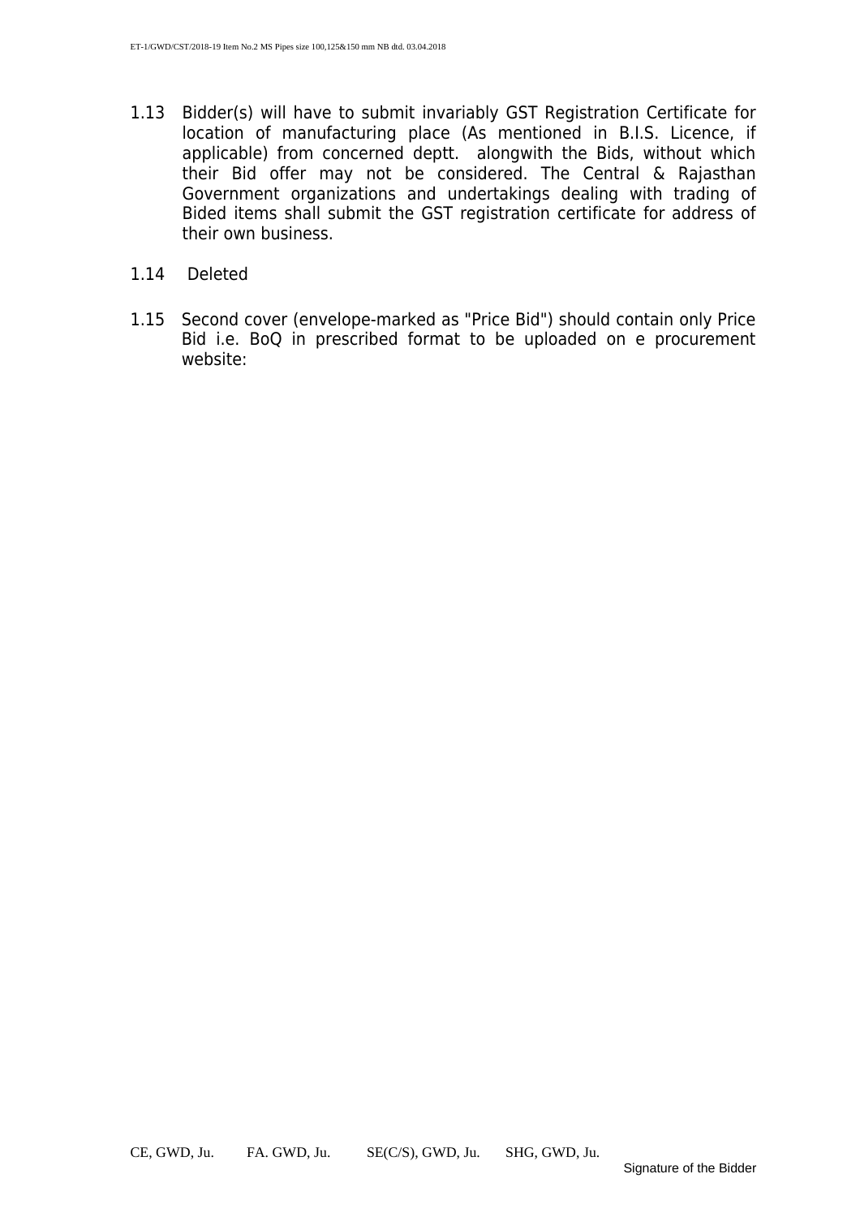1.13 Bidder(s) will have to submit invariably GST Registration Certificate for location of manufacturing place (As mentioned in B.I.S. Licence, if applicable) from concerned deptt. alongwith the Bids, without which their Bid offer may not be considered. The Central & Rajasthan Government organizations and undertakings dealing with trading of Bided items shall submit the GST registration certificate for address of their own business.

1.14 Deleted

1.15 Second cover (envelope-marked as "Price Bid") should contain only Price Bid i.e. BoQ in prescribed format to be uploaded on e procurement website:

CE, GWD, Ju. FA. GWD, Ju. SE(C/S), GWD, Ju. SHG, GWD, Ju.

Signature of the Bidder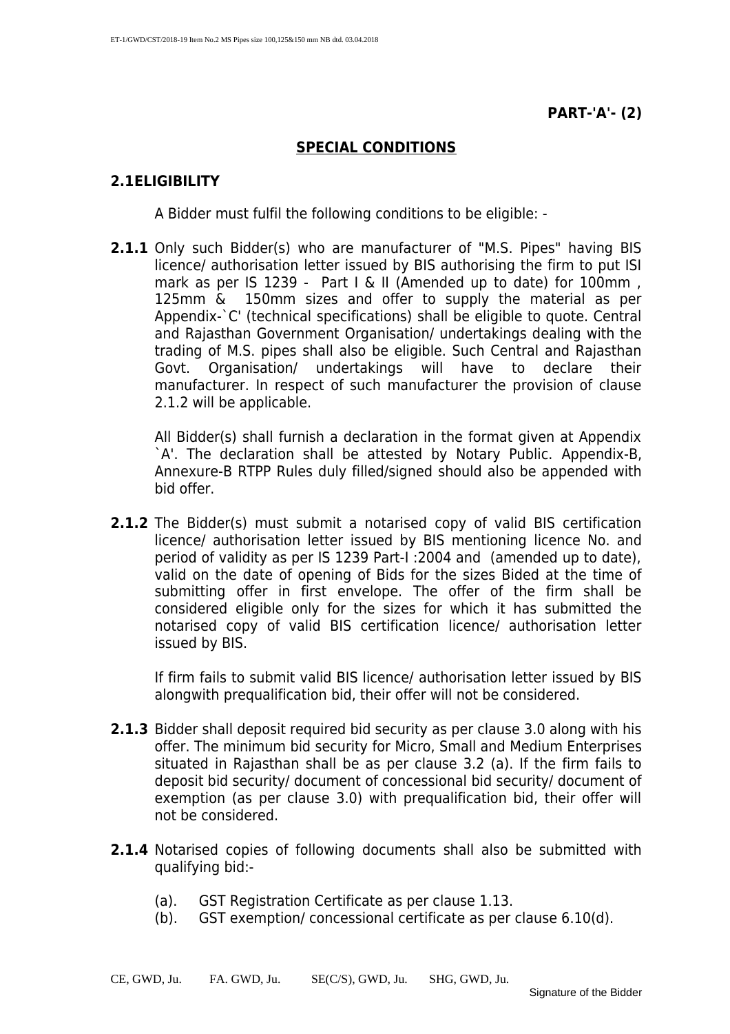**PART-'A'- (2)**

## SPECIAL CONDITIONS

### 2.1 ELIGIBILITY

A Bidder must fulfil the following conditions to be eligible: -

**2.1.1** Only such Bidder(s) who are manufacturer of "M.S. Pipes" having BIS licence/ authorisation letter issued by BIS authorising the firm to put ISI mark as per IS 1239 - Part I & II (Amended up to date) for 100mm , 125mm & 150mm sizes and offer to supply the material as per Appendix-`C' (technical specifications) shall be eligible to quote. Central and Rajasthan Government Organisation/ undertakings dealing with the trading of M.S. pipes shall also be eligible. Such Central and Rajasthan Govt. Organisation/ undertakings will have to declare their manufacturer. In respect of such manufacturer the provision of clause 2.1.2 will be applicable.

All Bidder(s) shall furnish a declaration in the format given at Appendix `A'. The declaration shall be attested by Notary Public. Appendix-B, Annexure-B RTPP Rules duly filled/signed should also be appended with bid offer.

**2.1.2** The Bidder(s) must submit a notarised copy of valid BIS certification licence/ authorisation letter issued by BIS mentioning licence No. and period of validity as per IS 1239 Part-I :2004 and (amended up to date), valid on the date of opening of Bids for the sizes Bided at the time of submitting offer in first envelope. The offer of the firm shall be considered eligible only for the sizes for which it has submitted the notarised copy of valid BIS certification licence/ authorisation letter issued by BIS.

If firm fails to submit valid BIS licence/ authorisation letter issued by BIS alongwith prequalification bid, their offer will not be considered.

**2.1.3** Bidder shall deposit required bid security as per clause 3.0 along with his offer. The minimum bid security for Micro, Small and Medium Enterprises situated in Rajasthan shall be as per clause 3.2 (a). If the firm fails to deposit bid security/ document of concessional bid security/ document of exemption (as per clause 3.0) with prequalification bid, their offer will not be considered.

**2.1.4** Notarised copies of following documents shall also be submitted with qualifying bid:-

(a). GST Registration Certificate as per clause 1.13.
(b). GST exemption/ concessional certificate as per clause 6.10(d).

CE, GWD, Ju. FA. GWD, Ju. SE(C/S), GWD, Ju. SHG, GWD, Ju.

Signature of the Bidder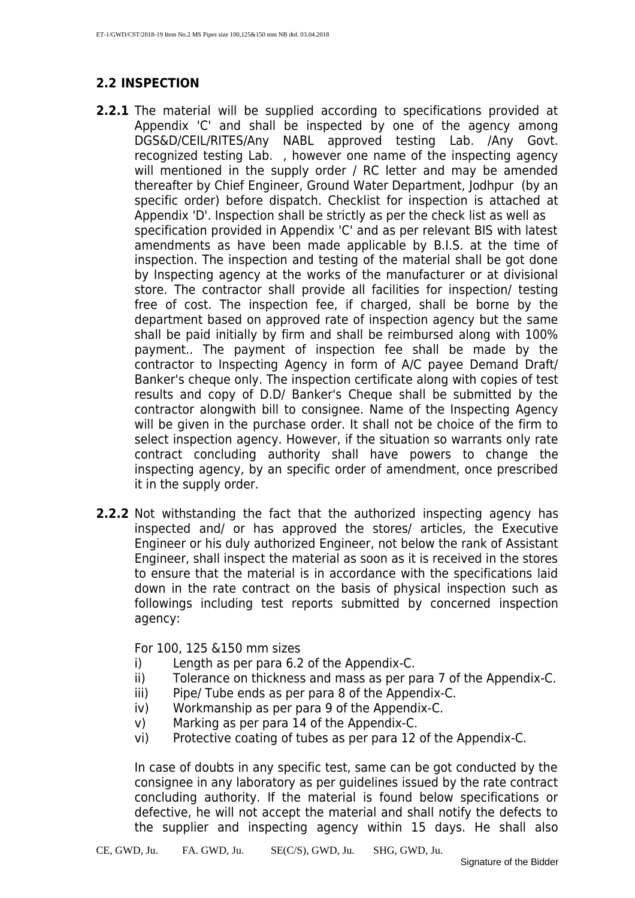## 2.2 INSPECTION

**2.2.1** The material will be supplied according to specifications provided at Appendix 'C' and shall be inspected by one of the agency among DGS&D/CEIL/RITES/Any NABL approved testing Lab. /Any Govt. recognized testing Lab. , however one name of the inspecting agency will mentioned in the supply order / RC letter and may be amended thereafter by Chief Engineer, Ground Water Department, Jodhpur (by an specific order) before dispatch. Checklist for inspection is attached at Appendix 'D'. Inspection shall be strictly as per the check list as well as specification provided in Appendix 'C' and as per relevant BIS with latest amendments as have been made applicable by B.I.S. at the time of inspection. The inspection and testing of the material shall be got done by Inspecting agency at the works of the manufacturer or at divisional store. The contractor shall provide all facilities for inspection/ testing free of cost. The inspection fee, if charged, shall be borne by the department based on approved rate of inspection agency but the same shall be paid initially by firm and shall be reimbursed along with 100% payment.. The payment of inspection fee shall be made by the contractor to Inspecting Agency in form of A/C payee Demand Draft/ Banker's cheque only. The inspection certificate along with copies of test results and copy of D.D/ Banker's Cheque shall be submitted by the contractor alongwith bill to consignee. Name of the Inspecting Agency will be given in the purchase order. It shall not be choice of the firm to select inspection agency. However, if the situation so warrants only rate contract concluding authority shall have powers to change the inspecting agency, by an specific order of amendment, once prescribed it in the supply order.

**2.2.2** Not withstanding the fact that the authorized inspecting agency has inspected and/ or has approved the stores/ articles, the Executive Engineer or his duly authorized Engineer, not below the rank of Assistant Engineer, shall inspect the material as soon as it is received in the stores to ensure that the material is in accordance with the specifications laid down in the rate contract on the basis of physical inspection such as followings including test reports submitted by concerned inspection agency:

For 100, 125 &150 mm sizes

i) Length as per para 6.2 of the Appendix-C.
ii) Tolerance on thickness and mass as per para 7 of the Appendix-C.
iii) Pipe/ Tube ends as per para 8 of the Appendix-C.
iv) Workmanship as per para 9 of the Appendix-C.
v) Marking as per para 14 of the Appendix-C.
vi) Protective coating of tubes as per para 12 of the Appendix-C.

In case of doubts in any specific test, same can be got conducted by the consignee in any laboratory as per guidelines issued by the rate contract concluding authority. If the material is found below specifications or defective, he will not accept the material and shall notify the defects to the supplier and inspecting agency within 15 days. He shall also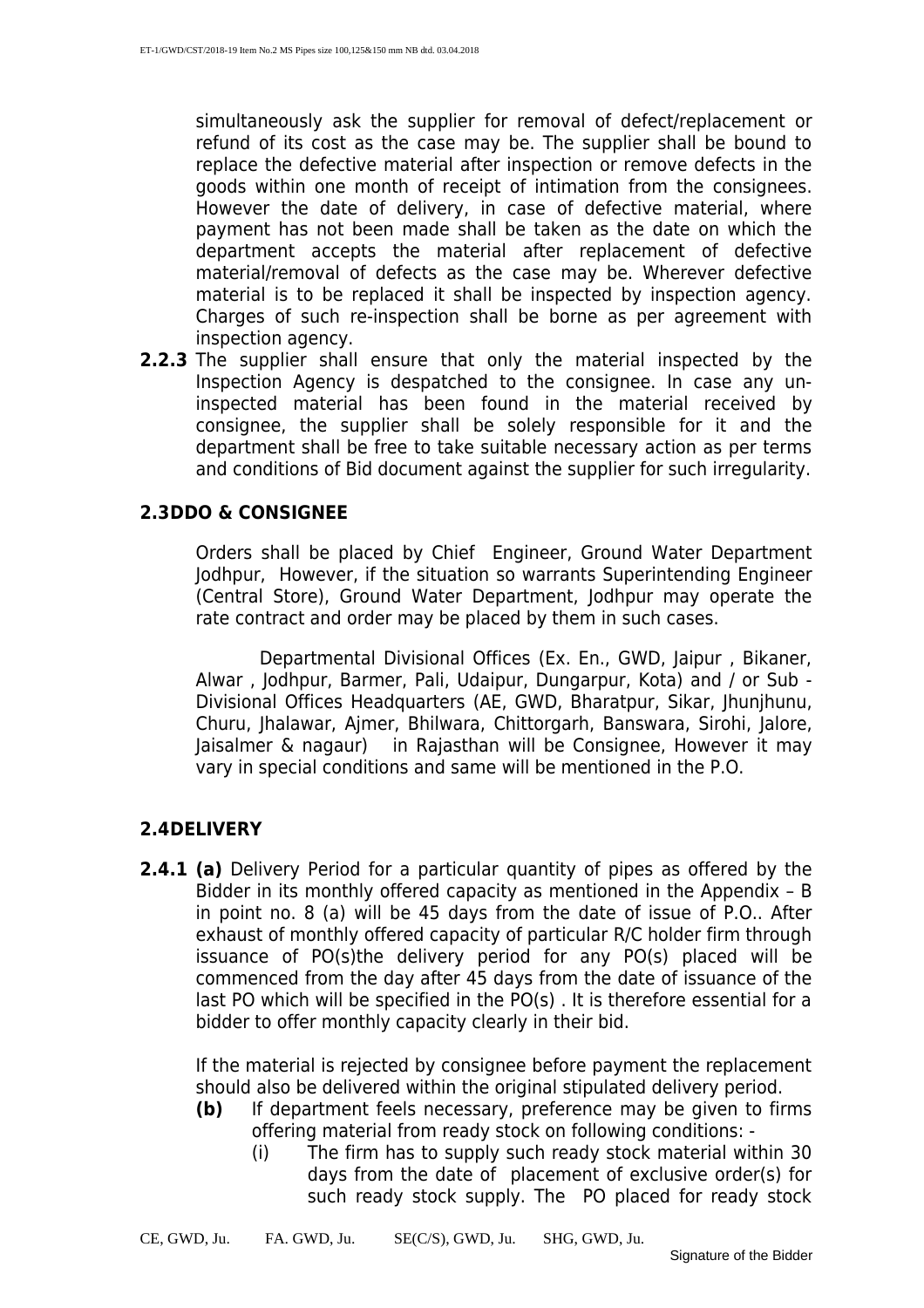simultaneously ask the supplier for removal of defect/replacement or refund of its cost as the case may be. The supplier shall be bound to replace the defective material after inspection or remove defects in the goods within one month of receipt of intimation from the consignees. However the date of delivery, in case of defective material, where payment has not been made shall be taken as the date on which the department accepts the material after replacement of defective material/removal of defects as the case may be. Wherever defective material is to be replaced it shall be inspected by inspection agency. Charges of such re-inspection shall be borne as per agreement with inspection agency.

**2.2.3** The supplier shall ensure that only the material inspected by the Inspection Agency is despatched to the consignee. In case any un-inspected material has been found in the material received by consignee, the supplier shall be solely responsible for it and the department shall be free to take suitable necessary action as per terms and conditions of Bid document against the supplier for such irregularity.

## 2.3 DDO & CONSIGNEE

Orders shall be placed by Chief Engineer, Ground Water Department Jodhpur, However, if the situation so warrants Superintending Engineer (Central Store), Ground Water Department, Jodhpur may operate the rate contract and order may be placed by them in such cases.

Departmental Divisional Offices (Ex. En., GWD, Jaipur , Bikaner, Alwar , Jodhpur, Barmer, Pali, Udaipur, Dungarpur, Kota) and / or Sub - Divisional Offices Headquarters (AE, GWD, Bharatpur, Sikar, Jhunjhunu, Churu, Jhalawar, Ajmer, Bhilwara, Chittorgarh, Banswara, Sirohi, Jalore, Jaisalmer & nagaur) in Rajasthan will be Consignee, However it may vary in special conditions and same will be mentioned in the P.O.

## 2.4 DELIVERY

**2.4.1 (a)** Delivery Period for a particular quantity of pipes as offered by the Bidder in its monthly offered capacity as mentioned in the Appendix – B in point no. 8 (a) will be 45 days from the date of issue of P.O.. After exhaust of monthly offered capacity of particular R/C holder firm through issuance of PO(s)the delivery period for any PO(s) placed will be commenced from the day after 45 days from the date of issuance of the last PO which will be specified in the PO(s) . It is therefore essential for a bidder to offer monthly capacity clearly in their bid.

If the material is rejected by consignee before payment the replacement should also be delivered within the original stipulated delivery period.

**(b)** If department feels necessary, preference may be given to firms offering material from ready stock on following conditions: -

(i) The firm has to supply such ready stock material within 30 days from the date of placement of exclusive order(s) for such ready stock supply. The PO placed for ready stock

CE, GWD, Ju. FA. GWD, Ju. SE(C/S), GWD, Ju. SHG, GWD, Ju.

Signature of the Bidder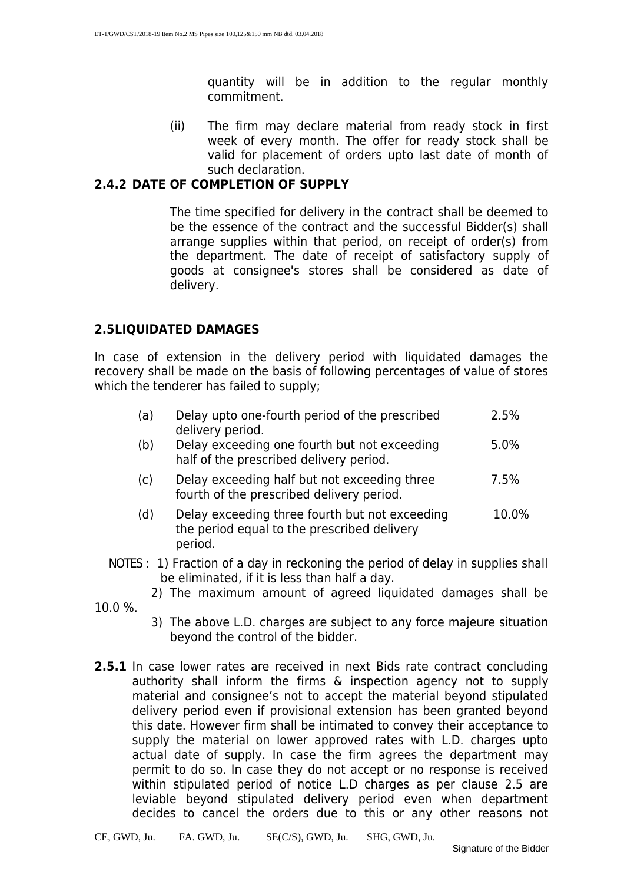quantity will be in addition to the regular monthly commitment.

(ii) The firm may declare material from ready stock in first week of every month. The offer for ready stock shall be valid for placement of orders upto last date of month of such declaration.

### 2.4.2 DATE OF COMPLETION OF SUPPLY

The time specified for delivery in the contract shall be deemed to be the essence of the contract and the successful Bidder(s) shall arrange supplies within that period, on receipt of order(s) from the department. The date of receipt of satisfactory supply of goods at consignee's stores shall be considered as date of delivery.

### 2.5 LIQUIDATED DAMAGES

In case of extension in the delivery period with liquidated damages the recovery shall be made on the basis of following percentages of value of stores which the tenderer has failed to supply;

| | | |
|---|---|---|
| (a) | Delay upto one-fourth period of the prescribed delivery period. | 2.5% |
| (b) | Delay exceeding one fourth but not exceeding half of the prescribed delivery period. | 5.0% |
| (c) | Delay exceeding half but not exceeding three fourth of the prescribed delivery period. | 7.5% |
| (d) | Delay exceeding three fourth but not exceeding the period equal to the prescribed delivery period. | 10.0% |

NOTES :
1) Fraction of a day in reckoning the period of delay in supplies shall be eliminated, if it is less than half a day.
2) The maximum amount of agreed liquidated damages shall be 10.0 %.
3) The above L.D. charges are subject to any force majeure situation beyond the control of the bidder.

**2.5.1** In case lower rates are received in next Bids rate contract concluding authority shall inform the firms & inspection agency not to supply material and consignee's not to accept the material beyond stipulated delivery period even if provisional extension has been granted beyond this date. However firm shall be intimated to convey their acceptance to supply the material on lower approved rates with L.D. charges upto actual date of supply. In case the firm agrees the department may permit to do so. In case they do not accept or no response is received within stipulated period of notice L.D charges as per clause 2.5 are leviable beyond stipulated delivery period even when department decides to cancel the orders due to this or any other reasons not

CE, GWD, Ju. FA. GWD, Ju. SE(C/S), GWD, Ju. SHG, GWD, Ju.

Signature of the Bidder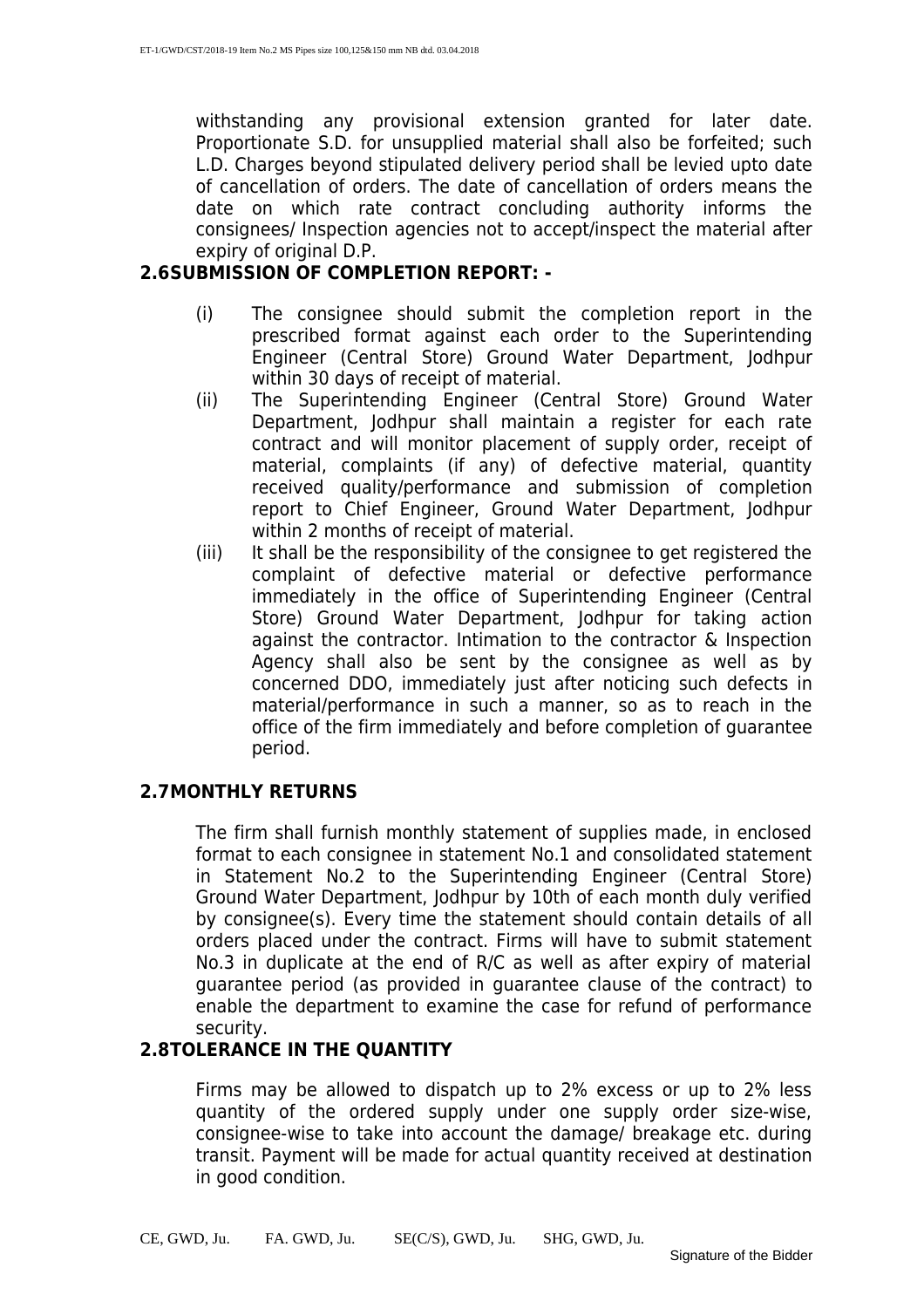withstanding any provisional extension granted for later date. Proportionate S.D. for unsupplied material shall also be forfeited; such L.D. Charges beyond stipulated delivery period shall be levied upto date of cancellation of orders. The date of cancellation of orders means the date on which rate contract concluding authority informs the consignees/ Inspection agencies not to accept/inspect the material after expiry of original D.P.

**2.6 SUBMISSION OF COMPLETION REPORT: -**

(i) The consignee should submit the completion report in the prescribed format against each order to the Superintending Engineer (Central Store) Ground Water Department, Jodhpur within 30 days of receipt of material.

(ii) The Superintending Engineer (Central Store) Ground Water Department, Jodhpur shall maintain a register for each rate contract and will monitor placement of supply order, receipt of material, complaints (if any) of defective material, quantity received quality/performance and submission of completion report to Chief Engineer, Ground Water Department, Jodhpur within 2 months of receipt of material.

(iii) It shall be the responsibility of the consignee to get registered the complaint of defective material or defective performance immediately in the office of Superintending Engineer (Central Store) Ground Water Department, Jodhpur for taking action against the contractor. Intimation to the contractor & Inspection Agency shall also be sent by the consignee as well as by concerned DDO, immediately just after noticing such defects in material/performance in such a manner, so as to reach in the office of the firm immediately and before completion of guarantee period.

**2.7 MONTHLY RETURNS**

The firm shall furnish monthly statement of supplies made, in enclosed format to each consignee in statement No.1 and consolidated statement in Statement No.2 to the Superintending Engineer (Central Store) Ground Water Department, Jodhpur by 10th of each month duly verified by consignee(s). Every time the statement should contain details of all orders placed under the contract. Firms will have to submit statement No.3 in duplicate at the end of R/C as well as after expiry of material guarantee period (as provided in guarantee clause of the contract) to enable the department to examine the case for refund of performance security.

**2.8 TOLERANCE IN THE QUANTITY**

Firms may be allowed to dispatch up to 2% excess or up to 2% less quantity of the ordered supply under one supply order size-wise, consignee-wise to take into account the damage/ breakage etc. during transit. Payment will be made for actual quantity received at destination in good condition.

CE, GWD, Ju. FA. GWD, Ju. SE(C/S), GWD, Ju. SHG, GWD, Ju.

Signature of the Bidder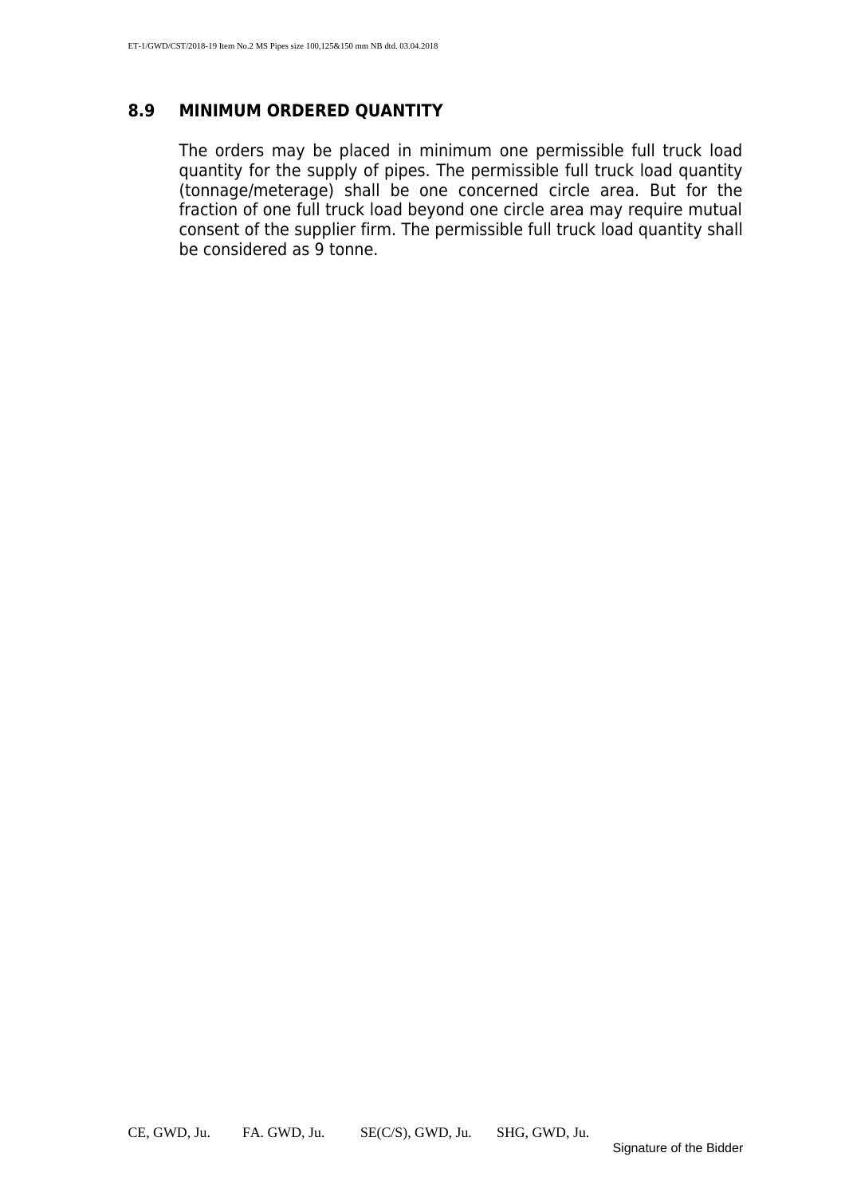## 8.9 MINIMUM ORDERED QUANTITY

The orders may be placed in minimum one permissible full truck load quantity for the supply of pipes. The permissible full truck load quantity (tonnage/meterage) shall be one concerned circle area. But for the fraction of one full truck load beyond one circle area may require mutual consent of the supplier firm. The permissible full truck load quantity shall be considered as 9 tonne.

CE, GWD, Ju. FA. GWD, Ju. SE(C/S), GWD, Ju. SHG, GWD, Ju.

Signature of the Bidder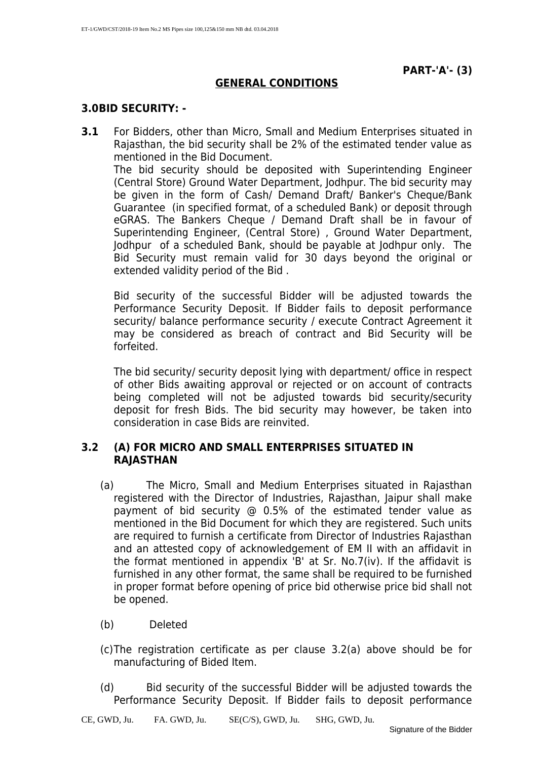**PART-'A'- (3)**

## GENERAL CONDITIONS

### 3.0 BID SECURITY: -

**3.1** For Bidders, other than Micro, Small and Medium Enterprises situated in Rajasthan, the bid security shall be 2% of the estimated tender value as mentioned in the Bid Document.

The bid security should be deposited with Superintending Engineer (Central Store) Ground Water Department, Jodhpur. The bid security may be given in the form of Cash/ Demand Draft/ Banker's Cheque/Bank Guarantee (in specified format, of a scheduled Bank) or deposit through eGRAS. The Bankers Cheque / Demand Draft shall be in favour of Superintending Engineer, (Central Store) , Ground Water Department, Jodhpur of a scheduled Bank, should be payable at Jodhpur only. The Bid Security must remain valid for 30 days beyond the original or extended validity period of the Bid .

Bid security of the successful Bidder will be adjusted towards the Performance Security Deposit. If Bidder fails to deposit performance security/ balance performance security / execute Contract Agreement it may be considered as breach of contract and Bid Security will be forfeited.

The bid security/ security deposit lying with department/ office in respect of other Bids awaiting approval or rejected or on account of contracts being completed will not be adjusted towards bid security/security deposit for fresh Bids. The bid security may however, be taken into consideration in case Bids are reinvited.

**3.2 (A) FOR MICRO AND SMALL ENTERPRISES SITUATED IN RAJASTHAN**

(a) The Micro, Small and Medium Enterprises situated in Rajasthan registered with the Director of Industries, Rajasthan, Jaipur shall make payment of bid security @ 0.5% of the estimated tender value as mentioned in the Bid Document for which they are registered. Such units are required to furnish a certificate from Director of Industries Rajasthan and an attested copy of acknowledgement of EM II with an affidavit in the format mentioned in appendix 'B' at Sr. No.7(iv). If the affidavit is furnished in any other format, the same shall be required to be furnished in proper format before opening of price bid otherwise price bid shall not be opened.

(b) Deleted

(c) The registration certificate as per clause 3.2(a) above should be for manufacturing of Bided Item.

(d) Bid security of the successful Bidder will be adjusted towards the Performance Security Deposit. If Bidder fails to deposit performance

CE, GWD, Ju. FA. GWD, Ju. SE(C/S), GWD, Ju. SHG, GWD, Ju.

Signature of the Bidder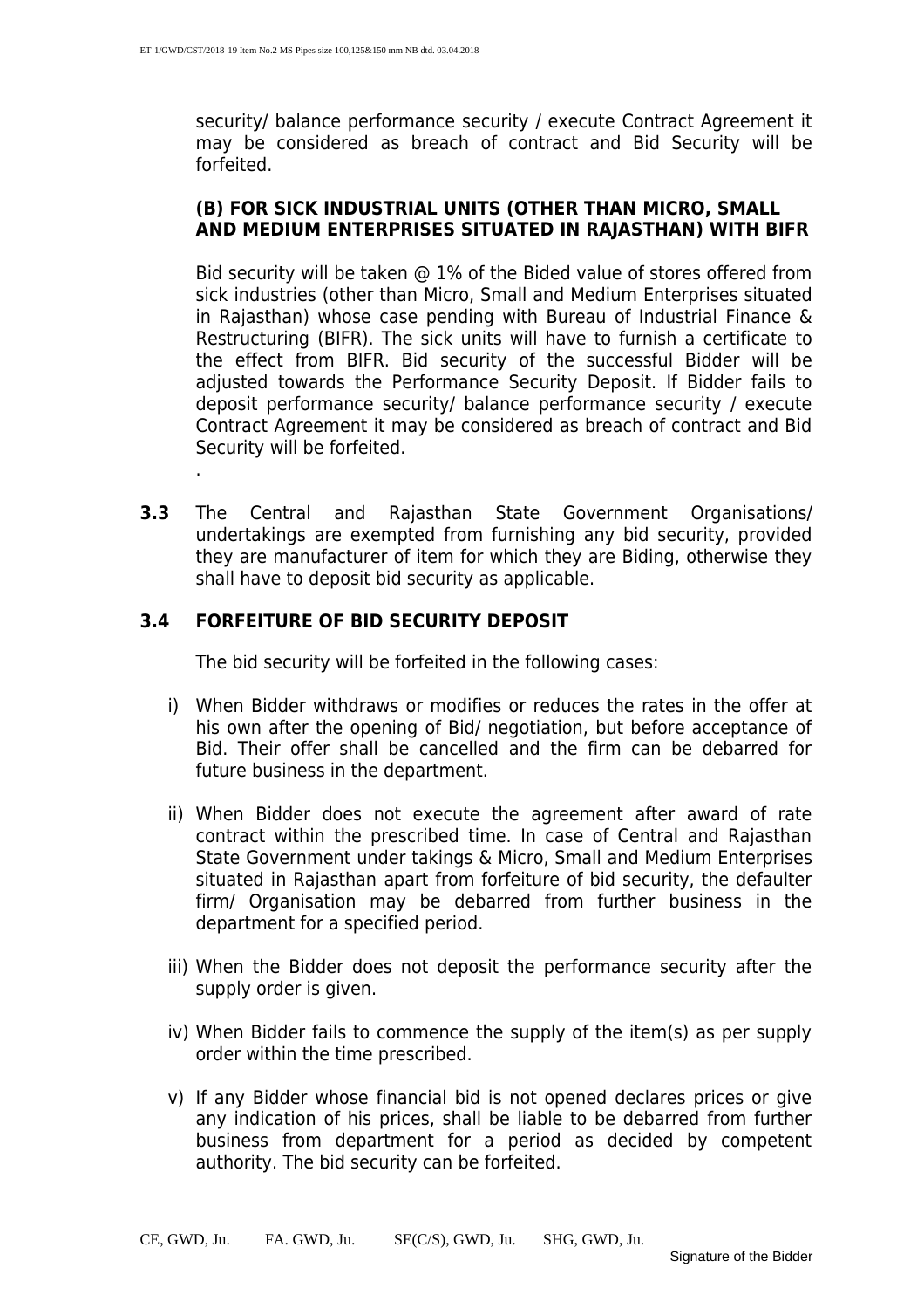security/ balance performance security / execute Contract Agreement it may be considered as breach of contract and Bid Security will be forfeited.

**(B) FOR SICK INDUSTRIAL UNITS (OTHER THAN MICRO, SMALL AND MEDIUM ENTERPRISES SITUATED IN RAJASTHAN) WITH BIFR**

Bid security will be taken @ 1% of the Bided value of stores offered from sick industries (other than Micro, Small and Medium Enterprises situated in Rajasthan) whose case pending with Bureau of Industrial Finance & Restructuring (BIFR). The sick units will have to furnish a certificate to the effect from BIFR. Bid security of the successful Bidder will be adjusted towards the Performance Security Deposit. If Bidder fails to deposit performance security/ balance performance security / execute Contract Agreement it may be considered as breach of contract and Bid Security will be forfeited.

.

**3.3** The Central and Rajasthan State Government Organisations/ undertakings are exempted from furnishing any bid security, provided they are manufacturer of item for which they are Biding, otherwise they shall have to deposit bid security as applicable.

**3.4 FORFEITURE OF BID SECURITY DEPOSIT**

The bid security will be forfeited in the following cases:

i) When Bidder withdraws or modifies or reduces the rates in the offer at his own after the opening of Bid/ negotiation, but before acceptance of Bid. Their offer shall be cancelled and the firm can be debarred for future business in the department.

ii) When Bidder does not execute the agreement after award of rate contract within the prescribed time. In case of Central and Rajasthan State Government under takings & Micro, Small and Medium Enterprises situated in Rajasthan apart from forfeiture of bid security, the defaulter firm/ Organisation may be debarred from further business in the department for a specified period.

iii) When the Bidder does not deposit the performance security after the supply order is given.

iv) When Bidder fails to commence the supply of the item(s) as per supply order within the time prescribed.

v) If any Bidder whose financial bid is not opened declares prices or give any indication of his prices, shall be liable to be debarred from further business from department for a period as decided by competent authority. The bid security can be forfeited.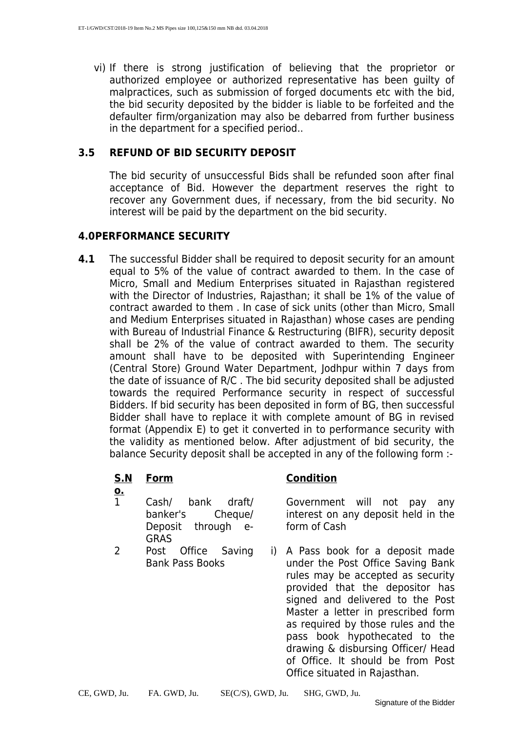vi) If there is strong justification of believing that the proprietor or authorized employee or authorized representative has been guilty of malpractices, such as submission of forged documents etc with the bid, the bid security deposited by the bidder is liable to be forfeited and the defaulter firm/organization may also be debarred from further business in the department for a specified period..

## 3.5 REFUND OF BID SECURITY DEPOSIT

The bid security of unsuccessful Bids shall be refunded soon after final acceptance of Bid. However the department reserves the right to recover any Government dues, if necessary, from the bid security. No interest will be paid by the department on the bid security.

## 4.0PERFORMANCE SECURITY

**4.1** The successful Bidder shall be required to deposit security for an amount equal to 5% of the value of contract awarded to them. In the case of Micro, Small and Medium Enterprises situated in Rajasthan registered with the Director of Industries, Rajasthan; it shall be 1% of the value of contract awarded to them . In case of sick units (other than Micro, Small and Medium Enterprises situated in Rajasthan) whose cases are pending with Bureau of Industrial Finance & Restructuring (BIFR), security deposit shall be 2% of the value of contract awarded to them. The security amount shall have to be deposited with Superintending Engineer (Central Store) Ground Water Department, Jodhpur within 7 days from the date of issuance of R/C . The bid security deposited shall be adjusted towards the required Performance security in respect of successful Bidders. If bid security has been deposited in form of BG, then successful Bidder shall have to replace it with complete amount of BG in revised format (Appendix E) to get it converted in to performance security with the validity as mentioned below. After adjustment of bid security, the balance Security deposit shall be accepted in any of the following form :-

| S.No. | Form | Condition |
|---|---|---|
| 1 | Cash/ bank draft/ banker's Cheque/ Deposit through e-GRAS | Government will not pay any interest on any deposit held in the form of Cash |
| 2 | Post Office Saving Bank Pass Books | i) A Pass book for a deposit made under the Post Office Saving Bank rules may be accepted as security provided that the depositor has signed and delivered to the Post Master a letter in prescribed form as required by those rules and the pass book hypothecated to the drawing & disbursing Officer/ Head of Office. It should be from Post Office situated in Rajasthan. |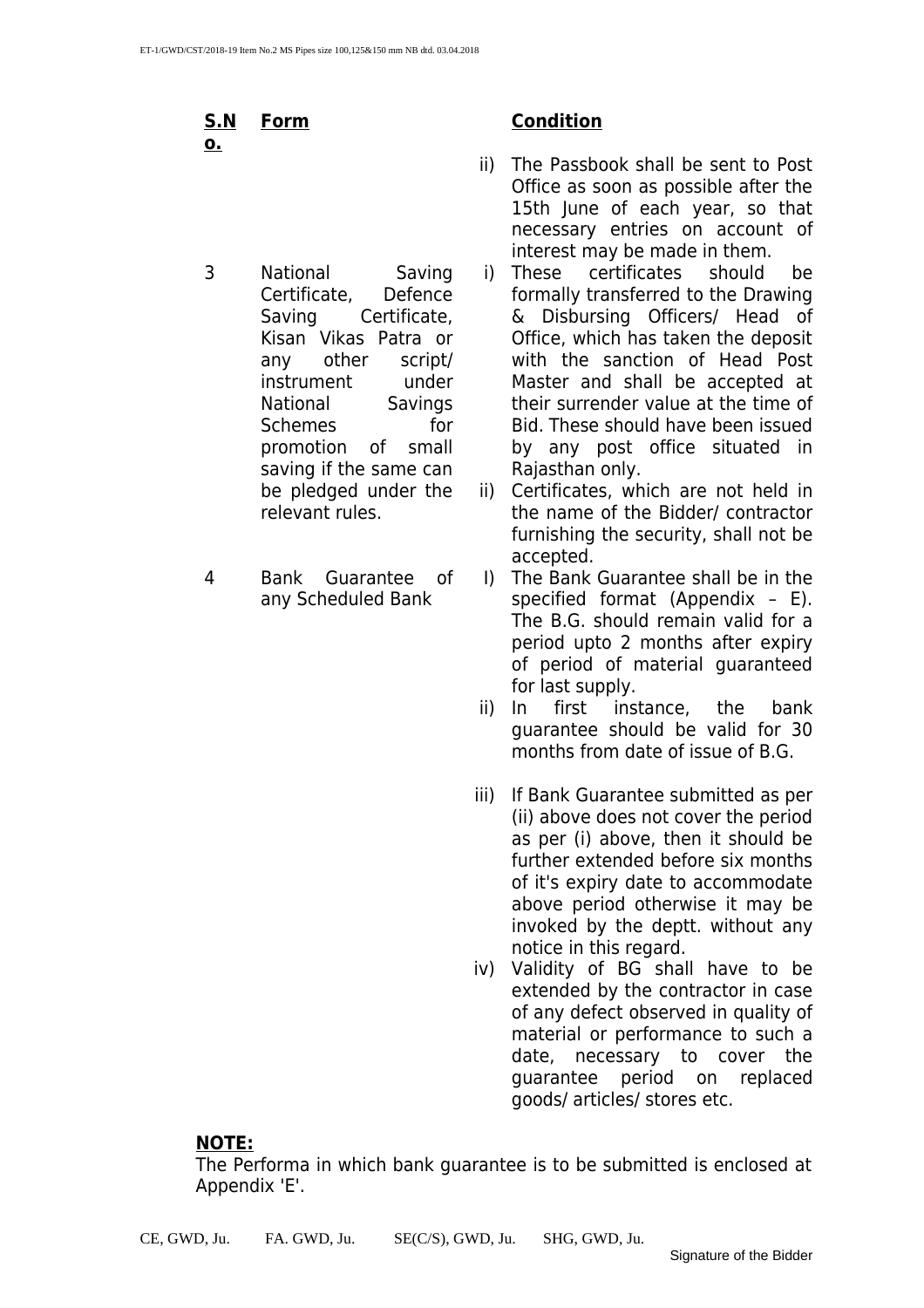| S.No. | Form | Condition |
|---|---|---|
| | | ii) The Passbook shall be sent to Post Office as soon as possible after the 15th June of each year, so that necessary entries on account of interest may be made in them. |
| 3 | National Saving Certificate, Defence Saving Certificate, Kisan Vikas Patra or any other script/ instrument under National Savings Schemes for promotion of small saving if the same can be pledged under the relevant rules. | i) These certificates should be formally transferred to the Drawing & Disbursing Officers/ Head of Office, which has taken the deposit with the sanction of Head Post Master and shall be accepted at their surrender value at the time of Bid. These should have been issued by any post office situated in Rajasthan only.<br>ii) Certificates, which are not held in the name of the Bidder/ contractor furnishing the security, shall not be accepted. |
| 4 | Bank Guarantee of any Scheduled Bank | I) The Bank Guarantee shall be in the specified format (Appendix – E). The B.G. should remain valid for a period upto 2 months after expiry of period of material guaranteed for last supply.<br>ii) In first instance, the bank guarantee should be valid for 30 months from date of issue of B.G.<br>iii) If Bank Guarantee submitted as per (ii) above does not cover the period as per (i) above, then it should be further extended before six months of it's expiry date to accommodate above period otherwise it may be invoked by the deptt. without any notice in this regard.<br>iv) Validity of BG shall have to be extended by the contractor in case of any defect observed in quality of material or performance to such a date, necessary to cover the guarantee period on replaced goods/ articles/ stores etc. |

**NOTE:**

The Performa in which bank guarantee is to be submitted is enclosed at Appendix 'E'.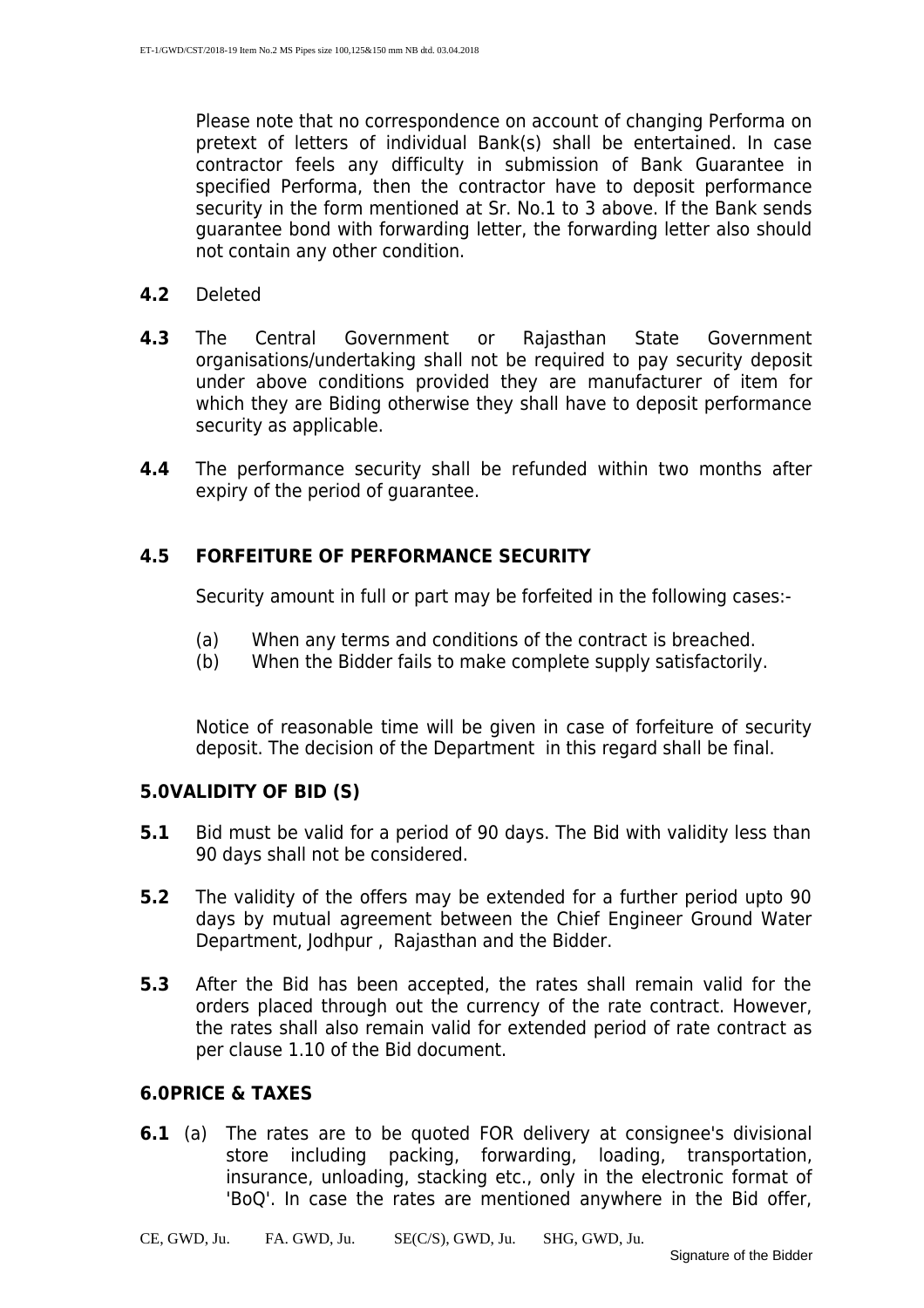Please note that no correspondence on account of changing Performa on pretext of letters of individual Bank(s) shall be entertained. In case contractor feels any difficulty in submission of Bank Guarantee in specified Performa, then the contractor have to deposit performance security in the form mentioned at Sr. No.1 to 3 above. If the Bank sends guarantee bond with forwarding letter, the forwarding letter also should not contain any other condition.

**4.2** Deleted

**4.3** The Central Government or Rajasthan State Government organisations/undertaking shall not be required to pay security deposit under above conditions provided they are manufacturer of item for which they are Biding otherwise they shall have to deposit performance security as applicable.

**4.4** The performance security shall be refunded within two months after expiry of the period of guarantee.

### 4.5 FORFEITURE OF PERFORMANCE SECURITY

Security amount in full or part may be forfeited in the following cases:-

(a) When any terms and conditions of the contract is breached.
(b) When the Bidder fails to make complete supply satisfactorily.

Notice of reasonable time will be given in case of forfeiture of security deposit. The decision of the Department in this regard shall be final.

## 5.0VALIDITY OF BID (S)

**5.1** Bid must be valid for a period of 90 days. The Bid with validity less than 90 days shall not be considered.

**5.2** The validity of the offers may be extended for a further period upto 90 days by mutual agreement between the Chief Engineer Ground Water Department, Jodhpur , Rajasthan and the Bidder.

**5.3** After the Bid has been accepted, the rates shall remain valid for the orders placed through out the currency of the rate contract. However, the rates shall also remain valid for extended period of rate contract as per clause 1.10 of the Bid document.

## 6.0PRICE & TAXES

**6.1** (a) The rates are to be quoted FOR delivery at consignee's divisional store including packing, forwarding, loading, transportation, insurance, unloading, stacking etc., only in the electronic format of 'BoQ'. In case the rates are mentioned anywhere in the Bid offer,

CE, GWD, Ju. FA. GWD, Ju. SE(C/S), GWD, Ju. SHG, GWD, Ju.

Signature of the Bidder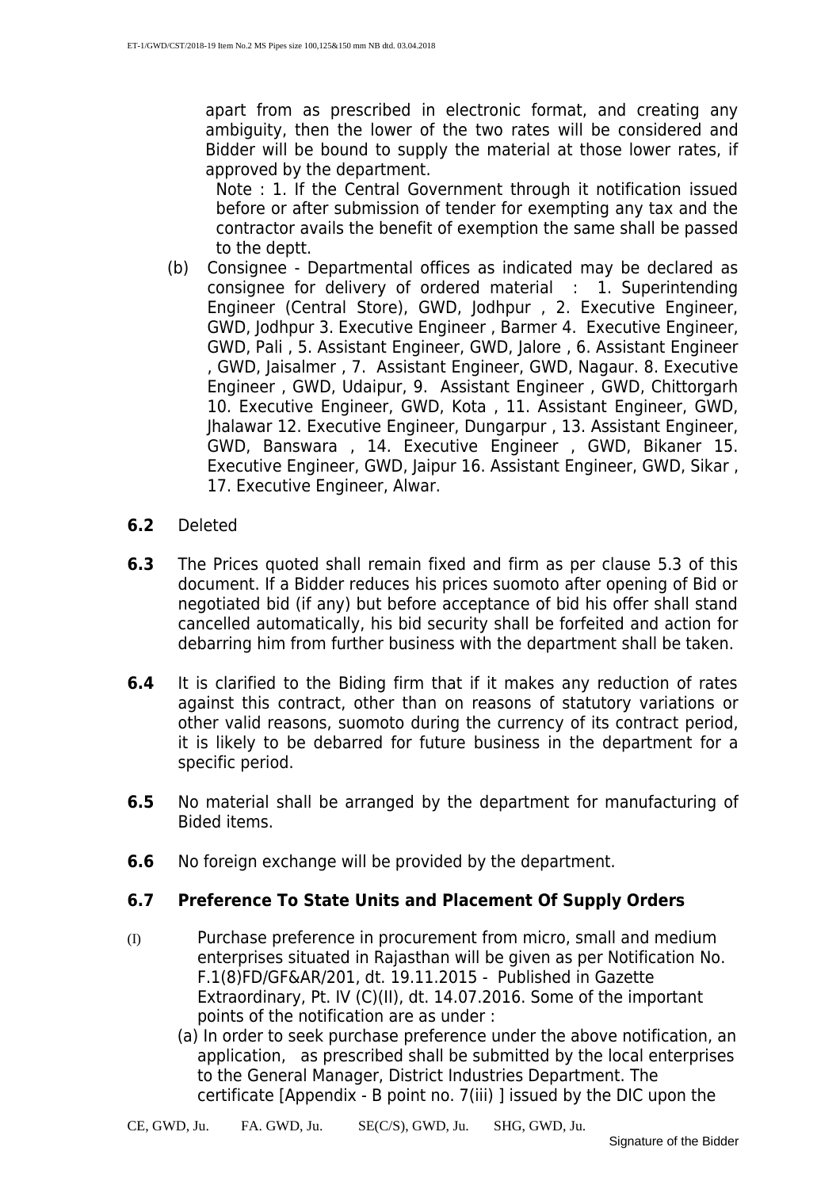apart from as prescribed in electronic format, and creating any ambiguity, then the lower of the two rates will be considered and Bidder will be bound to supply the material at those lower rates, if approved by the department.

Note : 1. If the Central Government through it notification issued before or after submission of tender for exempting any tax and the contractor avails the benefit of exemption the same shall be passed to the deptt.

(b) Consignee - Departmental offices as indicated may be declared as consignee for delivery of ordered material : 1. Superintending Engineer (Central Store), GWD, Jodhpur , 2. Executive Engineer, GWD, Jodhpur 3. Executive Engineer , Barmer 4. Executive Engineer, GWD, Pali , 5. Assistant Engineer, GWD, Jalore , 6. Assistant Engineer , GWD, Jaisalmer , 7. Assistant Engineer, GWD, Nagaur. 8. Executive Engineer , GWD, Udaipur, 9. Assistant Engineer , GWD, Chittorgarh 10. Executive Engineer, GWD, Kota , 11. Assistant Engineer, GWD, Jhalawar 12. Executive Engineer, Dungarpur , 13. Assistant Engineer, GWD, Banswara , 14. Executive Engineer , GWD, Bikaner 15. Executive Engineer, GWD, Jaipur 16. Assistant Engineer, GWD, Sikar , 17. Executive Engineer, Alwar.

**6.2** Deleted

**6.3** The Prices quoted shall remain fixed and firm as per clause 5.3 of this document. If a Bidder reduces his prices suomoto after opening of Bid or negotiated bid (if any) but before acceptance of bid his offer shall stand cancelled automatically, his bid security shall be forfeited and action for debarring him from further business with the department shall be taken.

**6.4** It is clarified to the Biding firm that if it makes any reduction of rates against this contract, other than on reasons of statutory variations or other valid reasons, suomoto during the currency of its contract period, it is likely to be debarred for future business in the department for a specific period.

**6.5** No material shall be arranged by the department for manufacturing of Bided items.

**6.6** No foreign exchange will be provided by the department.

### 6.7 Preference To State Units and Placement Of Supply Orders

(I) Purchase preference in procurement from micro, small and medium enterprises situated in Rajasthan will be given as per Notification No. F.1(8)FD/GF&AR/201, dt. 19.11.2015 - Published in Gazette Extraordinary, Pt. IV (C)(II), dt. 14.07.2016. Some of the important points of the notification are as under :

(a) In order to seek purchase preference under the above notification, an application, as prescribed shall be submitted by the local enterprises to the General Manager, District Industries Department. The certificate [Appendix - B point no. 7(iii) ] issued by the DIC upon the

CE, GWD, Ju. FA. GWD, Ju. SE(C/S), GWD, Ju. SHG, GWD, Ju.

Signature of the Bidder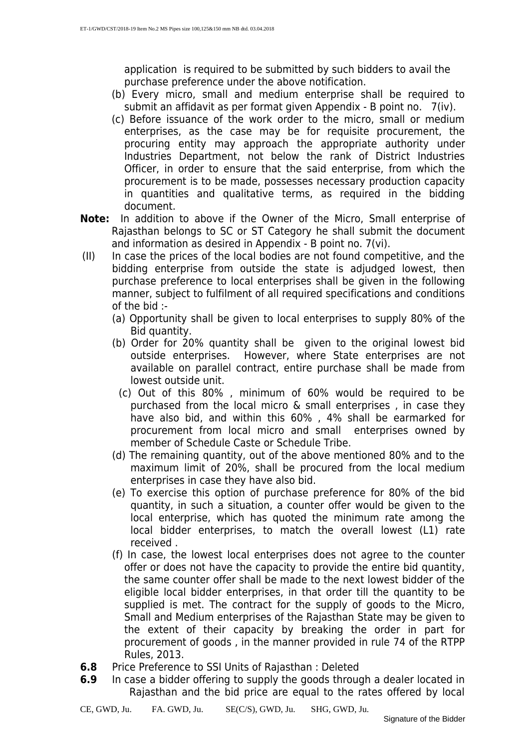application is required to be submitted by such bidders to avail the purchase preference under the above notification.

(b) Every micro, small and medium enterprise shall be required to submit an affidavit as per format given Appendix - B point no. 7(iv).

(c) Before issuance of the work order to the micro, small or medium enterprises, as the case may be for requisite procurement, the procuring entity may approach the appropriate authority under Industries Department, not below the rank of District Industries Officer, in order to ensure that the said enterprise, from which the procurement is to be made, possesses necessary production capacity in quantities and qualitative terms, as required in the bidding document.

**Note:** In addition to above if the Owner of the Micro, Small enterprise of Rajasthan belongs to SC or ST Category he shall submit the document and information as desired in Appendix - B point no. 7(vi).

(II) In case the prices of the local bodies are not found competitive, and the bidding enterprise from outside the state is adjudged lowest, then purchase preference to local enterprises shall be given in the following manner, subject to fulfilment of all required specifications and conditions of the bid :-

(a) Opportunity shall be given to local enterprises to supply 80% of the Bid quantity.

(b) Order for 20% quantity shall be given to the original lowest bid outside enterprises. However, where State enterprises are not available on parallel contract, entire purchase shall be made from lowest outside unit.

(c) Out of this 80% , minimum of 60% would be required to be purchased from the local micro & small enterprises , in case they have also bid, and within this 60% , 4% shall be earmarked for procurement from local micro and small enterprises owned by member of Schedule Caste or Schedule Tribe.

(d) The remaining quantity, out of the above mentioned 80% and to the maximum limit of 20%, shall be procured from the local medium enterprises in case they have also bid.

(e) To exercise this option of purchase preference for 80% of the bid quantity, in such a situation, a counter offer would be given to the local enterprise, which has quoted the minimum rate among the local bidder enterprises, to match the overall lowest (L1) rate received .

(f) In case, the lowest local enterprises does not agree to the counter offer or does not have the capacity to provide the entire bid quantity, the same counter offer shall be made to the next lowest bidder of the eligible local bidder enterprises, in that order till the quantity to be supplied is met. The contract for the supply of goods to the Micro, Small and Medium enterprises of the Rajasthan State may be given to the extent of their capacity by breaking the order in part for procurement of goods , in the manner provided in rule 74 of the RTPP Rules, 2013.

**6.8** Price Preference to SSI Units of Rajasthan : Deleted

**6.9** In case a bidder offering to supply the goods through a dealer located in Rajasthan and the bid price are equal to the rates offered by local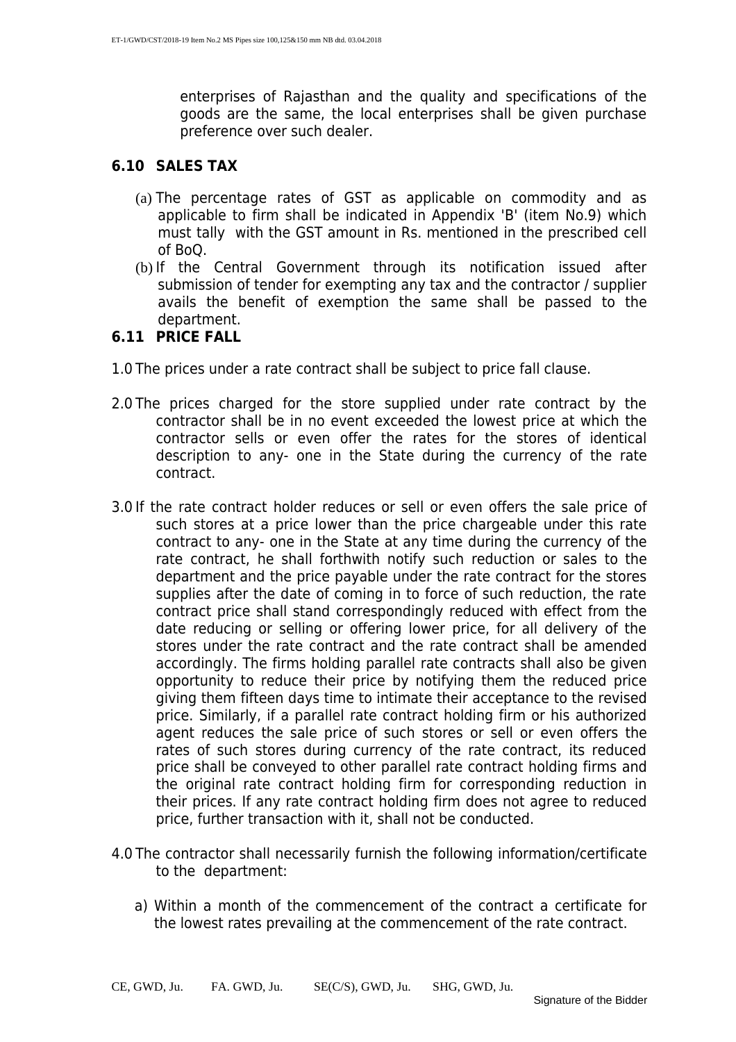enterprises of Rajasthan and the quality and specifications of the goods are the same, the local enterprises shall be given purchase preference over such dealer.

## 6.10 SALES TAX

(a) The percentage rates of GST as applicable on commodity and as applicable to firm shall be indicated in Appendix 'B' (item No.9) which must tally with the GST amount in Rs. mentioned in the prescribed cell of BoQ.

(b) If the Central Government through its notification issued after submission of tender for exempting any tax and the contractor / supplier avails the benefit of exemption the same shall be passed to the department.

## 6.11 PRICE FALL

1.0 The prices under a rate contract shall be subject to price fall clause.

2.0 The prices charged for the store supplied under rate contract by the contractor shall be in no event exceeded the lowest price at which the contractor sells or even offer the rates for the stores of identical description to any- one in the State during the currency of the rate contract.

3.0 If the rate contract holder reduces or sell or even offers the sale price of such stores at a price lower than the price chargeable under this rate contract to any- one in the State at any time during the currency of the rate contract, he shall forthwith notify such reduction or sales to the department and the price payable under the rate contract for the stores supplies after the date of coming in to force of such reduction, the rate contract price shall stand correspondingly reduced with effect from the date reducing or selling or offering lower price, for all delivery of the stores under the rate contract and the rate contract shall be amended accordingly. The firms holding parallel rate contracts shall also be given opportunity to reduce their price by notifying them the reduced price giving them fifteen days time to intimate their acceptance to the revised price. Similarly, if a parallel rate contract holding firm or his authorized agent reduces the sale price of such stores or sell or even offers the rates of such stores during currency of the rate contract, its reduced price shall be conveyed to other parallel rate contract holding firms and the original rate contract holding firm for corresponding reduction in their prices. If any rate contract holding firm does not agree to reduced price, further transaction with it, shall not be conducted.

4.0 The contractor shall necessarily furnish the following information/certificate to the department:

a) Within a month of the commencement of the contract a certificate for the lowest rates prevailing at the commencement of the rate contract.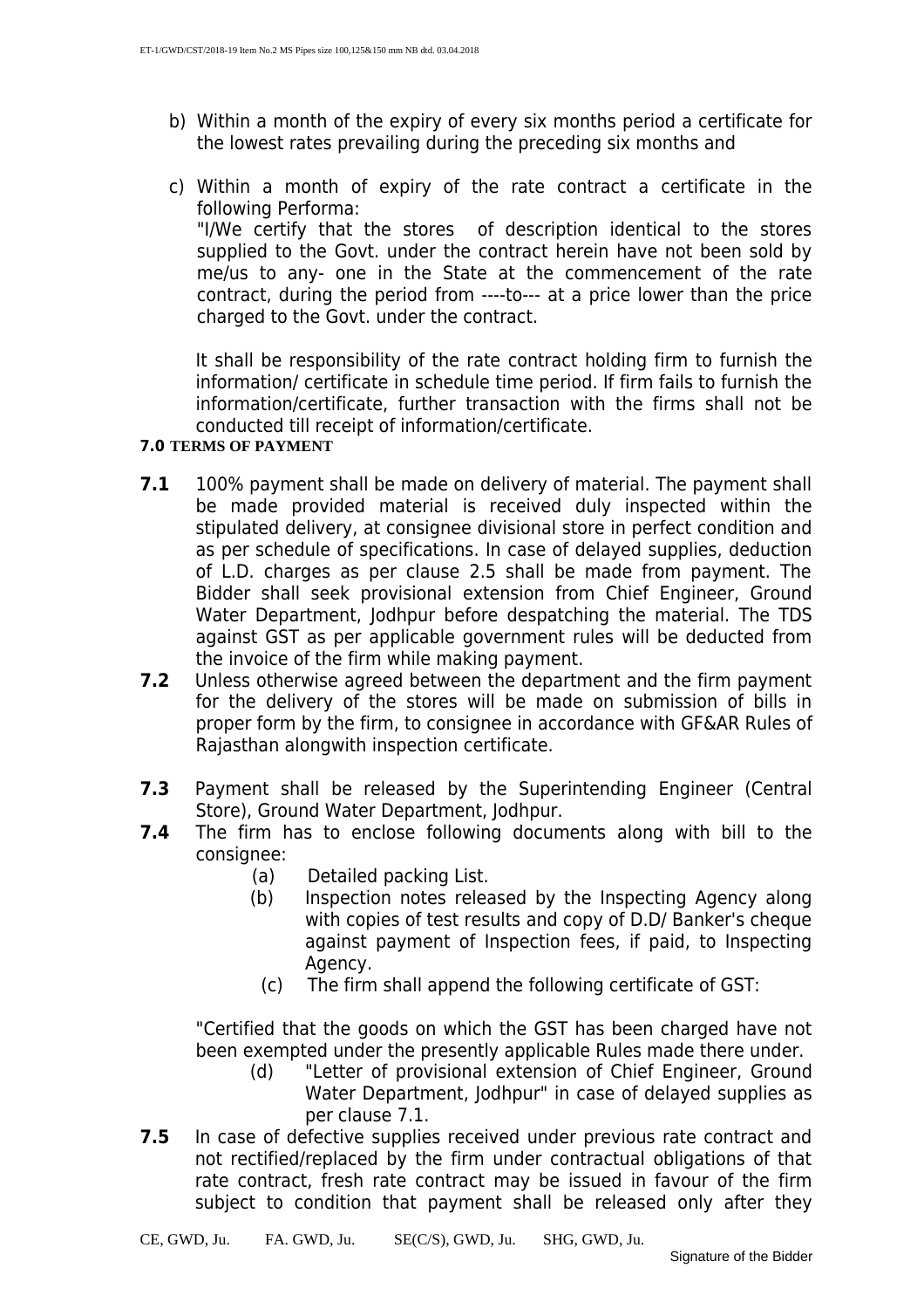b) Within a month of the expiry of every six months period a certificate for the lowest rates prevailing during the preceding six months and

c) Within a month of expiry of the rate contract a certificate in the following Performa:
"I/We certify that the stores of description identical to the stores supplied to the Govt. under the contract herein have not been sold by me/us to any- one in the State at the commencement of the rate contract, during the period from ----to--- at a price lower than the price charged to the Govt. under the contract.

It shall be responsibility of the rate contract holding firm to furnish the information/ certificate in schedule time period. If firm fails to furnish the information/certificate, further transaction with the firms shall not be conducted till receipt of information/certificate.

**7.0 TERMS OF PAYMENT**

**7.1** 100% payment shall be made on delivery of material. The payment shall be made provided material is received duly inspected within the stipulated delivery, at consignee divisional store in perfect condition and as per schedule of specifications. In case of delayed supplies, deduction of L.D. charges as per clause 2.5 shall be made from payment. The Bidder shall seek provisional extension from Chief Engineer, Ground Water Department, Jodhpur before despatching the material. The TDS against GST as per applicable government rules will be deducted from the invoice of the firm while making payment.

**7.2** Unless otherwise agreed between the department and the firm payment for the delivery of the stores will be made on submission of bills in proper form by the firm, to consignee in accordance with GF&AR Rules of Rajasthan alongwith inspection certificate.

**7.3** Payment shall be released by the Superintending Engineer (Central Store), Ground Water Department, Jodhpur.

**7.4** The firm has to enclose following documents along with bill to the consignee:

(a) Detailed packing List.

(b) Inspection notes released by the Inspecting Agency along with copies of test results and copy of D.D/ Banker's cheque against payment of Inspection fees, if paid, to Inspecting Agency.

(c) The firm shall append the following certificate of GST:

"Certified that the goods on which the GST has been charged have not been exempted under the presently applicable Rules made there under.

(d) "Letter of provisional extension of Chief Engineer, Ground Water Department, Jodhpur" in case of delayed supplies as per clause 7.1.

**7.5** In case of defective supplies received under previous rate contract and not rectified/replaced by the firm under contractual obligations of that rate contract, fresh rate contract may be issued in favour of the firm subject to condition that payment shall be released only after they

CE, GWD, Ju. FA. GWD, Ju. SE(C/S), GWD, Ju. SHG, GWD, Ju.

Signature of the Bidder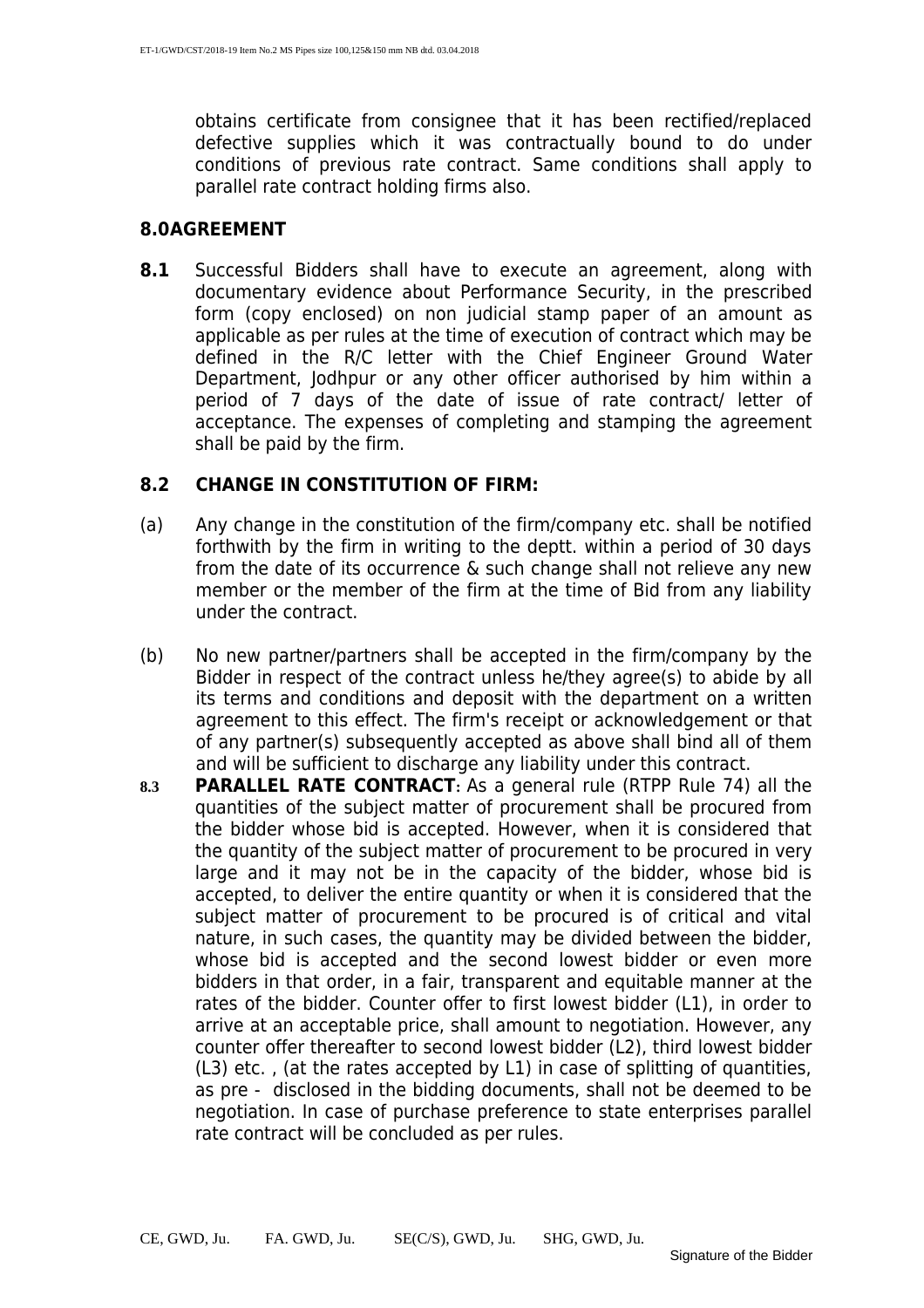obtains certificate from consignee that it has been rectified/replaced defective supplies which it was contractually bound to do under conditions of previous rate contract. Same conditions shall apply to parallel rate contract holding firms also.

## 8.0AGREEMENT

**8.1** Successful Bidders shall have to execute an agreement, along with documentary evidence about Performance Security, in the prescribed form (copy enclosed) on non judicial stamp paper of an amount as applicable as per rules at the time of execution of contract which may be defined in the R/C letter with the Chief Engineer Ground Water Department, Jodhpur or any other officer authorised by him within a period of 7 days of the date of issue of rate contract/ letter of acceptance. The expenses of completing and stamping the agreement shall be paid by the firm.

## 8.2 CHANGE IN CONSTITUTION OF FIRM:

(a) Any change in the constitution of the firm/company etc. shall be notified forthwith by the firm in writing to the deptt. within a period of 30 days from the date of its occurrence & such change shall not relieve any new member or the member of the firm at the time of Bid from any liability under the contract.

(b) No new partner/partners shall be accepted in the firm/company by the Bidder in respect of the contract unless he/they agree(s) to abide by all its terms and conditions and deposit with the department on a written agreement to this effect. The firm's receipt or acknowledgement or that of any partner(s) subsequently accepted as above shall bind all of them and will be sufficient to discharge any liability under this contract.

**8.3** **PARALLEL RATE CONTRACT**: As a general rule (RTPP Rule 74) all the quantities of the subject matter of procurement shall be procured from the bidder whose bid is accepted. However, when it is considered that the quantity of the subject matter of procurement to be procured in very large and it may not be in the capacity of the bidder, whose bid is accepted, to deliver the entire quantity or when it is considered that the subject matter of procurement to be procured is of critical and vital nature, in such cases, the quantity may be divided between the bidder, whose bid is accepted and the second lowest bidder or even more bidders in that order, in a fair, transparent and equitable manner at the rates of the bidder. Counter offer to first lowest bidder (L1), in order to arrive at an acceptable price, shall amount to negotiation. However, any counter offer thereafter to second lowest bidder (L2), third lowest bidder (L3) etc. , (at the rates accepted by L1) in case of splitting of quantities, as pre - disclosed in the bidding documents, shall not be deemed to be negotiation. In case of purchase preference to state enterprises parallel rate contract will be concluded as per rules.

CE, GWD, Ju. FA. GWD, Ju. SE(C/S), GWD, Ju. SHG, GWD, Ju.

Signature of the Bidder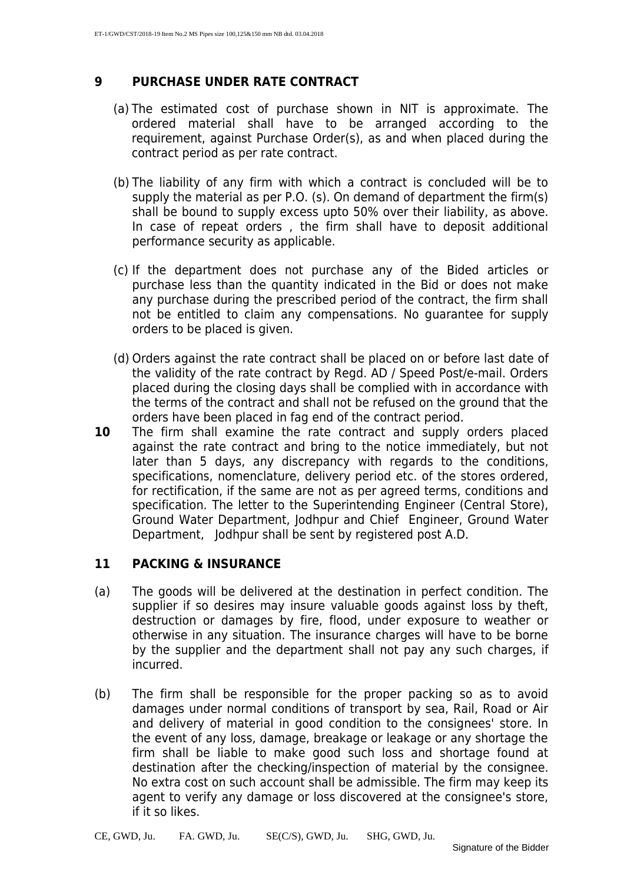## 9 PURCHASE UNDER RATE CONTRACT

(a) The estimated cost of purchase shown in NIT is approximate. The ordered material shall have to be arranged according to the requirement, against Purchase Order(s), as and when placed during the contract period as per rate contract.

(b) The liability of any firm with which a contract is concluded will be to supply the material as per P.O. (s). On demand of department the firm(s) shall be bound to supply excess upto 50% over their liability, as above. In case of repeat orders , the firm shall have to deposit additional performance security as applicable.

(c) If the department does not purchase any of the Bided articles or purchase less than the quantity indicated in the Bid or does not make any purchase during the prescribed period of the contract, the firm shall not be entitled to claim any compensations. No guarantee for supply orders to be placed is given.

(d) Orders against the rate contract shall be placed on or before last date of the validity of the rate contract by Regd. AD / Speed Post/e-mail. Orders placed during the closing days shall be complied with in accordance with the terms of the contract and shall not be refused on the ground that the orders have been placed in fag end of the contract period.

**10** The firm shall examine the rate contract and supply orders placed against the rate contract and bring to the notice immediately, but not later than 5 days, any discrepancy with regards to the conditions, specifications, nomenclature, delivery period etc. of the stores ordered, for rectification, if the same are not as per agreed terms, conditions and specification. The letter to the Superintending Engineer (Central Store), Ground Water Department, Jodhpur and Chief Engineer, Ground Water Department, Jodhpur shall be sent by registered post A.D.

## 11 PACKING & INSURANCE

(a) The goods will be delivered at the destination in perfect condition. The supplier if so desires may insure valuable goods against loss by theft, destruction or damages by fire, flood, under exposure to weather or otherwise in any situation. The insurance charges will have to be borne by the supplier and the department shall not pay any such charges, if incurred.

(b) The firm shall be responsible for the proper packing so as to avoid damages under normal conditions of transport by sea, Rail, Road or Air and delivery of material in good condition to the consignees' store. In the event of any loss, damage, breakage or leakage or any shortage the firm shall be liable to make good such loss and shortage found at destination after the checking/inspection of material by the consignee. No extra cost on such account shall be admissible. The firm may keep its agent to verify any damage or loss discovered at the consignee's store, if it so likes.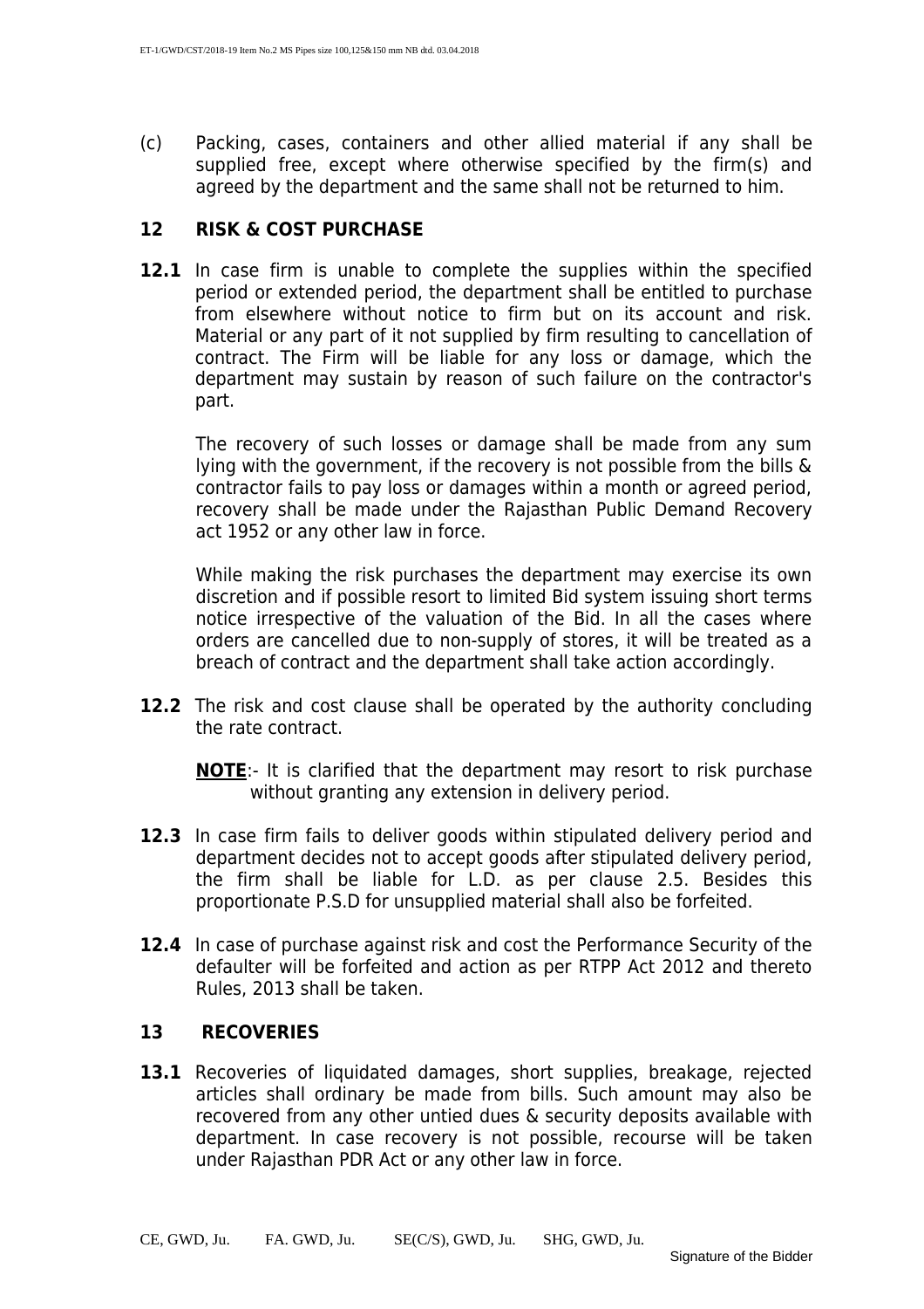(c) Packing, cases, containers and other allied material if any shall be supplied free, except where otherwise specified by the firm(s) and agreed by the department and the same shall not be returned to him.

## 12 RISK & COST PURCHASE

**12.1** In case firm is unable to complete the supplies within the specified period or extended period, the department shall be entitled to purchase from elsewhere without notice to firm but on its account and risk. Material or any part of it not supplied by firm resulting to cancellation of contract. The Firm will be liable for any loss or damage, which the department may sustain by reason of such failure on the contractor's part.

The recovery of such losses or damage shall be made from any sum lying with the government, if the recovery is not possible from the bills & contractor fails to pay loss or damages within a month or agreed period, recovery shall be made under the Rajasthan Public Demand Recovery act 1952 or any other law in force.

While making the risk purchases the department may exercise its own discretion and if possible resort to limited Bid system issuing short terms notice irrespective of the valuation of the Bid. In all the cases where orders are cancelled due to non-supply of stores, it will be treated as a breach of contract and the department shall take action accordingly.

**12.2** The risk and cost clause shall be operated by the authority concluding the rate contract.

**NOTE**:- It is clarified that the department may resort to risk purchase without granting any extension in delivery period.

**12.3** In case firm fails to deliver goods within stipulated delivery period and department decides not to accept goods after stipulated delivery period, the firm shall be liable for L.D. as per clause 2.5. Besides this proportionate P.S.D for unsupplied material shall also be forfeited.

**12.4** In case of purchase against risk and cost the Performance Security of the defaulter will be forfeited and action as per RTPP Act 2012 and thereto Rules, 2013 shall be taken.

## 13 RECOVERIES

**13.1** Recoveries of liquidated damages, short supplies, breakage, rejected articles shall ordinary be made from bills. Such amount may also be recovered from any other untied dues & security deposits available with department. In case recovery is not possible, recourse will be taken under Rajasthan PDR Act or any other law in force.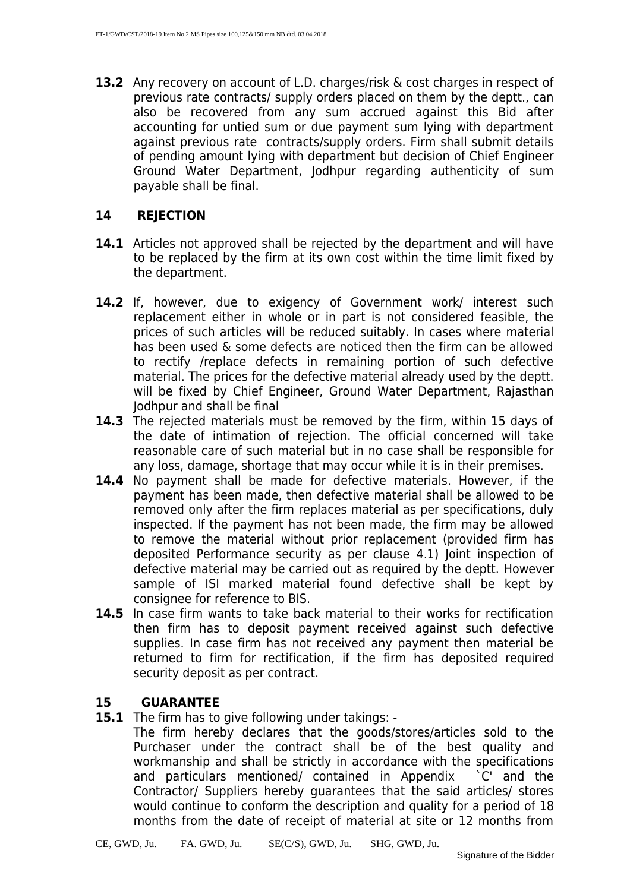**13.2** Any recovery on account of L.D. charges/risk & cost charges in respect of previous rate contracts/ supply orders placed on them by the deptt., can also be recovered from any sum accrued against this Bid after accounting for untied sum or due payment sum lying with department against previous rate contracts/supply orders. Firm shall submit details of pending amount lying with department but decision of Chief Engineer Ground Water Department, Jodhpur regarding authenticity of sum payable shall be final.

## 14 REJECTION

**14.1** Articles not approved shall be rejected by the department and will have to be replaced by the firm at its own cost within the time limit fixed by the department.

**14.2** If, however, due to exigency of Government work/ interest such replacement either in whole or in part is not considered feasible, the prices of such articles will be reduced suitably. In cases where material has been used & some defects are noticed then the firm can be allowed to rectify /replace defects in remaining portion of such defective material. The prices for the defective material already used by the deptt. will be fixed by Chief Engineer, Ground Water Department, Rajasthan Jodhpur and shall be final

**14.3** The rejected materials must be removed by the firm, within 15 days of the date of intimation of rejection. The official concerned will take reasonable care of such material but in no case shall be responsible for any loss, damage, shortage that may occur while it is in their premises.

**14.4** No payment shall be made for defective materials. However, if the payment has been made, then defective material shall be allowed to be removed only after the firm replaces material as per specifications, duly inspected. If the payment has not been made, the firm may be allowed to remove the material without prior replacement (provided firm has deposited Performance security as per clause 4.1) Joint inspection of defective material may be carried out as required by the deptt. However sample of ISI marked material found defective shall be kept by consignee for reference to BIS.

**14.5** In case firm wants to take back material to their works for rectification then firm has to deposit payment received against such defective supplies. In case firm has not received any payment then material be returned to firm for rectification, if the firm has deposited required security deposit as per contract.

## 15 GUARANTEE

**15.1** The firm has to give following under takings: -

The firm hereby declares that the goods/stores/articles sold to the Purchaser under the contract shall be of the best quality and workmanship and shall be strictly in accordance with the specifications and particulars mentioned/ contained in Appendix `C' and the Contractor/ Suppliers hereby guarantees that the said articles/ stores would continue to conform the description and quality for a period of 18 months from the date of receipt of material at site or 12 months from

CE, GWD, Ju. FA. GWD, Ju. SE(C/S), GWD, Ju. SHG, GWD, Ju.

Signature of the Bidder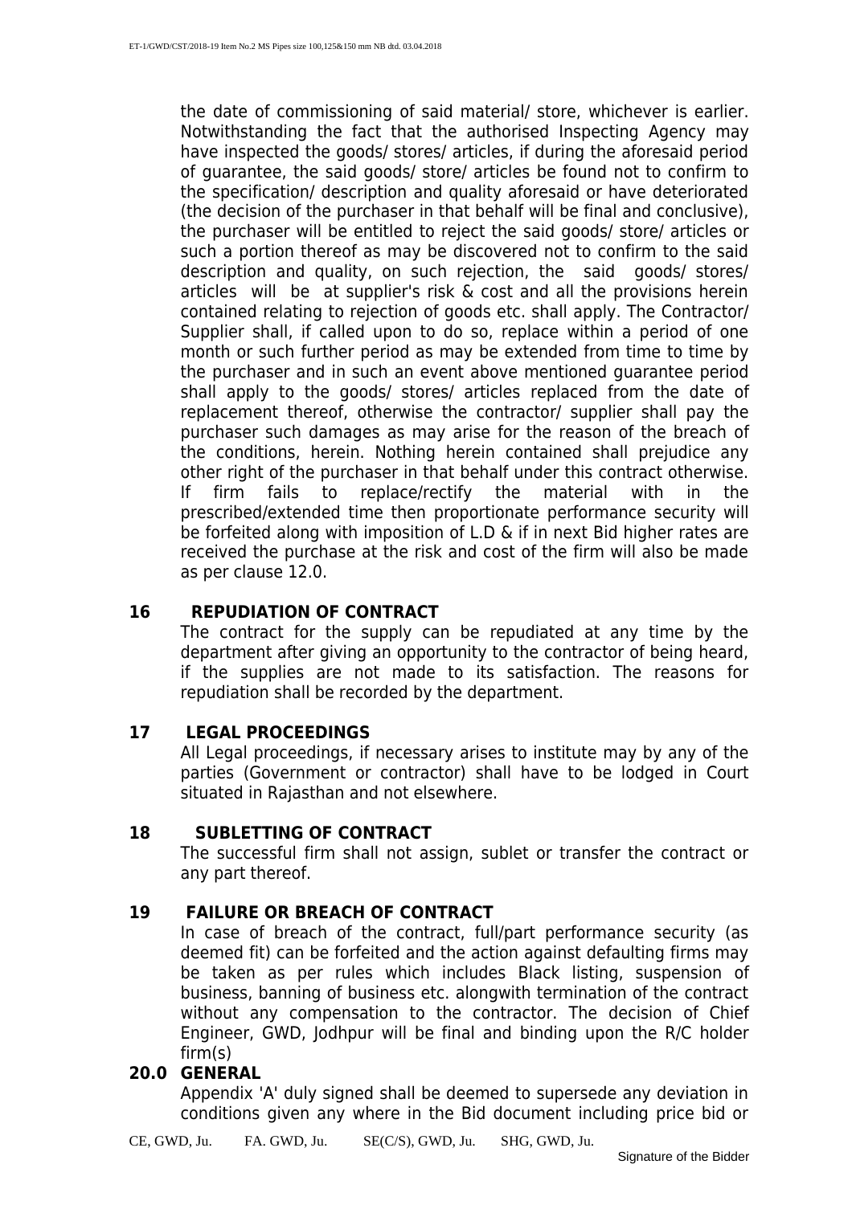the date of commissioning of said material/ store, whichever is earlier. Notwithstanding the fact that the authorised Inspecting Agency may have inspected the goods/ stores/ articles, if during the aforesaid period of guarantee, the said goods/ store/ articles be found not to confirm to the specification/ description and quality aforesaid or have deteriorated (the decision of the purchaser in that behalf will be final and conclusive), the purchaser will be entitled to reject the said goods/ store/ articles or such a portion thereof as may be discovered not to confirm to the said description and quality, on such rejection, the said goods/ stores/ articles will be at supplier's risk & cost and all the provisions herein contained relating to rejection of goods etc. shall apply. The Contractor/ Supplier shall, if called upon to do so, replace within a period of one month or such further period as may be extended from time to time by the purchaser and in such an event above mentioned guarantee period shall apply to the goods/ stores/ articles replaced from the date of replacement thereof, otherwise the contractor/ supplier shall pay the purchaser such damages as may arise for the reason of the breach of the conditions, herein. Nothing herein contained shall prejudice any other right of the purchaser in that behalf under this contract otherwise. If firm fails to replace/rectify the material with in the prescribed/extended time then proportionate performance security will be forfeited along with imposition of L.D & if in next Bid higher rates are received the purchase at the risk and cost of the firm will also be made as per clause 12.0.

## 16 REPUDIATION OF CONTRACT

The contract for the supply can be repudiated at any time by the department after giving an opportunity to the contractor of being heard, if the supplies are not made to its satisfaction. The reasons for repudiation shall be recorded by the department.

## 17 LEGAL PROCEEDINGS

All Legal proceedings, if necessary arises to institute may by any of the parties (Government or contractor) shall have to be lodged in Court situated in Rajasthan and not elsewhere.

## 18 SUBLETTING OF CONTRACT

The successful firm shall not assign, sublet or transfer the contract or any part thereof.

## 19 FAILURE OR BREACH OF CONTRACT

In case of breach of the contract, full/part performance security (as deemed fit) can be forfeited and the action against defaulting firms may be taken as per rules which includes Black listing, suspension of business, banning of business etc. alongwith termination of the contract without any compensation to the contractor. The decision of Chief Engineer, GWD, Jodhpur will be final and binding upon the R/C holder firm(s)

## 20.0 GENERAL

Appendix 'A' duly signed shall be deemed to supersede any deviation in conditions given any where in the Bid document including price bid or

CE, GWD, Ju. FA. GWD, Ju. SE(C/S), GWD, Ju. SHG, GWD, Ju.

Signature of the Bidder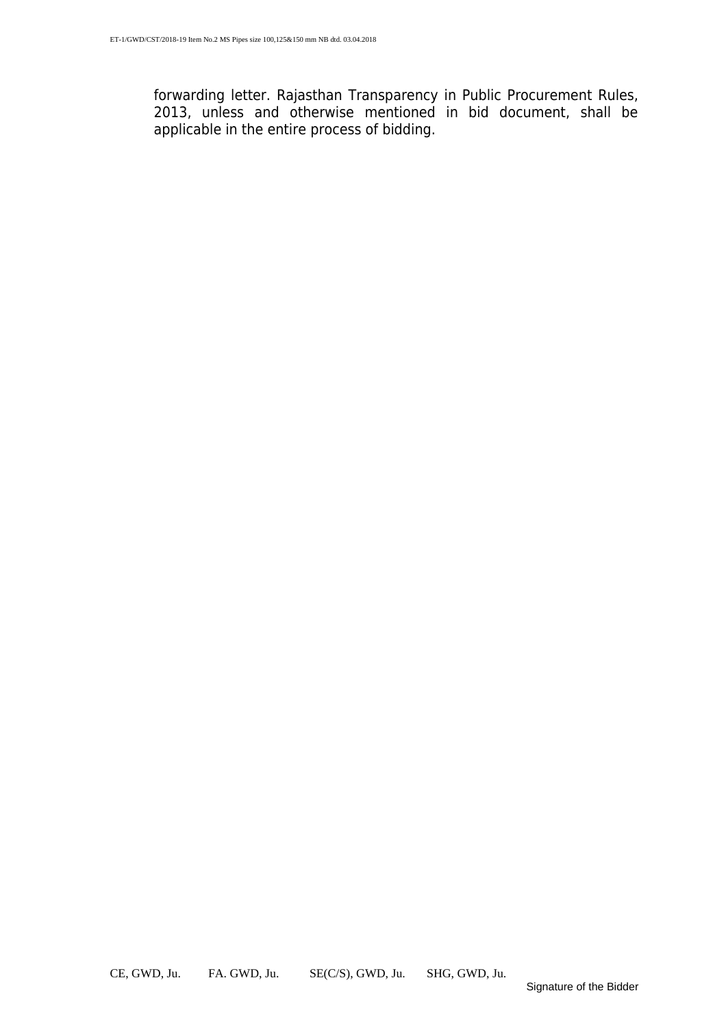forwarding letter. Rajasthan Transparency in Public Procurement Rules, 2013, unless and otherwise mentioned in bid document, shall be applicable in the entire process of bidding.

CE, GWD, Ju. FA. GWD, Ju. SE(C/S), GWD, Ju. SHG, GWD, Ju.

Signature of the Bidder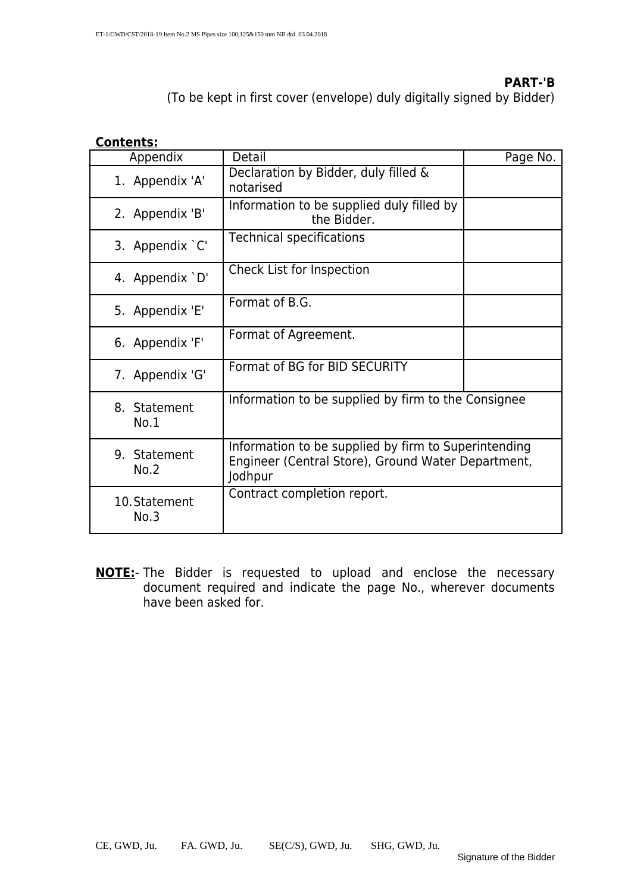**PART-'B**

(To be kept in first cover (envelope) duly digitally signed by Bidder)

**Contents:**

| Appendix | Detail | Page No. |
|---|---|---|
| 1. Appendix 'A' | Declaration by Bidder, duly filled & notarised | |
| 2. Appendix 'B' | Information to be supplied duly filled by the Bidder. | |
| 3. Appendix `C' | Technical specifications | |
| 4. Appendix `D' | Check List for Inspection | |
| 5. Appendix 'E' | Format of B.G. | |
| 6. Appendix 'F' | Format of Agreement. | |
| 7. Appendix 'G' | Format of BG for BID SECURITY | |
| 8. Statement No.1 | Information to be supplied by firm to the Consignee | |
| 9. Statement No.2 | Information to be supplied by firm to Superintending Engineer (Central Store), Ground Water Department, Jodhpur | |
| 10. Statement No.3 | Contract completion report. | |

**NOTE:**- The Bidder is requested to upload and enclose the necessary document required and indicate the page No., wherever documents have been asked for.

CE, GWD, Ju. FA. GWD, Ju. SE(C/S), GWD, Ju. SHG, GWD, Ju.

Signature of the Bidder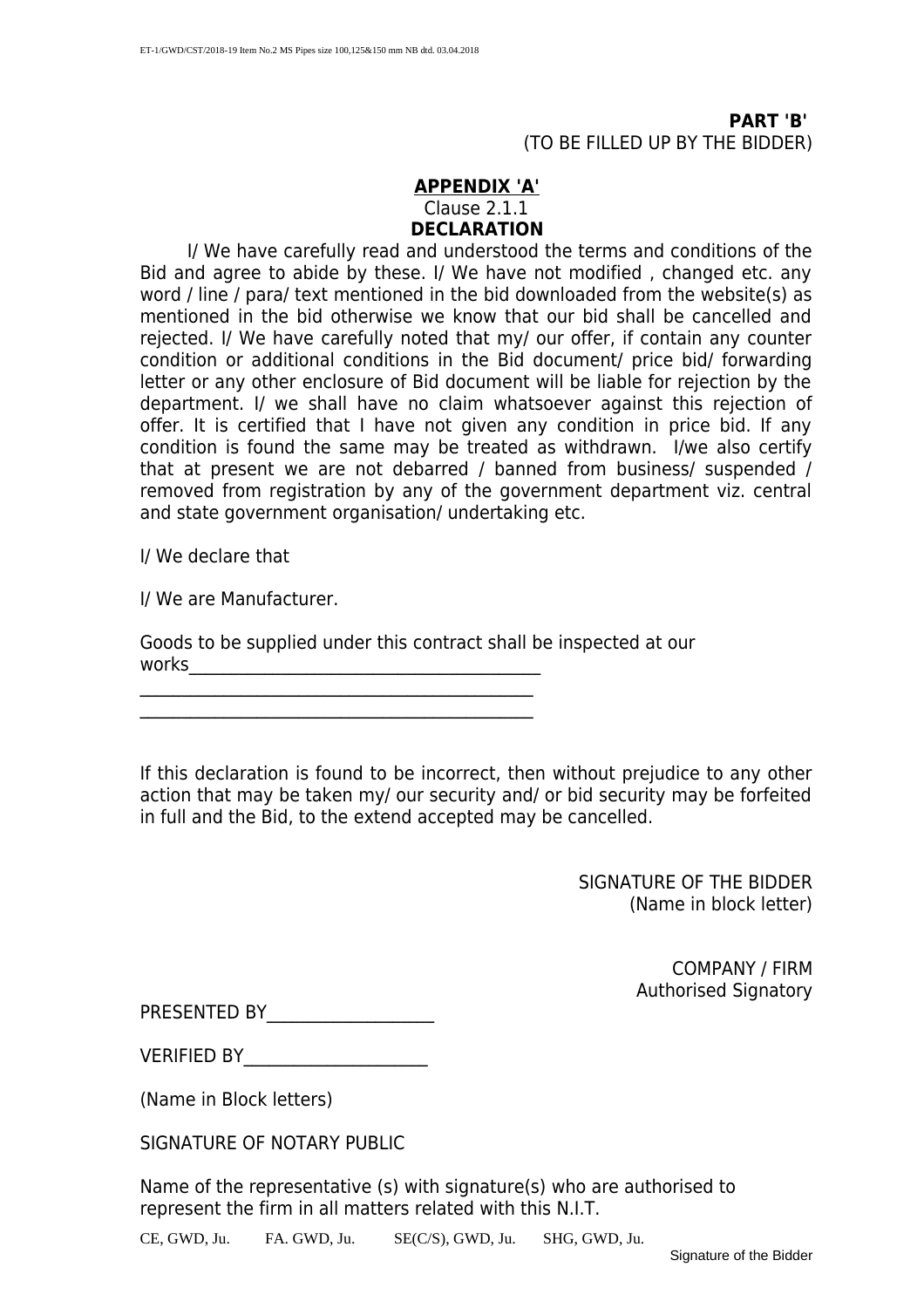**PART 'B'**
(TO BE FILLED UP BY THE BIDDER)

## APPENDIX 'A'

Clause 2.1.1

**DECLARATION**

I/ We have carefully read and understood the terms and conditions of the Bid and agree to abide by these. I/ We have not modified , changed etc. any word / line / para/ text mentioned in the bid downloaded from the website(s) as mentioned in the bid otherwise we know that our bid shall be cancelled and rejected. I/ We have carefully noted that my/ our offer, if contain any counter condition or additional conditions in the Bid document/ price bid/ forwarding letter or any other enclosure of Bid document will be liable for rejection by the department. I/ we shall have no claim whatsoever against this rejection of offer. It is certified that I have not given any condition in price bid. If any condition is found the same may be treated as withdrawn. I/we also certify that at present we are not debarred / banned from business/ suspended / removed from registration by any of the government department viz. central and state government organisation/ undertaking etc.

I/ We declare that

I/ We are Manufacturer.

Goods to be supplied under this contract shall be inspected at our works_________________________________________
______________________________________________
______________________________________________

If this declaration is found to be incorrect, then without prejudice to any other action that may be taken my/ our security and/ or bid security may be forfeited in full and the Bid, to the extend accepted may be cancelled.

SIGNATURE OF THE BIDDER
(Name in block letter)

COMPANY / FIRM
Authorised Signatory

PRESENTED BY___________________

VERIFIED BY_____________________

(Name in Block letters)

SIGNATURE OF NOTARY PUBLIC

Name of the representative (s) with signature(s) who are authorised to represent the firm in all matters related with this N.I.T.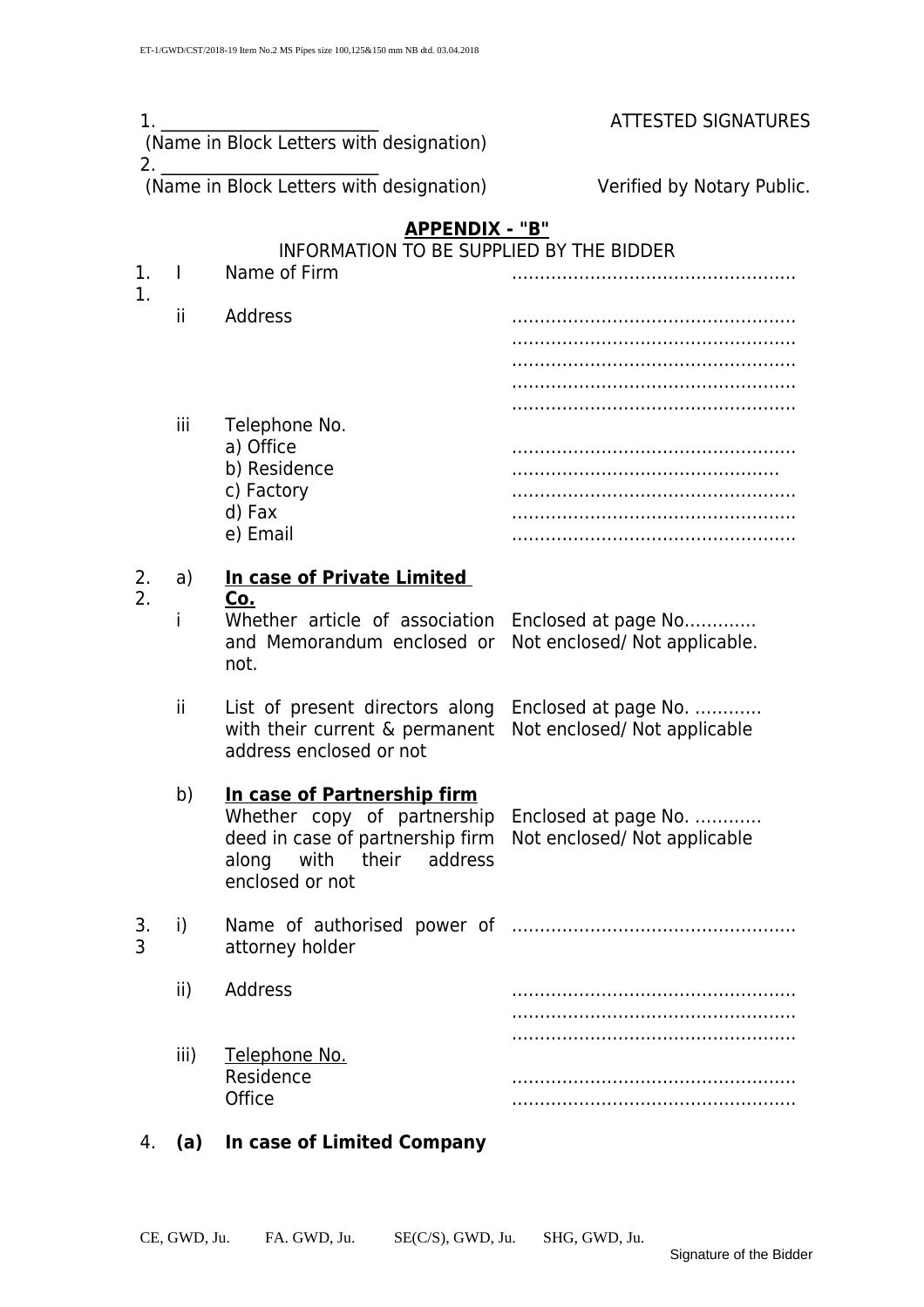1. ________________________ ATTESTED SIGNATURES
(Name in Block Letters with designation)
2. ________________________
(Name in Block Letters with designation) Verified by Notary Public.

## APPENDIX - "B"

INFORMATION TO BE SUPPLIED BY THE BIDDER

| | | | |
|---|---|---|---|
| 1. 1. | I | Name of Firm | ………………………………………… |
| | ii | Address | ………………………………………… <br> ………………………………………… <br> ………………………………………… <br> ………………………………………… <br> ………………………………………… |
| | iii | Telephone No. <br> a) Office <br> b) Residence <br> c) Factory <br> d) Fax <br> e) Email | <br> ………………………………………… <br> ……………………………………… <br> ………………………………………… <br> ………………………………………… <br> ………………………………………… |
| 2. 2. | a) | **In case of Private Limited Co.** | |
| | i | Whether article of association and Memorandum enclosed or not. | Enclosed at page No…………. Not enclosed/ Not applicable. |
| | ii | List of present directors along with their current & permanent address enclosed or not | Enclosed at page No. ………… Not enclosed/ Not applicable |
| | b) | **In case of Partnership firm** <br> Whether copy of partnership deed in case of partnership firm along with their address enclosed or not | Enclosed at page No. ………… Not enclosed/ Not applicable |
| 3. 3 | i) | Name of authorised power of attorney holder | ………………………………………… |
| | ii) | Address | ………………………………………… <br> ………………………………………… <br> ………………………………………… |
| | iii) | Telephone No. <br> Residence <br> Office | <br> ………………………………………… <br> ………………………………………… |

4. **(a) In case of Limited Company**

CE, GWD, Ju. FA. GWD, Ju. SE(C/S), GWD, Ju. SHG, GWD, Ju.

Signature of the Bidder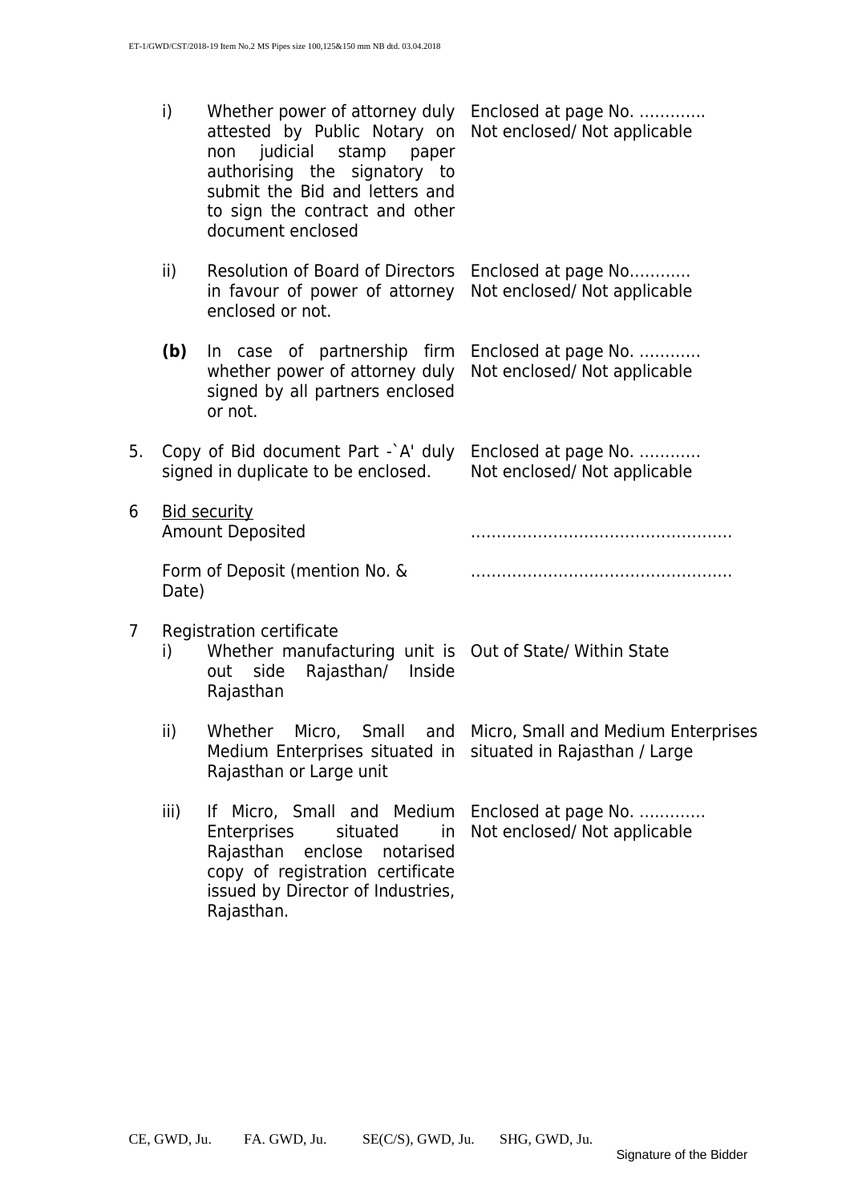| | | | |
|---|---|---|---|
| | i) | Whether power of attorney duly attested by Public Notary on non judicial stamp paper authorising the signatory to submit the Bid and letters and to sign the contract and other document enclosed | Enclosed at page No. ………….<br>Not enclosed/ Not applicable |
| | ii) | Resolution of Board of Directors in favour of power of attorney enclosed or not. | Enclosed at page No…………<br>Not enclosed/ Not applicable |
| | **(b)** | In case of partnership firm whether power of attorney duly signed by all partners enclosed or not. | Enclosed at page No. …………<br>Not enclosed/ Not applicable |
| 5. | Copy of Bid document Part -`A' duly signed in duplicate to be enclosed. | | Enclosed at page No. …………<br>Not enclosed/ Not applicable |
| 6 | Bid security<br>Amount Deposited | | …………………………………………… |
| | Form of Deposit (mention No. & Date) | | …………………………………………… |
| 7 | Registration certificate | | |
| | i) | Whether manufacturing unit is out side Rajasthan/ Inside Rajasthan | Out of State/ Within State |
| | ii) | Whether Micro, Small and Medium Enterprises situated in Rajasthan or Large unit | Micro, Small and Medium Enterprises situated in Rajasthan / Large |
| | iii) | If Micro, Small and Medium Enterprises situated in Rajasthan enclose notarised copy of registration certificate issued by Director of Industries, Rajasthan. | Enclosed at page No. ………….<br>Not enclosed/ Not applicable |

CE, GWD, Ju. FA. GWD, Ju. SE(C/S), GWD, Ju. SHG, GWD, Ju.

Signature of the Bidder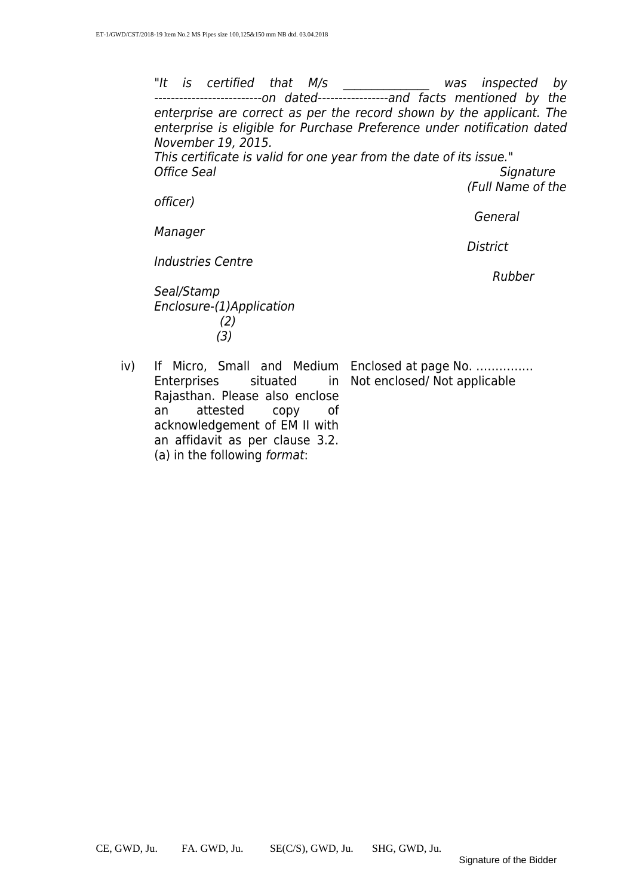*"It is certified that M/s _______________ was inspected by --------------------------on dated-----------------and facts mentioned by the enterprise are correct as per the record shown by the applicant. The enterprise is eligible for Purchase Preference under notification dated November 19, 2015.*

*This certificate is valid for one year from the date of its issue."*

*Office Seal* *Signature*

*(Full Name of the officer)*

*General Manager*

*District Industries Centre*

*Rubber Seal/Stamp*

*Enclosure-(1)Application*

*(2)*

*(3)*

| | | |
|---|---|---|
| iv) | If Micro, Small and Medium Enterprises situated in Rajasthan. Please also enclose an attested copy of acknowledgement of EM II with an affidavit as per clause 3.2.(a) in the following *format*: | Enclosed at page No. ……………<br>Not enclosed/ Not applicable |

CE, GWD, Ju. FA. GWD, Ju. SE(C/S), GWD, Ju. SHG, GWD, Ju.

Signature of the Bidder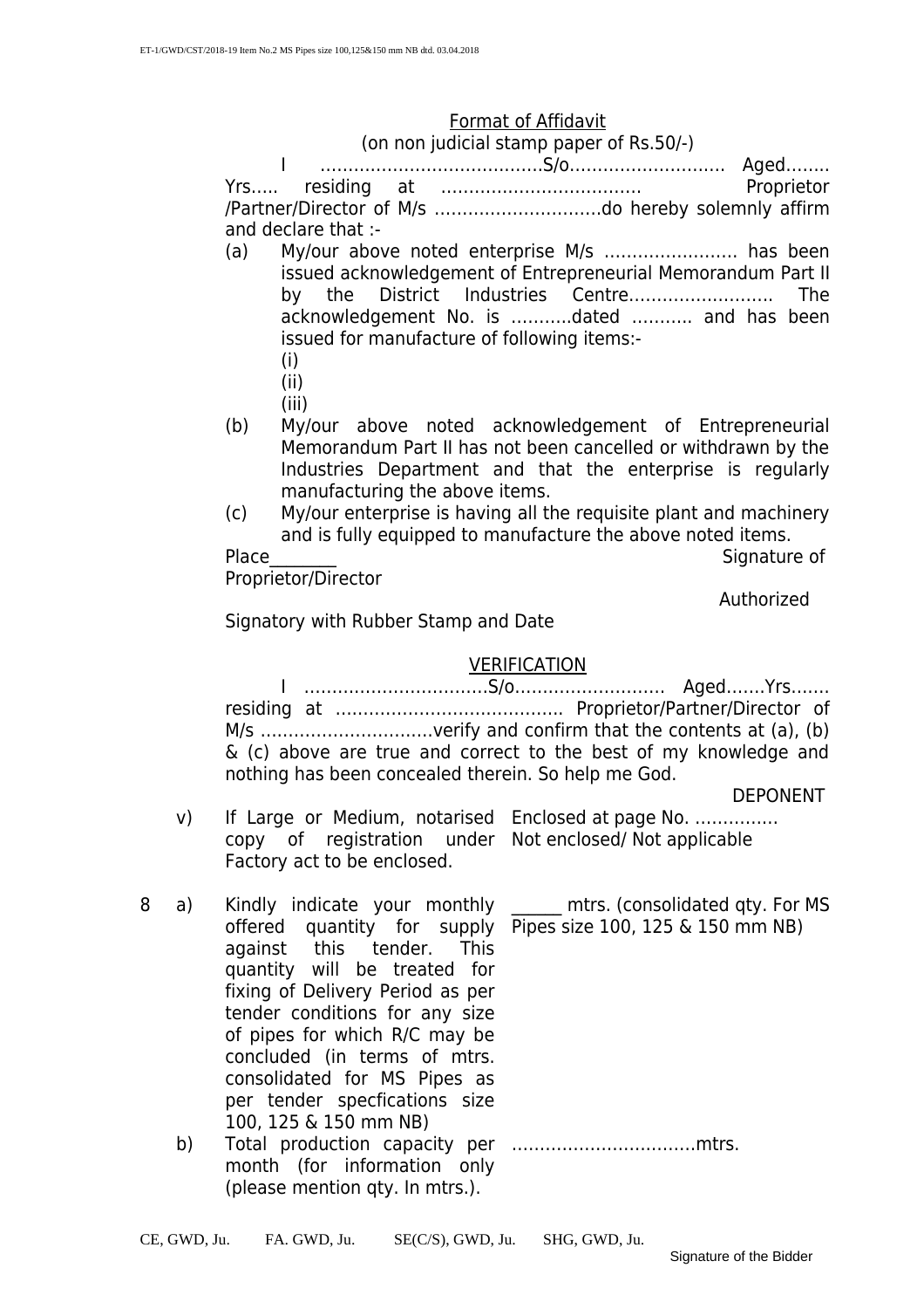<u>Format of Affidavit</u>
(on non judicial stamp paper of Rs.50/-)

I ……………………………….S/o………………………. Aged…….. Yrs….. residing at ………………………………. Proprietor /Partner/Director of M/s …………………………do hereby solemnly affirm and declare that :-

(a) My/our above noted enterprise M/s …………………… has been issued acknowledgement of Entrepreneurial Memorandum Part II by the District Industries Centre……………………. The acknowledgement No. is ………..dated ……….. and has been issued for manufacture of following items:-
  (i)
  (ii)
  (iii)

(b) My/our above noted acknowledgement of Entrepreneurial Memorandum Part II has not been cancelled or withdrawn by the Industries Department and that the enterprise is regularly manufacturing the above items.

(c) My/our enterprise is having all the requisite plant and machinery and is fully equipped to manufacture the above noted items.

Place________ Signature of Proprietor/Director

Authorized Signatory with Rubber Stamp and Date

<u>VERIFICATION</u>

I ……………………………S/o……………………… Aged…….Yrs……. residing at ………………………………….. Proprietor/Partner/Director of M/s ………………………….verify and confirm that the contents at (a), (b) & (c) above are true and correct to the best of my knowledge and nothing has been concealed therein. So help me God.

DEPONENT

| | | | |
|---|---|---|---|
| | v) | If Large or Medium, notarised copy of registration under Factory act to be enclosed. | Enclosed at page No. …………… Not enclosed/ Not applicable |
| 8 | a) | Kindly indicate your monthly offered quantity for supply against this tender. This quantity will be treated for fixing of Delivery Period as per tender conditions for any size of pipes for which R/C may be concluded (in terms of mtrs. consolidated for MS Pipes as per tender specfications size 100, 125 & 150 mm NB) | ______ mtrs. (consolidated qty. For MS Pipes size 100, 125 & 150 mm NB) |
| | b) | Total production capacity per month (for information only (please mention qty. In mtrs.). | ……………………………mtrs. |

CE, GWD, Ju. FA. GWD, Ju. SE(C/S), GWD, Ju. SHG, GWD, Ju.

Signature of the Bidder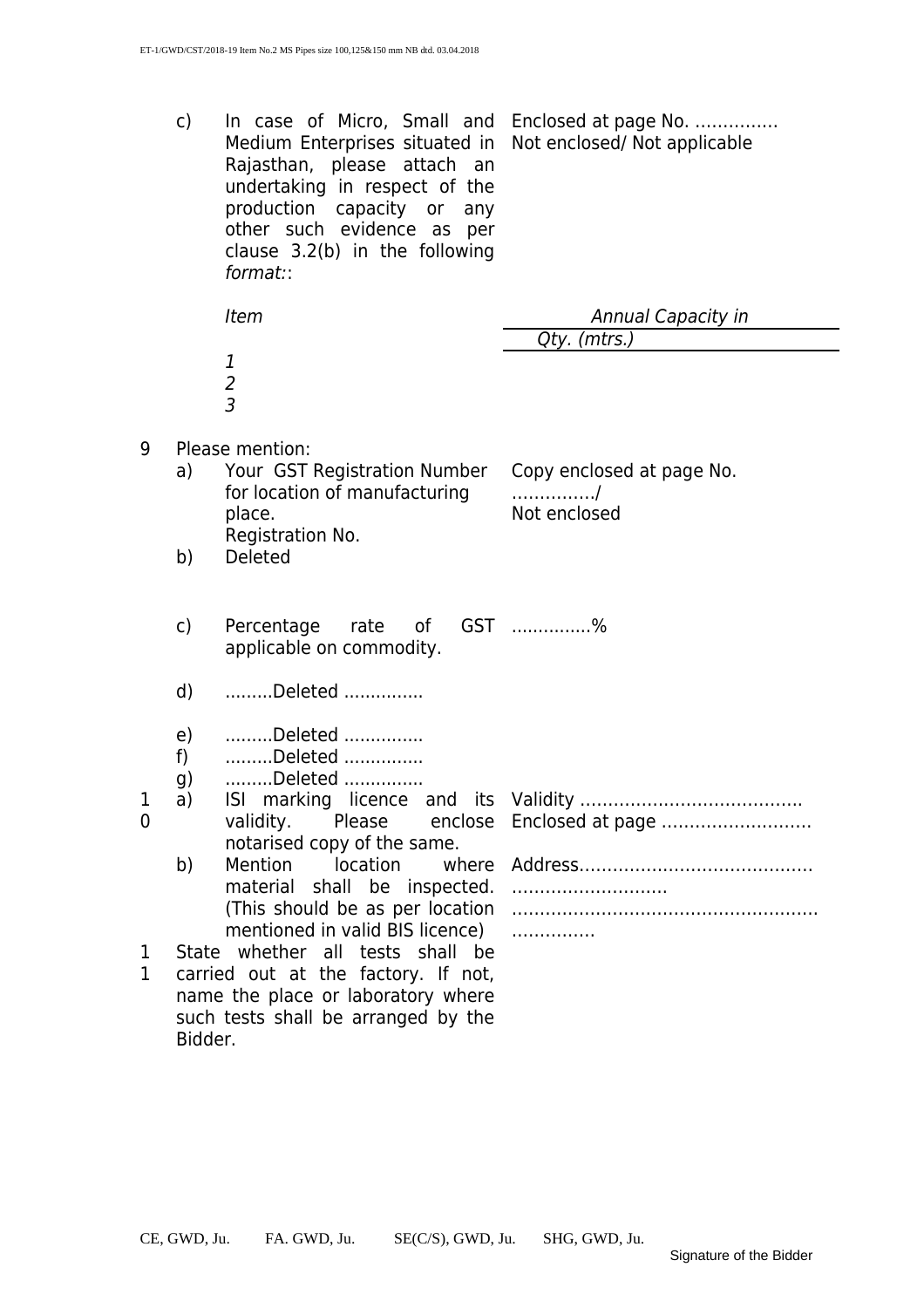| | | | |
|---|---|---|---|
| | c) | In case of Micro, Small and Medium Enterprises situated in Rajasthan, please attach an undertaking in respect of the production capacity or any other such evidence as per clause 3.2(b) in the following *format:*: | Enclosed at page No. …………… Not enclosed/ Not applicable |

| *Item* | *Annual Capacity in Qty. (mtrs.)* |
|---|---|
| *1* | |
| *2* | |
| *3* | |

| | | | |
|---|---|---|---|
| 9 | | Please mention: | |
| | a) | Your GST Registration Number for location of manufacturing place. Registration No. | Copy enclosed at page No. ……………/ Not enclosed |
| | b) | Deleted | |
| | c) | Percentage rate of GST applicable on commodity. | …………..% |
| | d) | .........Deleted .............. | |
| | e) | .........Deleted .............. | |
| | f) | .........Deleted .............. | |
| | g) | .........Deleted .............. | |
| 10 | a) | ISI marking licence and its validity. Please enclose notarised copy of the same. | Validity ………………………………… Enclosed at page ……………………… |
| | b) | Mention location where material shall be inspected. (This should be as per location mentioned in valid BIS licence) | Address…………………………………… ……………………… ……………………………………………… …………… |
| 11 | | State whether all tests shall be carried out at the factory. If not, name the place or laboratory where such tests shall be arranged by the Bidder. | |

CE, GWD, Ju. FA. GWD, Ju. SE(C/S), GWD, Ju. SHG, GWD, Ju.

Signature of the Bidder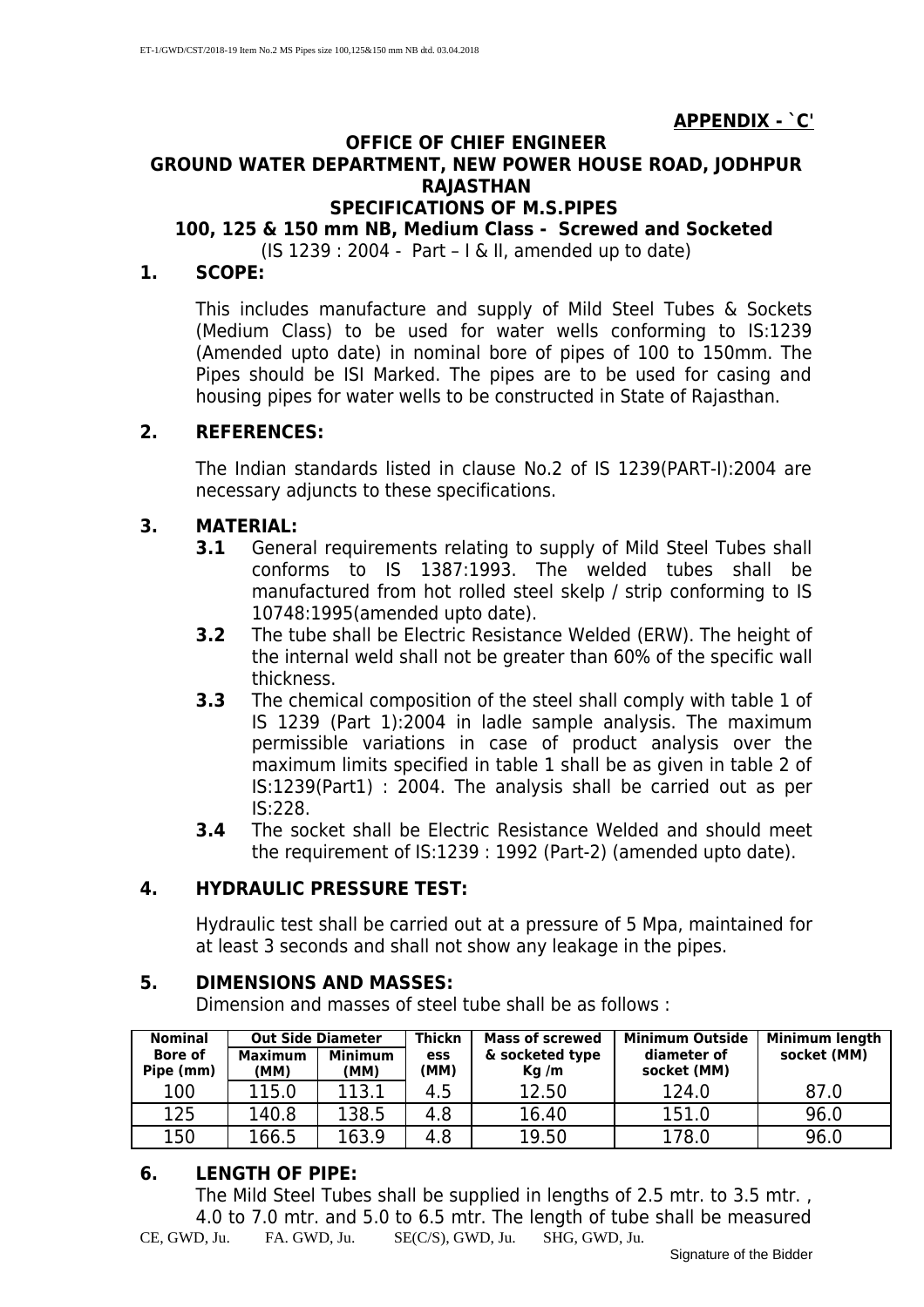**APPENDIX - `C'**

**OFFICE OF CHIEF ENGINEER**
**GROUND WATER DEPARTMENT, NEW POWER HOUSE ROAD, JODHPUR RAJASTHAN**
**SPECIFICATIONS OF M.S.PIPES**
**100, 125 & 150 mm NB, Medium Class - Screwed and Socketed**
(IS 1239 : 2004 - Part – I & II, amended up to date)

## 1. SCOPE:

This includes manufacture and supply of Mild Steel Tubes & Sockets (Medium Class) to be used for water wells conforming to IS:1239 (Amended upto date) in nominal bore of pipes of 100 to 150mm. The Pipes should be ISI Marked. The pipes are to be used for casing and housing pipes for water wells to be constructed in State of Rajasthan.

## 2. REFERENCES:

The Indian standards listed in clause No.2 of IS 1239(PART-I):2004 are necessary adjuncts to these specifications.

## 3. MATERIAL:

**3.1** General requirements relating to supply of Mild Steel Tubes shall conforms to IS 1387:1993. The welded tubes shall be manufactured from hot rolled steel skelp / strip conforming to IS 10748:1995(amended upto date).

**3.2** The tube shall be Electric Resistance Welded (ERW). The height of the internal weld shall not be greater than 60% of the specific wall thickness.

**3.3** The chemical composition of the steel shall comply with table 1 of IS 1239 (Part 1):2004 in ladle sample analysis. The maximum permissible variations in case of product analysis over the maximum limits specified in table 1 shall be as given in table 2 of IS:1239(Part1) : 2004. The analysis shall be carried out as per IS:228.

**3.4** The socket shall be Electric Resistance Welded and should meet the requirement of IS:1239 : 1992 (Part-2) (amended upto date).

## 4. HYDRAULIC PRESSURE TEST:

Hydraulic test shall be carried out at a pressure of 5 Mpa, maintained for at least 3 seconds and shall not show any leakage in the pipes.

## 5. DIMENSIONS AND MASSES:

Dimension and masses of steel tube shall be as follows :

| Nominal Bore of Pipe (mm) | Out Side Diameter | | Thickness (MM) | Mass of screwed & socketed type Kg /m | Minimum Outside diameter of socket (MM) | Minimum length socket (MM) |
|---|---|---|---|---|---|---|
| | Maximum (MM) | Minimum (MM) | | | | |
| 100 | 115.0 | 113.1 | 4.5 | 12.50 | 124.0 | 87.0 |
| 125 | 140.8 | 138.5 | 4.8 | 16.40 | 151.0 | 96.0 |
| 150 | 166.5 | 163.9 | 4.8 | 19.50 | 178.0 | 96.0 |

## 6. LENGTH OF PIPE:

The Mild Steel Tubes shall be supplied in lengths of 2.5 mtr. to 3.5 mtr. , 4.0 to 7.0 mtr. and 5.0 to 6.5 mtr. The length of tube shall be measured

CE, GWD, Ju. FA. GWD, Ju. SE(C/S), GWD, Ju. SHG, GWD, Ju.

Signature of the Bidder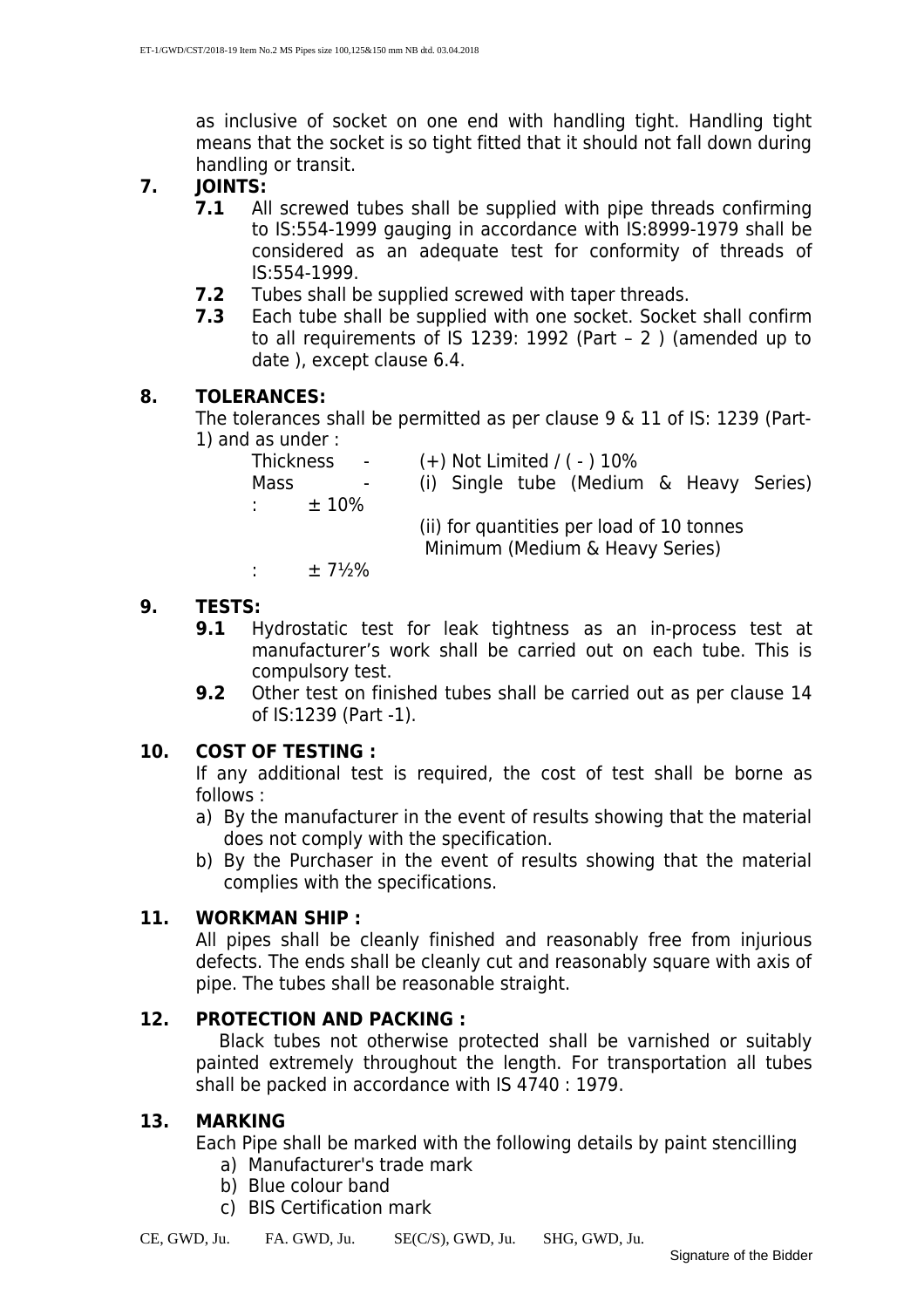as inclusive of socket on one end with handling tight. Handling tight means that the socket is so tight fitted that it should not fall down during handling or transit.

**7. JOINTS:**

**7.1** All screwed tubes shall be supplied with pipe threads confirming to IS:554-1999 gauging in accordance with IS:8999-1979 shall be considered as an adequate test for conformity of threads of IS:554-1999.

**7.2** Tubes shall be supplied screwed with taper threads.

**7.3** Each tube shall be supplied with one socket. Socket shall confirm to all requirements of IS 1239: 1992 (Part – 2 ) (amended up to date ), except clause 6.4.

**8. TOLERANCES:**

The tolerances shall be permitted as per clause 9 & 11 of IS: 1239 (Part-1) and as under :

Thickness - (+) Not Limited / ( - ) 10%

Mass - (i) Single tube (Medium & Heavy Series) : ± 10%

(ii) for quantities per load of 10 tonnes Minimum (Medium & Heavy Series) : ± 7½%

**9. TESTS:**

**9.1** Hydrostatic test for leak tightness as an in-process test at manufacturer's work shall be carried out on each tube. This is compulsory test.

**9.2** Other test on finished tubes shall be carried out as per clause 14 of IS:1239 (Part -1).

**10. COST OF TESTING :**

If any additional test is required, the cost of test shall be borne as follows :

a) By the manufacturer in the event of results showing that the material does not comply with the specification.

b) By the Purchaser in the event of results showing that the material complies with the specifications.

**11. WORKMAN SHIP :**

All pipes shall be cleanly finished and reasonably free from injurious defects. The ends shall be cleanly cut and reasonably square with axis of pipe. The tubes shall be reasonable straight.

**12. PROTECTION AND PACKING :**

Black tubes not otherwise protected shall be varnished or suitably painted extremely throughout the length. For transportation all tubes shall be packed in accordance with IS 4740 : 1979.

**13. MARKING**

Each Pipe shall be marked with the following details by paint stencilling

a) Manufacturer's trade mark
b) Blue colour band
c) BIS Certification mark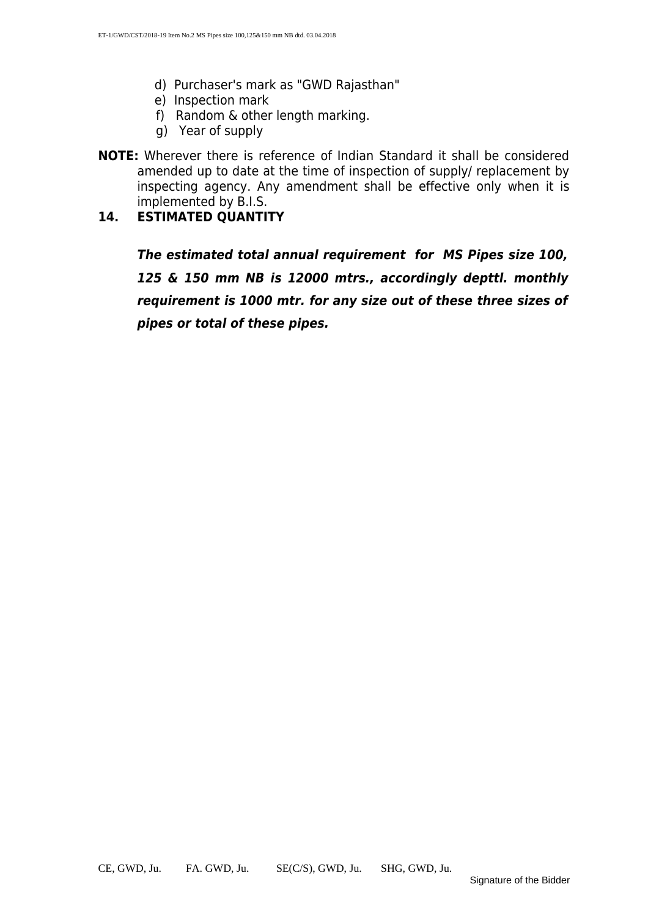d) Purchaser's mark as "GWD Rajasthan"
e) Inspection mark
f) Random & other length marking.
g) Year of supply

**NOTE:** Wherever there is reference of Indian Standard it shall be considered amended up to date at the time of inspection of supply/ replacement by inspecting agency. Any amendment shall be effective only when it is implemented by B.I.S.

**14. ESTIMATED QUANTITY**

***The estimated total annual requirement for MS Pipes size 100, 125 & 150 mm NB is 12000 mtrs., accordingly depttl. monthly requirement is 1000 mtr. for any size out of these three sizes of pipes or total of these pipes.***

CE, GWD, Ju. FA. GWD, Ju. SE(C/S), GWD, Ju. SHG, GWD, Ju.

Signature of the Bidder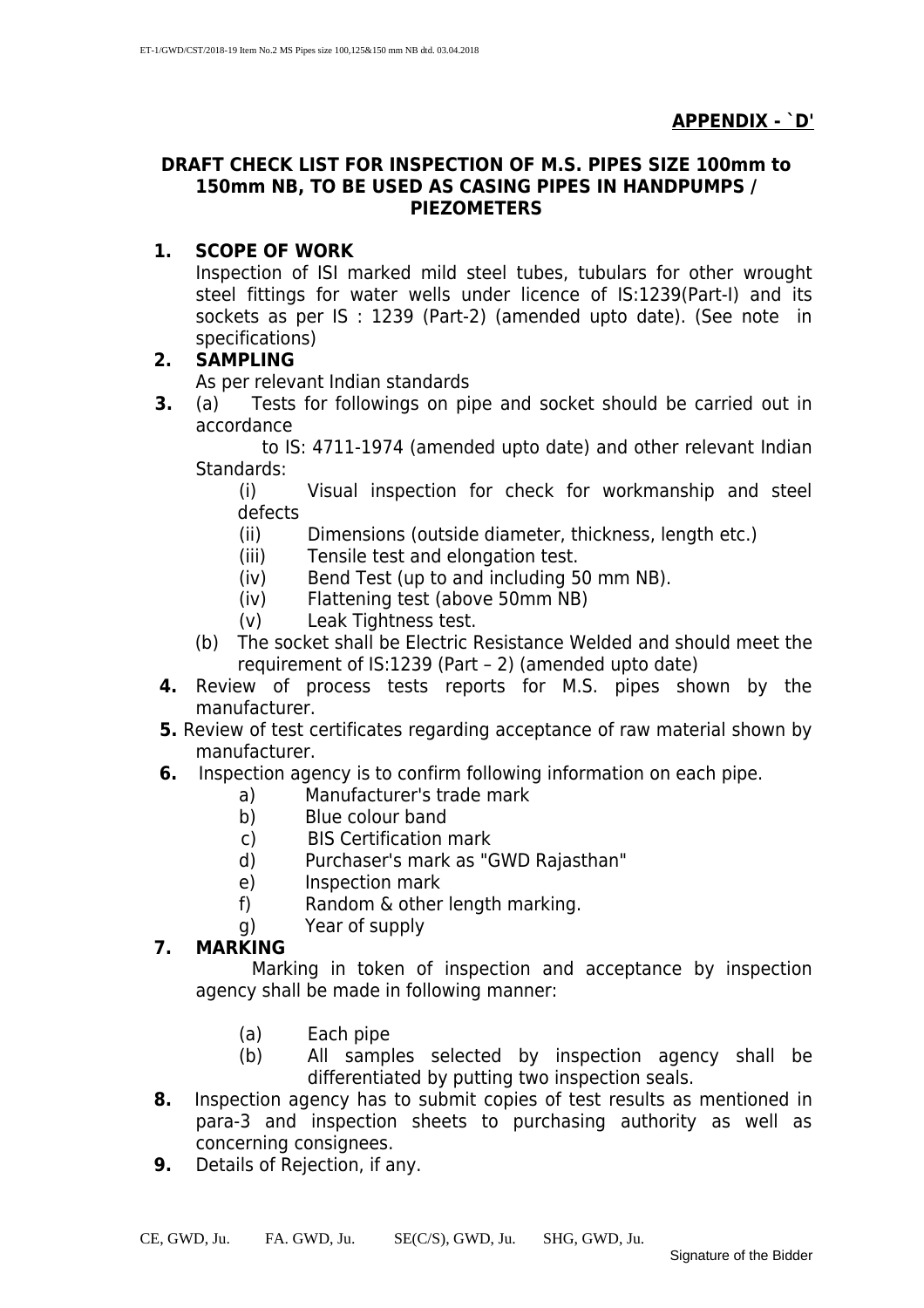**APPENDIX - `D'**

## DRAFT CHECK LIST FOR INSPECTION OF M.S. PIPES SIZE 100mm to 150mm NB, TO BE USED AS CASING PIPES IN HANDPUMPS / PIEZOMETERS

**1. SCOPE OF WORK**

Inspection of ISI marked mild steel tubes, tubulars for other wrought steel fittings for water wells under licence of IS:1239(Part-I) and its sockets as per IS : 1239 (Part-2) (amended upto date). (See note in specifications)

**2. SAMPLING**

As per relevant Indian standards

**3.** (a) Tests for followings on pipe and socket should be carried out in accordance to IS: 4711-1974 (amended upto date) and other relevant Indian Standards:

- (i) Visual inspection for check for workmanship and steel defects
- (ii) Dimensions (outside diameter, thickness, length etc.)
- (iii) Tensile test and elongation test.
- (iv) Bend Test (up to and including 50 mm NB).
- (iv) Flattening test (above 50mm NB)
- (v) Leak Tightness test.

(b) The socket shall be Electric Resistance Welded and should meet the requirement of IS:1239 (Part – 2) (amended upto date)

**4.** Review of process tests reports for M.S. pipes shown by the manufacturer.

**5.** Review of test certificates regarding acceptance of raw material shown by manufacturer.

**6.** Inspection agency is to confirm following information on each pipe.

- a) Manufacturer's trade mark
- b) Blue colour band
- c) BIS Certification mark
- d) Purchaser's mark as "GWD Rajasthan"
- e) Inspection mark
- f) Random & other length marking.
- g) Year of supply

**7. MARKING**

Marking in token of inspection and acceptance by inspection agency shall be made in following manner:

- (a) Each pipe
- (b) All samples selected by inspection agency shall be differentiated by putting two inspection seals.

**8.** Inspection agency has to submit copies of test results as mentioned in para-3 and inspection sheets to purchasing authority as well as concerning consignees.

**9.** Details of Rejection, if any.

CE, GWD, Ju. FA. GWD, Ju. SE(C/S), GWD, Ju. SHG, GWD, Ju.

Signature of the Bidder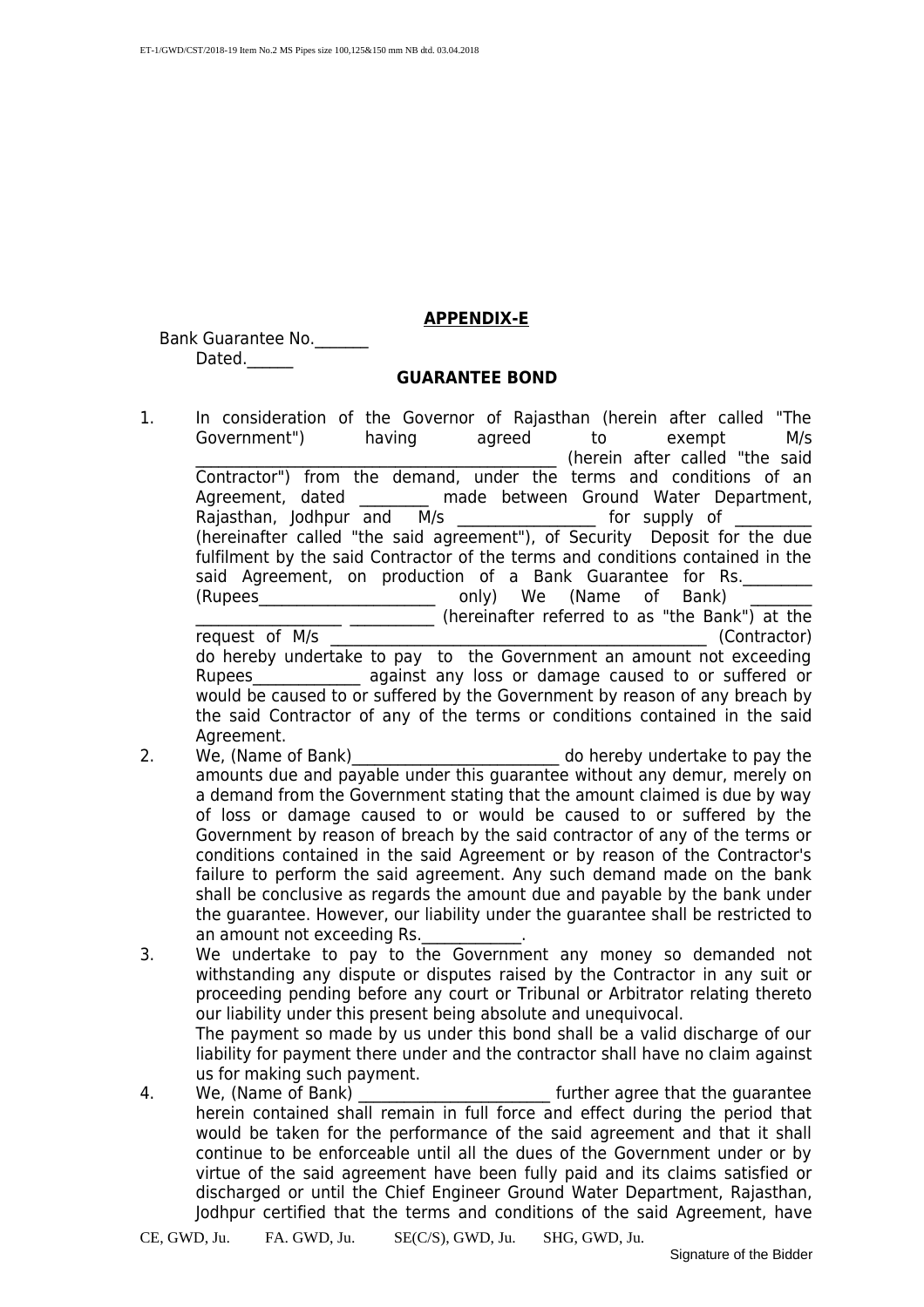## APPENDIX-E

Bank Guarantee No._______

Dated.______

### GUARANTEE BOND

1. In consideration of the Governor of Rajasthan (herein after called "The Government") having agreed to exempt M/s ____________________________________________ (herein after called "the said Contractor") from the demand, under the terms and conditions of an Agreement, dated _________ made between Ground Water Department, Rajasthan, Jodhpur and M/s _________________ for supply of __________ (hereinafter called "the said agreement"), of Security Deposit for the due fulfilment by the said Contractor of the terms and conditions contained in the said Agreement, on production of a Bank Guarantee for Rs._________ (Rupees______________________ only) We (Name of Bank) ________ ___________________ __________ (hereinafter referred to as "the Bank") at the request of M/s ______________________________________________ (Contractor) do hereby undertake to pay to the Government an amount not exceeding Rupees_____________ against any loss or damage caused to or suffered or would be caused to or suffered by the Government by reason of any breach by the said Contractor of any of the terms or conditions contained in the said Agreement.
2. We, (Name of Bank)__________________________ do hereby undertake to pay the amounts due and payable under this guarantee without any demur, merely on a demand from the Government stating that the amount claimed is due by way of loss or damage caused to or would be caused to or suffered by the Government by reason of breach by the said contractor of any of the terms or conditions contained in the said Agreement or by reason of the Contractor's failure to perform the said agreement. Any such demand made on the bank shall be conclusive as regards the amount due and payable by the bank under the guarantee. However, our liability under the guarantee shall be restricted to an amount not exceeding Rs.____________.
3. We undertake to pay to the Government any money so demanded not withstanding any dispute or disputes raised by the Contractor in any suit or proceeding pending before any court or Tribunal or Arbitrator relating thereto our liability under this present being absolute and unequivocal.
   The payment so made by us under this bond shall be a valid discharge of our liability for payment there under and the contractor shall have no claim against us for making such payment.
4. We, (Name of Bank) ________________________ further agree that the guarantee herein contained shall remain in full force and effect during the period that would be taken for the performance of the said agreement and that it shall continue to be enforceable until all the dues of the Government under or by virtue of the said agreement have been fully paid and its claims satisfied or discharged or until the Chief Engineer Ground Water Department, Rajasthan, Jodhpur certified that the terms and conditions of the said Agreement, have

CE, GWD, Ju. FA. GWD, Ju. SE(C/S), GWD, Ju. SHG, GWD, Ju.

Signature of the Bidder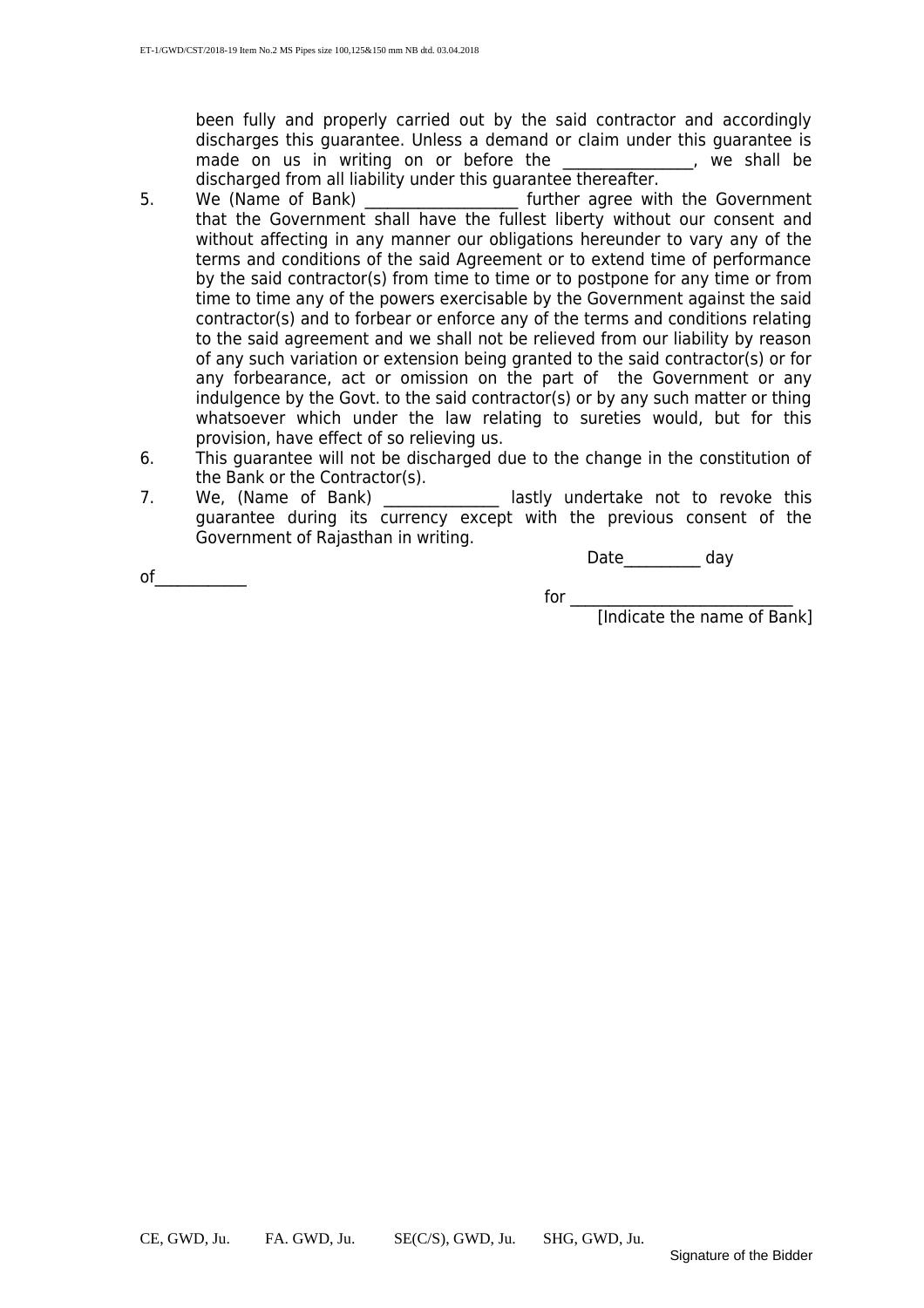been fully and properly carried out by the said contractor and accordingly discharges this guarantee. Unless a demand or claim under this guarantee is made on us in writing on or before the _________________, we shall be discharged from all liability under this guarantee thereafter.

5. We (Name of Bank) ____________________ further agree with the Government that the Government shall have the fullest liberty without our consent and without affecting in any manner our obligations hereunder to vary any of the terms and conditions of the said Agreement or to extend time of performance by the said contractor(s) from time to time or to postpone for any time or from time to time any of the powers exercisable by the Government against the said contractor(s) and to forbear or enforce any of the terms and conditions relating to the said agreement and we shall not be relieved from our liability by reason of any such variation or extension being granted to the said contractor(s) or for any forbearance, act or omission on the part of the Government or any indulgence by the Govt. to the said contractor(s) or by any such matter or thing whatsoever which under the law relating to sureties would, but for this provision, have effect of so relieving us.

6. This guarantee will not be discharged due to the change in the constitution of the Bank or the Contractor(s).

7. We, (Name of Bank) _______________ lastly undertake not to revoke this guarantee during its currency except with the previous consent of the Government of Rajasthan in writing.

Date__________ day of____________

for ____________________________
[Indicate the name of Bank]

CE, GWD, Ju. FA. GWD, Ju. SE(C/S), GWD, Ju. SHG, GWD, Ju.

Signature of the Bidder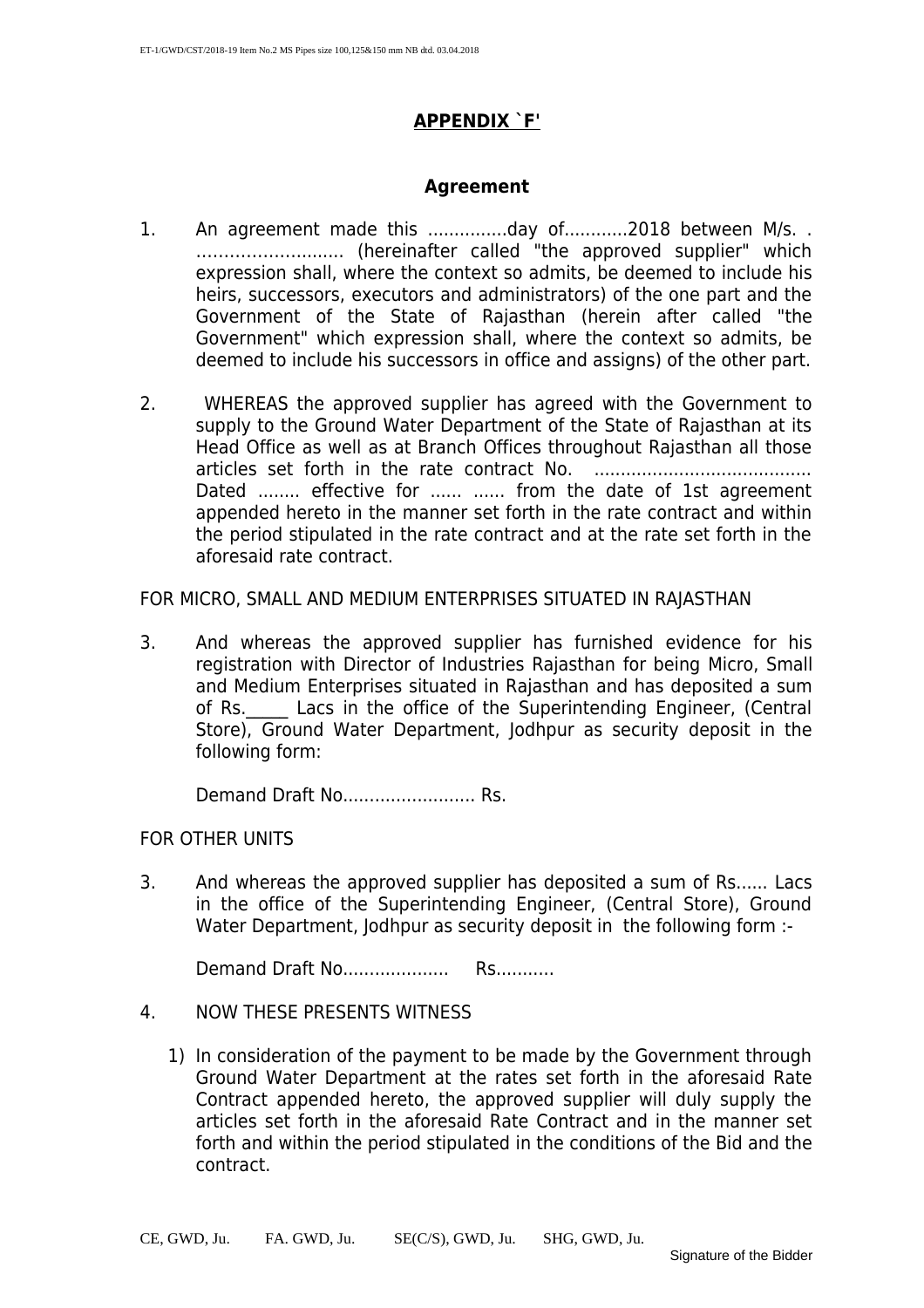# APPENDIX `F'

## Agreement

1. An agreement made this ...............day of............2018 between M/s. . ........................... (hereinafter called "the approved supplier" which expression shall, where the context so admits, be deemed to include his heirs, successors, executors and administrators) of the one part and the Government of the State of Rajasthan (herein after called "the Government" which expression shall, where the context so admits, be deemed to include his successors in office and assigns) of the other part.

2. WHEREAS the approved supplier has agreed with the Government to supply to the Ground Water Department of the State of Rajasthan at its Head Office as well as at Branch Offices throughout Rajasthan all those articles set forth in the rate contract No. ......................................... Dated ........ effective for ...... ...... from the date of 1st agreement appended hereto in the manner set forth in the rate contract and within the period stipulated in the rate contract and at the rate set forth in the aforesaid rate contract.

FOR MICRO, SMALL AND MEDIUM ENTERPRISES SITUATED IN RAJASTHAN

3. And whereas the approved supplier has furnished evidence for his registration with Director of Industries Rajasthan for being Micro, Small and Medium Enterprises situated in Rajasthan and has deposited a sum of Rs._____ Lacs in the office of the Superintending Engineer, (Central Store), Ground Water Department, Jodhpur as security deposit in the following form:

   Demand Draft No......................... Rs.

FOR OTHER UNITS

3. And whereas the approved supplier has deposited a sum of Rs...... Lacs in the office of the Superintending Engineer, (Central Store), Ground Water Department, Jodhpur as security deposit in the following form :-

   Demand Draft No.................... Rs...........

4. NOW THESE PRESENTS WITNESS

   1) In consideration of the payment to be made by the Government through Ground Water Department at the rates set forth in the aforesaid Rate Contract appended hereto, the approved supplier will duly supply the articles set forth in the aforesaid Rate Contract and in the manner set forth and within the period stipulated in the conditions of the Bid and the contract.

CE, GWD, Ju. FA. GWD, Ju. SE(C/S), GWD, Ju. SHG, GWD, Ju.

Signature of the Bidder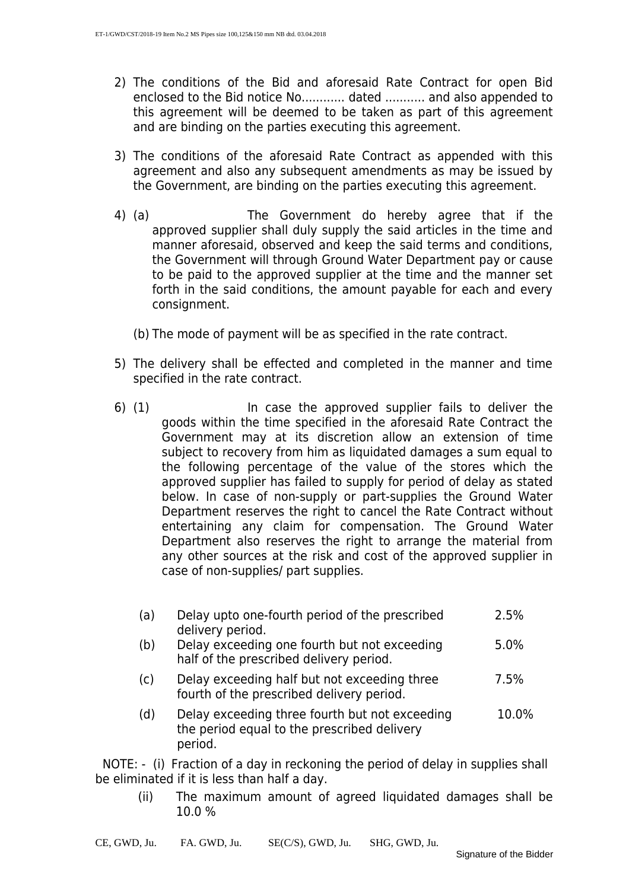2) The conditions of the Bid and aforesaid Rate Contract for open Bid enclosed to the Bid notice No............ dated ........... and also appended to this agreement will be deemed to be taken as part of this agreement and are binding on the parties executing this agreement.

3) The conditions of the aforesaid Rate Contract as appended with this agreement and also any subsequent amendments as may be issued by the Government, are binding on the parties executing this agreement.

4) (a) The Government do hereby agree that if the approved supplier shall duly supply the said articles in the time and manner aforesaid, observed and keep the said terms and conditions, the Government will through Ground Water Department pay or cause to be paid to the approved supplier at the time and the manner set forth in the said conditions, the amount payable for each and every consignment.

   (b) The mode of payment will be as specified in the rate contract.

5) The delivery shall be effected and completed in the manner and time specified in the rate contract.

6) (1) In case the approved supplier fails to deliver the goods within the time specified in the aforesaid Rate Contract the Government may at its discretion allow an extension of time subject to recovery from him as liquidated damages a sum equal to the following percentage of the value of the stores which the approved supplier has failed to supply for period of delay as stated below. In case of non-supply or part-supplies the Ground Water Department reserves the right to cancel the Rate Contract without entertaining any claim for compensation. The Ground Water Department also reserves the right to arrange the material from any other sources at the risk and cost of the approved supplier in case of non-supplies/ part supplies.

| | | |
|---|---|---|
| (a) | Delay upto one-fourth period of the prescribed delivery period. | 2.5% |
| (b) | Delay exceeding one fourth but not exceeding half of the prescribed delivery period. | 5.0% |
| (c) | Delay exceeding half but not exceeding three fourth of the prescribed delivery period. | 7.5% |
| (d) | Delay exceeding three fourth but not exceeding the period equal to the prescribed delivery period. | 10.0% |

NOTE: - (i) Fraction of a day in reckoning the period of delay in supplies shall be eliminated if it is less than half a day.

(ii) The maximum amount of agreed liquidated damages shall be 10.0 %

CE, GWD, Ju. FA. GWD, Ju. SE(C/S), GWD, Ju. SHG, GWD, Ju.

Signature of the Bidder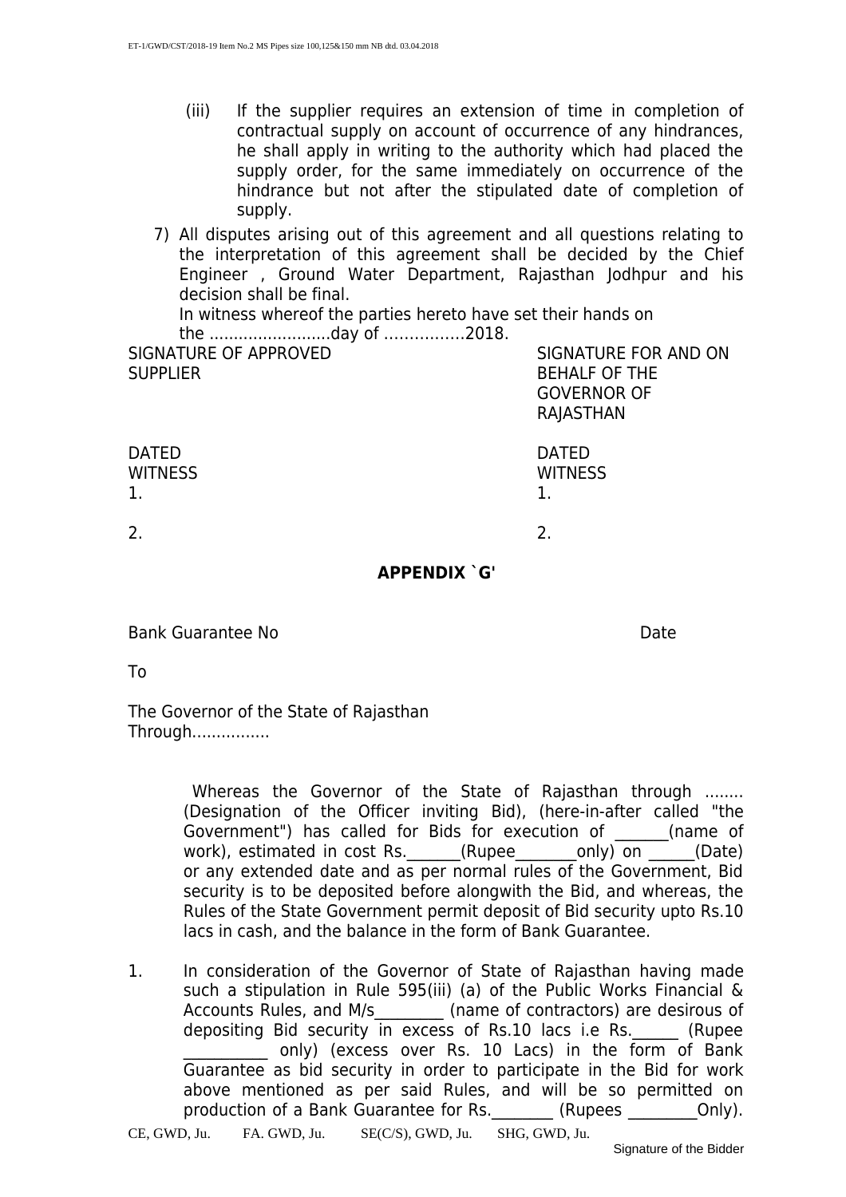(iii) If the supplier requires an extension of time in completion of contractual supply on account of occurrence of any hindrances, he shall apply in writing to the authority which had placed the supply order, for the same immediately on occurrence of the hindrance but not after the stipulated date of completion of supply.

7) All disputes arising out of this agreement and all questions relating to the interpretation of this agreement shall be decided by the Chief Engineer , Ground Water Department, Rajasthan Jodhpur and his decision shall be final.

In witness whereof the parties hereto have set their hands on the .........................day of ................2018.

| SIGNATURE OF APPROVED SUPPLIER | SIGNATURE FOR AND ON BEHALF OF THE GOVERNOR OF RAJASTHAN |
|---|---|
| DATED | DATED |
| WITNESS | WITNESS |
| 1. | 1. |
| 2. | 2. |

## APPENDIX `G'

Bank Guarantee No                                        Date

To

The Governor of the State of Rajasthan
Through................

Whereas the Governor of the State of Rajasthan through ........ (Designation of the Officer inviting Bid), (here-in-after called "the Government") has called for Bids for execution of _______(name of work), estimated in cost Rs._______(Rupee________only) on ______(Date) or any extended date and as per normal rules of the Government, Bid security is to be deposited before alongwith the Bid, and whereas, the Rules of the State Government permit deposit of Bid security upto Rs.10 lacs in cash, and the balance in the form of Bank Guarantee.

1. In consideration of the Governor of State of Rajasthan having made such a stipulation in Rule 595(iii) (a) of the Public Works Financial & Accounts Rules, and M/s_________ (name of contractors) are desirous of depositing Bid security in excess of Rs.10 lacs i.e Rs.______ (Rupee ___________ only) (excess over Rs. 10 Lacs) in the form of Bank Guarantee as bid security in order to participate in the Bid for work above mentioned as per said Rules, and will be so permitted on production of a Bank Guarantee for Rs.________ (Rupees _________Only).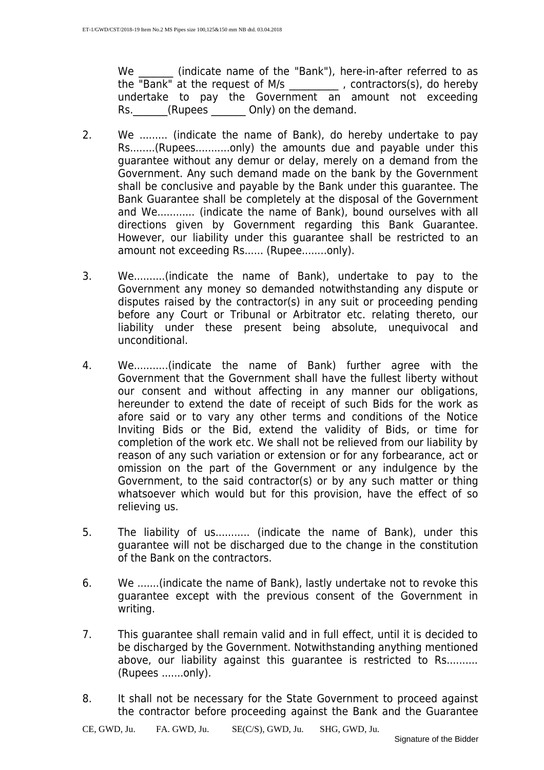We _______ (indicate name of the "Bank"), here-in-after referred to as the "Bank" at the request of M/s __________ , contractors(s), do hereby undertake to pay the Government an amount not exceeding Rs._______(Rupees _______ Only) on the demand.

2. We ......... (indicate the name of Bank), do hereby undertake to pay Rs........(Rupees...........only) the amounts due and payable under this guarantee without any demur or delay, merely on a demand from the Government. Any such demand made on the bank by the Government shall be conclusive and payable by the Bank under this guarantee. The Bank Guarantee shall be completely at the disposal of the Government and We............ (indicate the name of Bank), bound ourselves with all directions given by Government regarding this Bank Guarantee. However, our liability under this guarantee shall be restricted to an amount not exceeding Rs...... (Rupee........only).

3. We..........(indicate the name of Bank), undertake to pay to the Government any money so demanded notwithstanding any dispute or disputes raised by the contractor(s) in any suit or proceeding pending before any Court or Tribunal or Arbitrator etc. relating thereto, our liability under these present being absolute, unequivocal and unconditional.

4. We...........(indicate the name of Bank) further agree with the Government that the Government shall have the fullest liberty without our consent and without affecting in any manner our obligations, hereunder to extend the date of receipt of such Bids for the work as afore said or to vary any other terms and conditions of the Notice Inviting Bids or the Bid, extend the validity of Bids, or time for completion of the work etc. We shall not be relieved from our liability by reason of any such variation or extension or for any forbearance, act or omission on the part of the Government or any indulgence by the Government, to the said contractor(s) or by any such matter or thing whatsoever which would but for this provision, have the effect of so relieving us.

5. The liability of us........... (indicate the name of Bank), under this guarantee will not be discharged due to the change in the constitution of the Bank on the contractors.

6. We .......(indicate the name of Bank), lastly undertake not to revoke this guarantee except with the previous consent of the Government in writing.

7. This guarantee shall remain valid and in full effect, until it is decided to be discharged by the Government. Notwithstanding anything mentioned above, our liability against this guarantee is restricted to Rs.......... (Rupees .......only).

8. It shall not be necessary for the State Government to proceed against the contractor before proceeding against the Bank and the Guarantee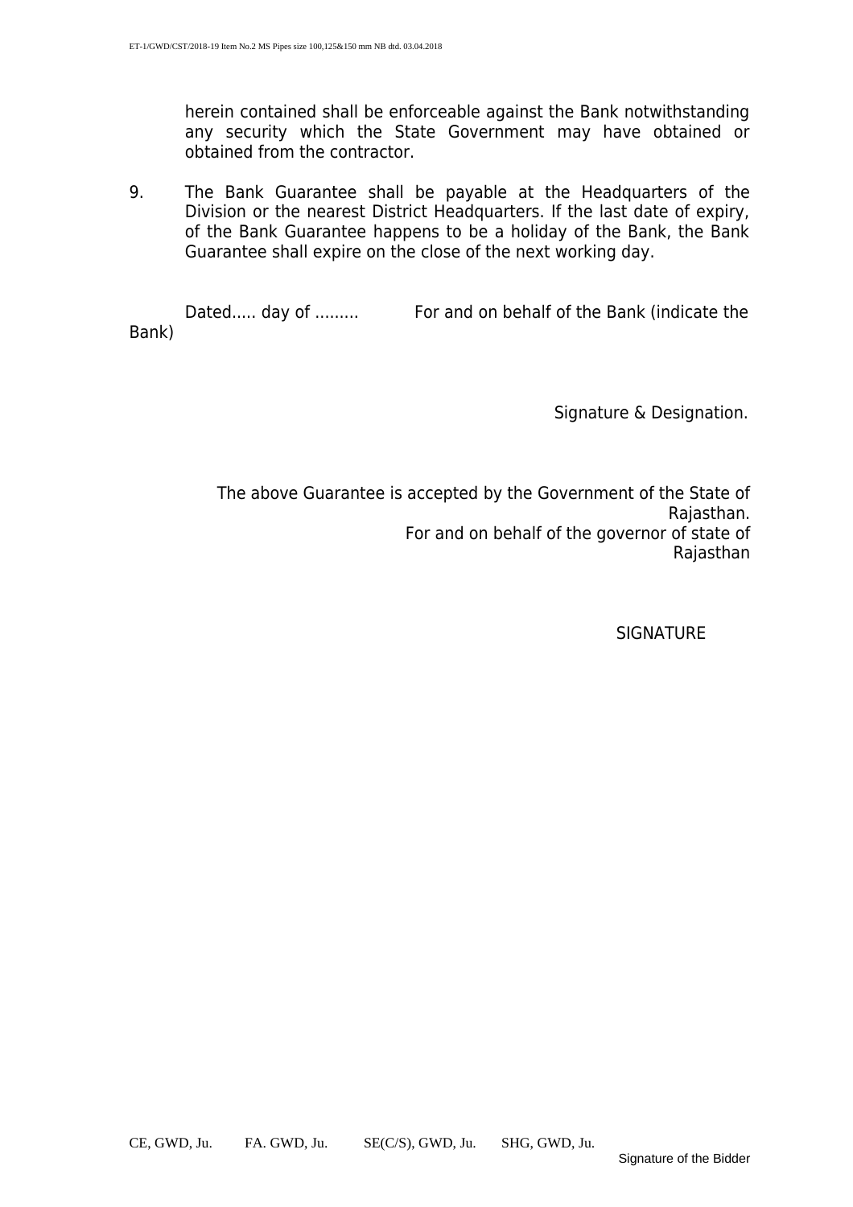herein contained shall be enforceable against the Bank notwithstanding any security which the State Government may have obtained or obtained from the contractor.

9. The Bank Guarantee shall be payable at the Headquarters of the Division or the nearest District Headquarters. If the last date of expiry, of the Bank Guarantee happens to be a holiday of the Bank, the Bank Guarantee shall expire on the close of the next working day.

Dated..... day of ......... For and on behalf of the Bank (indicate the Bank)

Signature & Designation.

The above Guarantee is accepted by the Government of the State of Rajasthan.
For and on behalf of the governor of state of Rajasthan

SIGNATURE

CE, GWD, Ju. FA. GWD, Ju. SE(C/S), GWD, Ju. SHG, GWD, Ju.

Signature of the Bidder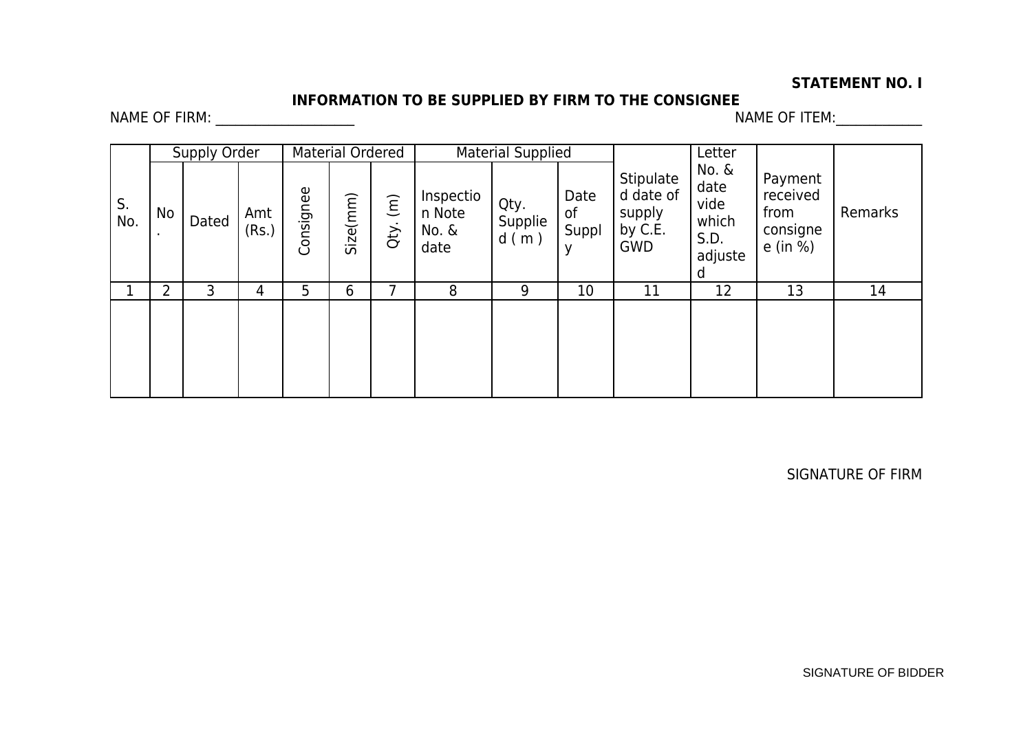**STATEMENT NO. I**

**INFORMATION TO BE SUPPLIED BY FIRM TO THE CONSIGNEE**

NAME OF FIRM: ____________________ NAME OF ITEM:____________

| S. No. | Supply Order | | | Material Ordered | | | Material Supplied | | | Stipulated date of supply by C.E. GWD | Letter No. & date vide which S.D. adjusted | Payment received from consignee (in %) | Remarks |
|---|---|---|---|---|---|---|---|---|---|---|---|---|---|
| | No. | Dated | Amt (Rs.) | Consignee | Size(mm) | Qty. (m) | Inspection Note No. & date | Qty. Supplied ( m ) | Date of Supply | | | | |
| 1 | 2 | 3 | 4 | 5 | 6 | 7 | 8 | 9 | 10 | 11 | 12 | 13 | 14 |
| | | | | | | | | | | | | | |

SIGNATURE OF FIRM

SIGNATURE OF BIDDER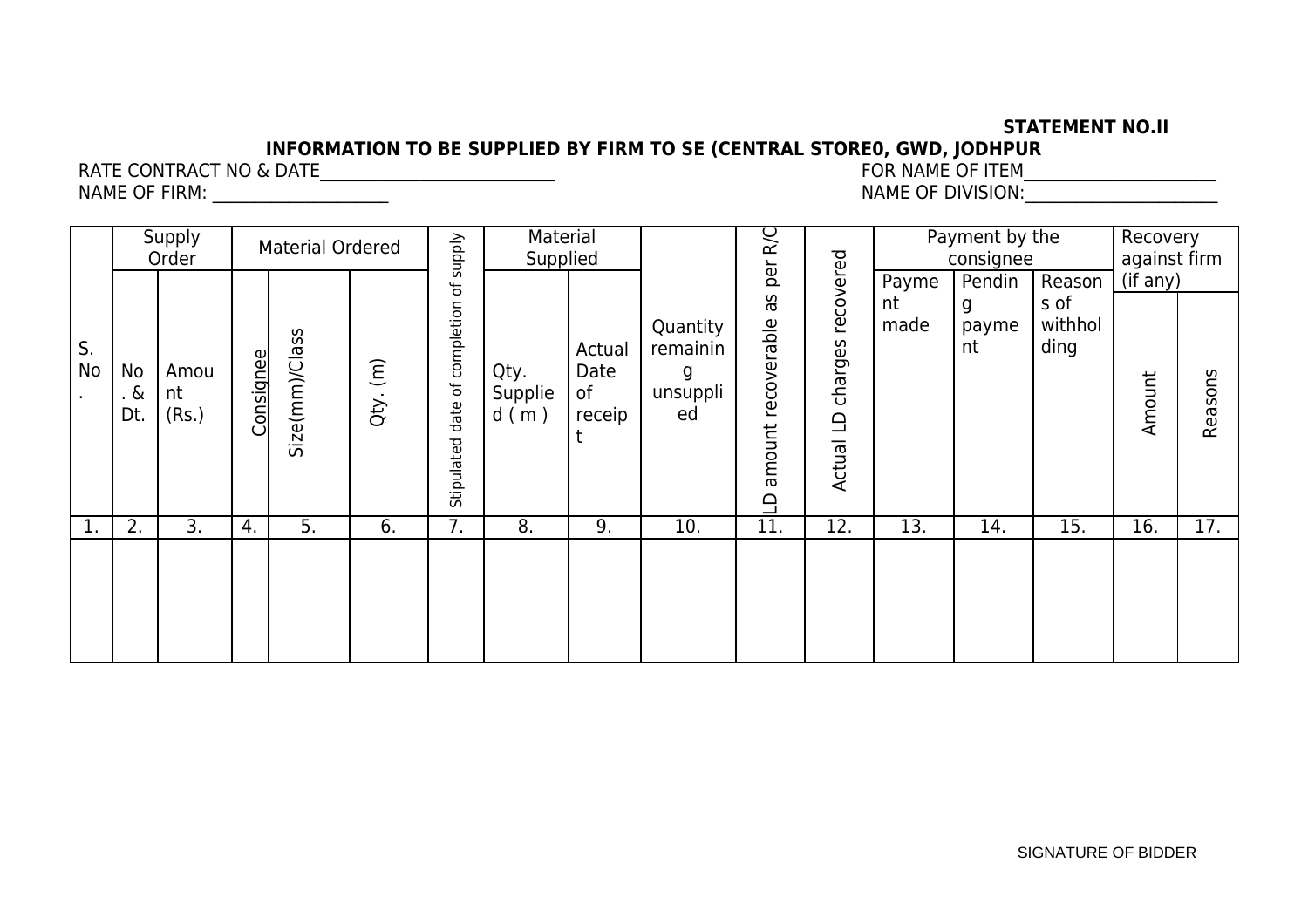**STATEMENT NO.II**

**INFORMATION TO BE SUPPLIED BY FIRM TO SE (CENTRAL STORE0, GWD, JODHPUR**

RATE CONTRACT NO & DATE___________________________ FOR NAME OF ITEM______________________

NAME OF FIRM: ____________________ NAME OF DIVISION:_______________________

| S. No. | Supply Order | | Material Ordered | | | Stipulated date of completion of supply | Material Supplied | | Quantity remaining unsupplied | LD amount recoverable as per R/C | Actual LD charges recovered | Payment by the consignee | | | Recovery against firm (if any) | |
|---|---|---|---|---|---|---|---|---|---|---|---|---|---|---|---|---|
| | No. & Dt. | Amount (Rs.) | Consignee | Size(mm)/Class | Qty. (m) | | Qty. Supplied ( m ) | Actual Date of receipt | | | | Payment made | Pending payment | Reasons of withholding | Amount | Reasons |
| 1. | 2. | 3. | 4. | 5. | 6. | 7. | 8. | 9. | 10. | 11. | 12. | 13. | 14. | 15. | 16. | 17. |
| | | | | | | | | | | | | | | | | |

SIGNATURE OF BIDDER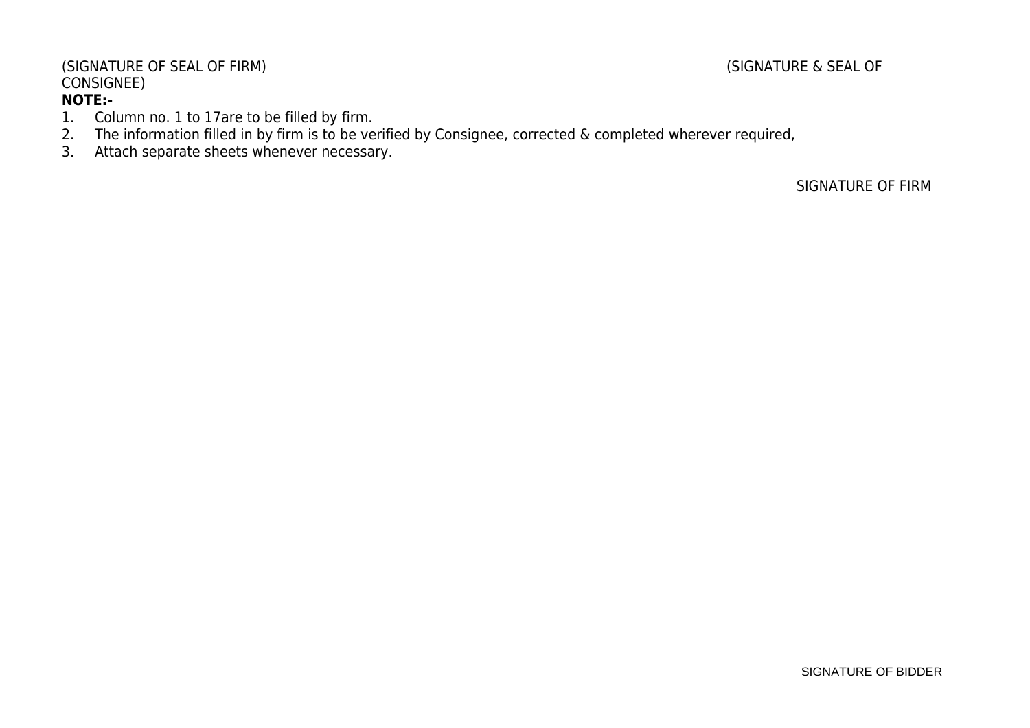(SIGNATURE OF SEAL OF FIRM) (SIGNATURE & SEAL OF CONSIGNEE)

**NOTE:-**

1. Column no. 1 to 17are to be filled by firm.
2. The information filled in by firm is to be verified by Consignee, corrected & completed wherever required,
3. Attach separate sheets whenever necessary.

SIGNATURE OF FIRM

SIGNATURE OF BIDDER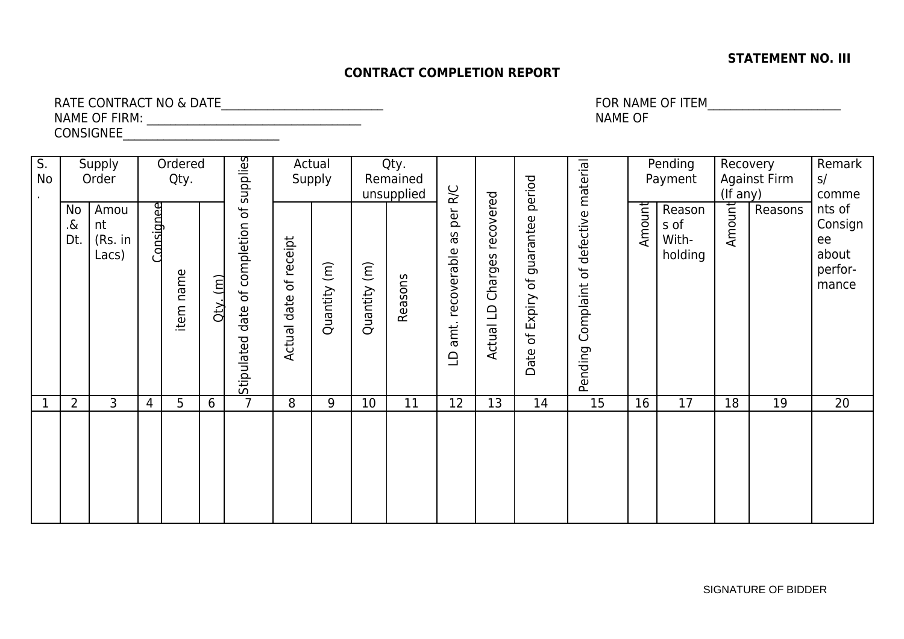**STATEMENT NO. III**

**CONTRACT COMPLETION REPORT**

RATE CONTRACT NO & DATE___________________________ FOR NAME OF ITEM______________________
NAME OF FIRM: ___________________________________ NAME OF
CONSIGNEE__________________________

| S. No. | Supply Order | | Ordered Qty. | | | Stipulated date of completion of supplies | Actual Supply | | Qty. Remained unsupplied | | LD amt. recoverable as per R/C | Actual LD Charges recovered | Date of Expiry of guarantee period | Pending Complaint of defective material | Pending Payment | | Recovery Against Firm (If any) | | Remarks/ comments of Consignee about perfor-mance |
|---|---|---|---|---|---|---|---|---|---|---|---|---|---|---|---|---|---|---|---|
| | No .& Dt. | Amount (Rs. in Lacs) | Consignee | item name | Qty. (m) | | Actual date of receipt | Quantity (m) | Quantity (m) | Reasons | | | | | Amount | Reasons of With-holding | Amount | Reasons | |
| 1 | 2 | 3 | 4 | 5 | 6 | 7 | 8 | 9 | 10 | 11 | 12 | 13 | 14 | 15 | 16 | 17 | 18 | 19 | 20 |
| | | | | | | | | | | | | | | | | | | | |

SIGNATURE OF BIDDER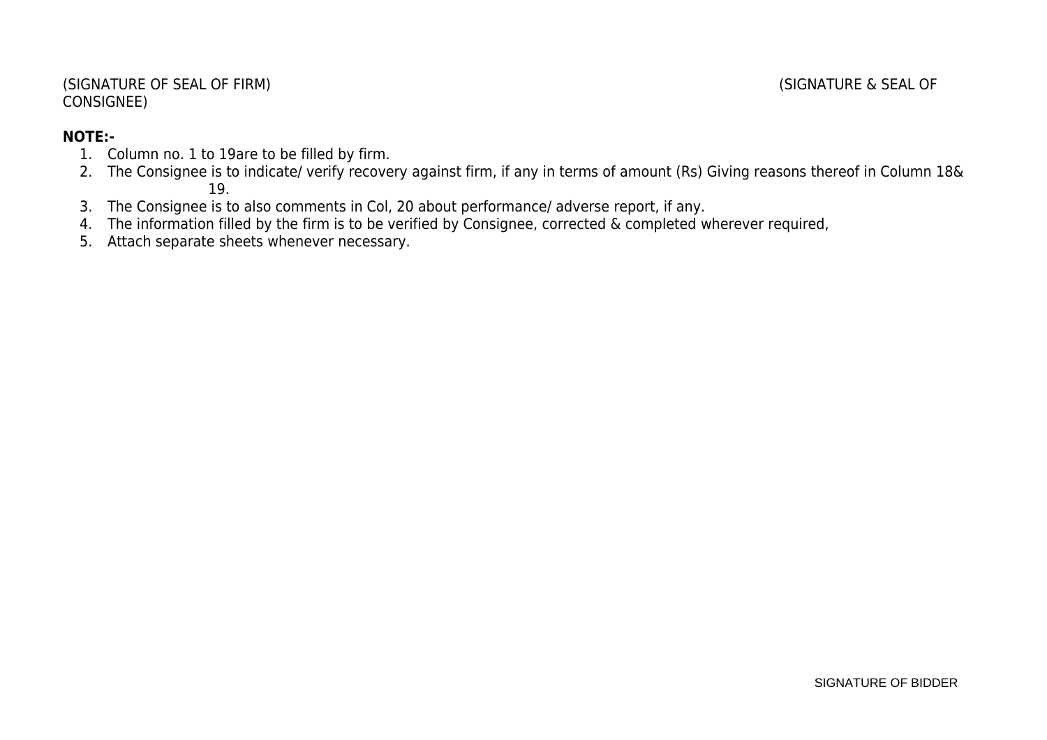(SIGNATURE OF SEAL OF FIRM) (SIGNATURE & SEAL OF CONSIGNEE)

**NOTE:-**

1. Column no. 1 to 19are to be filled by firm.
2. The Consignee is to indicate/ verify recovery against firm, if any in terms of amount (Rs) Giving reasons thereof in Column 18& 19.
3. The Consignee is to also comments in Col, 20 about performance/ adverse report, if any.
4. The information filled by the firm is to be verified by Consignee, corrected & completed wherever required,
5. Attach separate sheets whenever necessary.

SIGNATURE OF BIDDER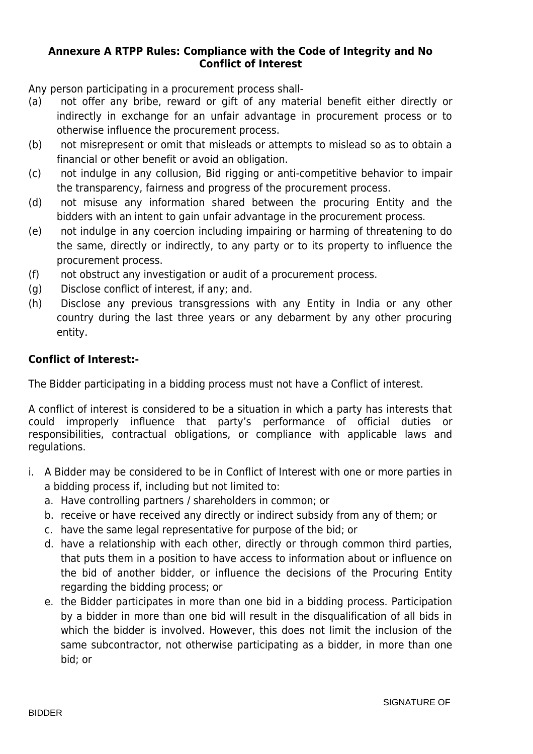### Annexure A RTPP Rules: Compliance with the Code of Integrity and No Conflict of Interest

Any person participating in a procurement process shall-

(a) not offer any bribe, reward or gift of any material benefit either directly or indirectly in exchange for an unfair advantage in procurement process or to otherwise influence the procurement process.

(b) not misrepresent or omit that misleads or attempts to mislead so as to obtain a financial or other benefit or avoid an obligation.

(c) not indulge in any collusion, Bid rigging or anti-competitive behavior to impair the transparency, fairness and progress of the procurement process.

(d) not misuse any information shared between the procuring Entity and the bidders with an intent to gain unfair advantage in the procurement process.

(e) not indulge in any coercion including impairing or harming of threatening to do the same, directly or indirectly, to any party or to its property to influence the procurement process.

(f) not obstruct any investigation or audit of a procurement process.

(g) Disclose conflict of interest, if any; and.

(h) Disclose any previous transgressions with any Entity in India or any other country during the last three years or any debarment by any other procuring entity.

**Conflict of Interest:-**

The Bidder participating in a bidding process must not have a Conflict of interest.

A conflict of interest is considered to be a situation in which a party has interests that could improperly influence that party's performance of official duties or responsibilities, contractual obligations, or compliance with applicable laws and regulations.

i. A Bidder may be considered to be in Conflict of Interest with one or more parties in a bidding process if, including but not limited to:
   a. Have controlling partners / shareholders in common; or
   b. receive or have received any directly or indirect subsidy from any of them; or
   c. have the same legal representative for purpose of the bid; or
   d. have a relationship with each other, directly or through common third parties, that puts them in a position to have access to information about or influence on the bid of another bidder, or influence the decisions of the Procuring Entity regarding the bidding process; or
   e. the Bidder participates in more than one bid in a bidding process. Participation by a bidder in more than one bid will result in the disqualification of all bids in which the bidder is involved. However, this does not limit the inclusion of the same subcontractor, not otherwise participating as a bidder, in more than one bid; or

SIGNATURE OF BIDDER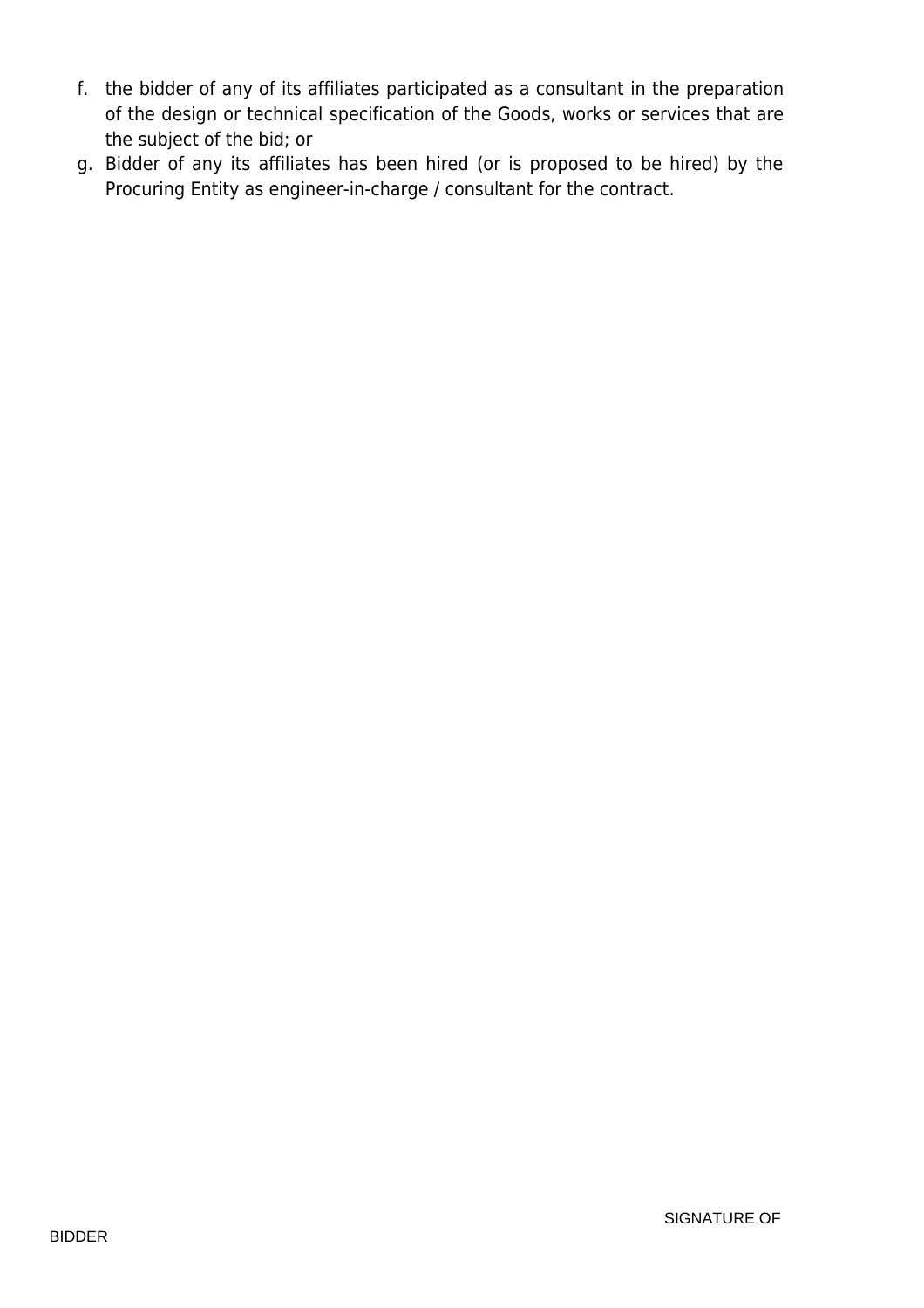f. the bidder of any of its affiliates participated as a consultant in the preparation of the design or technical specification of the Goods, works or services that are the subject of the bid; or
g. Bidder of any its affiliates has been hired (or is proposed to be hired) by the Procuring Entity as engineer-in-charge / consultant for the contract.

SIGNATURE OF BIDDER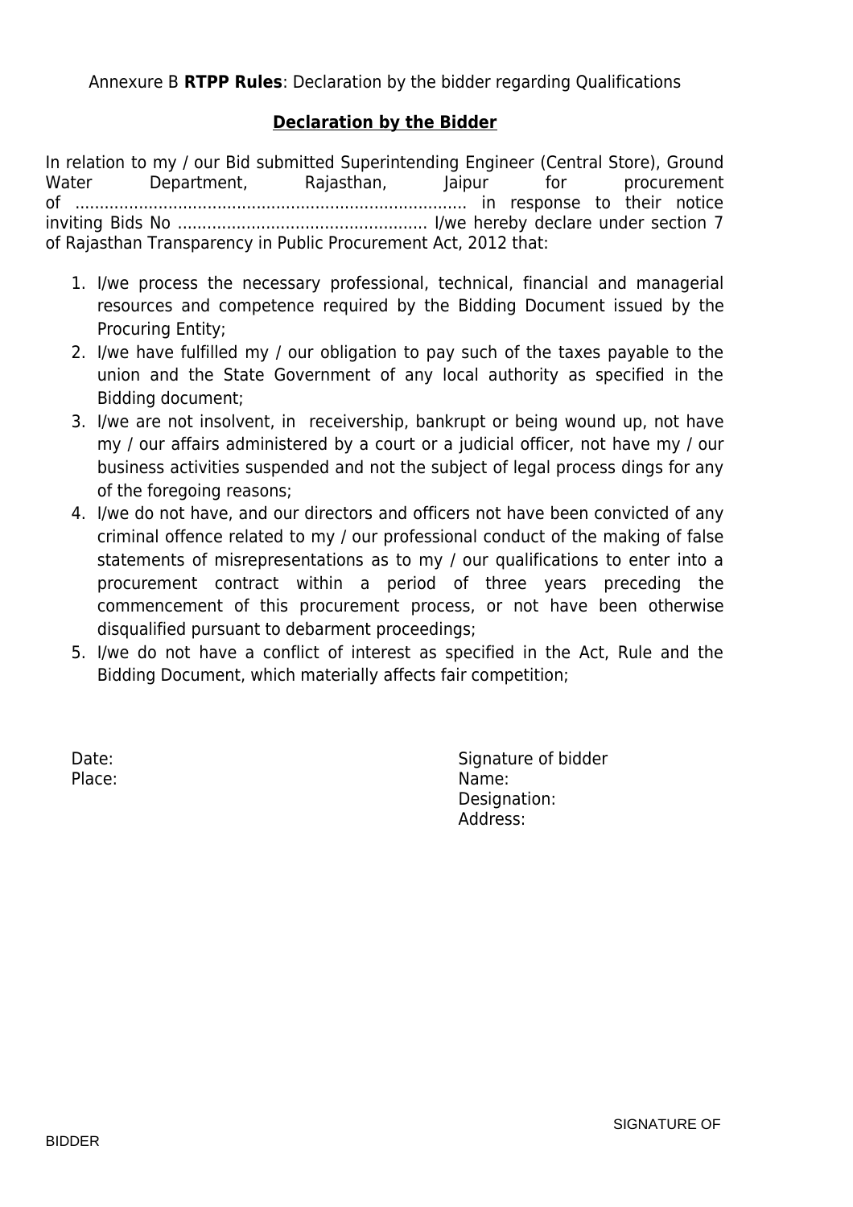Annexure B **RTPP Rules**: Declaration by the bidder regarding Qualifications

**Declaration by the Bidder**

In relation to my / our Bid submitted Superintending Engineer (Central Store), Ground Water Department, Rajasthan, Jaipur for procurement of ............................................................................... in response to their notice inviting Bids No .................................................. I/we hereby declare under section 7 of Rajasthan Transparency in Public Procurement Act, 2012 that:

1. I/we process the necessary professional, technical, financial and managerial resources and competence required by the Bidding Document issued by the Procuring Entity;
2. I/we have fulfilled my / our obligation to pay such of the taxes payable to the union and the State Government of any local authority as specified in the Bidding document;
3. I/we are not insolvent, in receivership, bankrupt or being wound up, not have my / our affairs administered by a court or a judicial officer, not have my / our business activities suspended and not the subject of legal process dings for any of the foregoing reasons;
4. I/we do not have, and our directors and officers not have been convicted of any criminal offence related to my / our professional conduct of the making of false statements of misrepresentations as to my / our qualifications to enter into a procurement contract within a period of three years preceding the commencement of this procurement process, or not have been otherwise disqualified pursuant to debarment proceedings;
5. I/we do not have a conflict of interest as specified in the Act, Rule and the Bidding Document, which materially affects fair competition;

Date:
Place:

Signature of bidder
Name:
Designation:
Address:

SIGNATURE OF BIDDER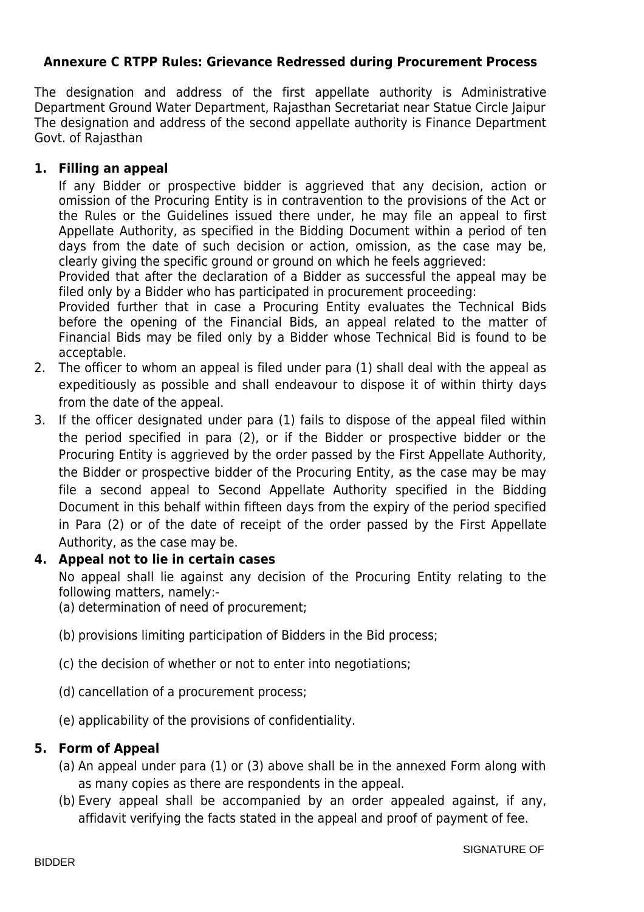**Annexure C RTPP Rules: Grievance Redressed during Procurement Process**

The designation and address of the first appellate authority is Administrative Department Ground Water Department, Rajasthan Secretariat near Statue Circle Jaipur The designation and address of the second appellate authority is Finance Department Govt. of Rajasthan

1. **Filling an appeal**

   If any Bidder or prospective bidder is aggrieved that any decision, action or omission of the Procuring Entity is in contravention to the provisions of the Act or the Rules or the Guidelines issued there under, he may file an appeal to first Appellate Authority, as specified in the Bidding Document within a period of ten days from the date of such decision or action, omission, as the case may be, clearly giving the specific ground or ground on which he feels aggrieved:

   Provided that after the declaration of a Bidder as successful the appeal may be filed only by a Bidder who has participated in procurement proceeding:

   Provided further that in case a Procuring Entity evaluates the Technical Bids before the opening of the Financial Bids, an appeal related to the matter of Financial Bids may be filed only by a Bidder whose Technical Bid is found to be acceptable.

2. The officer to whom an appeal is filed under para (1) shall deal with the appeal as expeditiously as possible and shall endeavour to dispose it of within thirty days from the date of the appeal.
3. If the officer designated under para (1) fails to dispose of the appeal filed within the period specified in para (2), or if the Bidder or prospective bidder or the Procuring Entity is aggrieved by the order passed by the First Appellate Authority, the Bidder or prospective bidder of the Procuring Entity, as the case may be may file a second appeal to Second Appellate Authority specified in the Bidding Document in this behalf within fifteen days from the expiry of the period specified in Para (2) or of the date of receipt of the order passed by the First Appellate Authority, as the case may be.
4. **Appeal not to lie in certain cases**

   No appeal shall lie against any decision of the Procuring Entity relating to the following matters, namely:-

   (a) determination of need of procurement;

   (b) provisions limiting participation of Bidders in the Bid process;

   (c) the decision of whether or not to enter into negotiations;

   (d) cancellation of a procurement process;

   (e) applicability of the provisions of confidentiality.

5. **Form of Appeal**

   (a) An appeal under para (1) or (3) above shall be in the annexed Form along with as many copies as there are respondents in the appeal.

   (b) Every appeal shall be accompanied by an order appealed against, if any, affidavit verifying the facts stated in the appeal and proof of payment of fee.

SIGNATURE OF BIDDER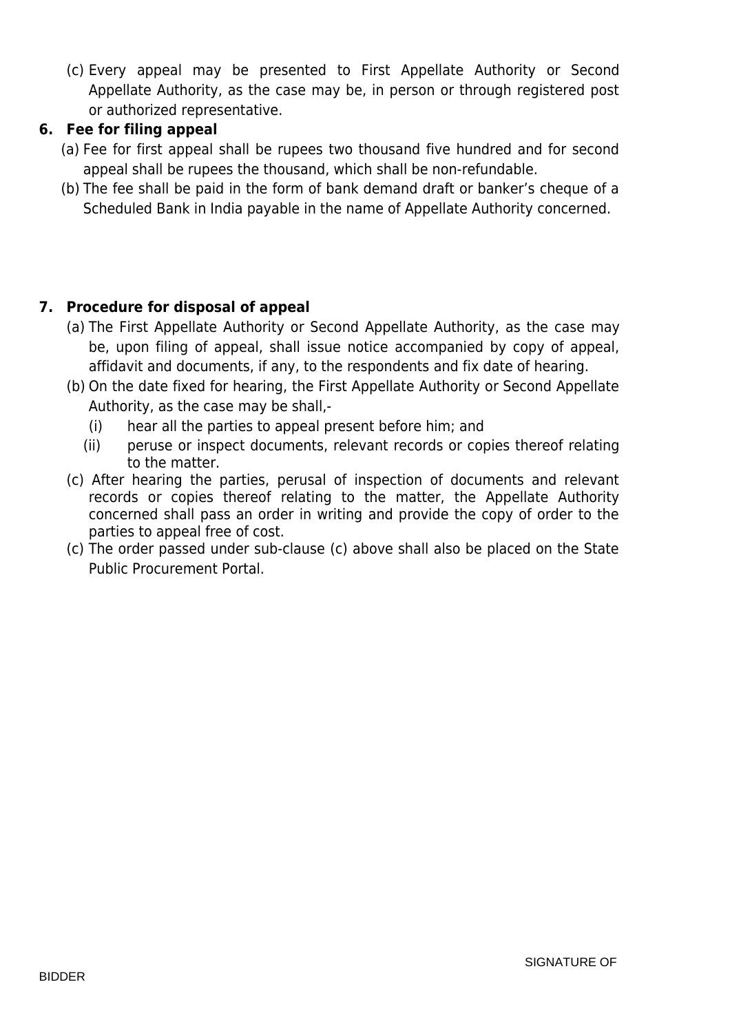(c) Every appeal may be presented to First Appellate Authority or Second Appellate Authority, as the case may be, in person or through registered post or authorized representative.

**6. Fee for filing appeal**

(a) Fee for first appeal shall be rupees two thousand five hundred and for second appeal shall be rupees the thousand, which shall be non-refundable.

(b) The fee shall be paid in the form of bank demand draft or banker's cheque of a Scheduled Bank in India payable in the name of Appellate Authority concerned.

**7. Procedure for disposal of appeal**

(a) The First Appellate Authority or Second Appellate Authority, as the case may be, upon filing of appeal, shall issue notice accompanied by copy of appeal, affidavit and documents, if any, to the respondents and fix date of hearing.

(b) On the date fixed for hearing, the First Appellate Authority or Second Appellate Authority, as the case may be shall,-

   (i) hear all the parties to appeal present before him; and

   (ii) peruse or inspect documents, relevant records or copies thereof relating to the matter.

(c) After hearing the parties, perusal of inspection of documents and relevant records or copies thereof relating to the matter, the Appellate Authority concerned shall pass an order in writing and provide the copy of order to the parties to appeal free of cost.

(c) The order passed under sub-clause (c) above shall also be placed on the State Public Procurement Portal.

SIGNATURE OF BIDDER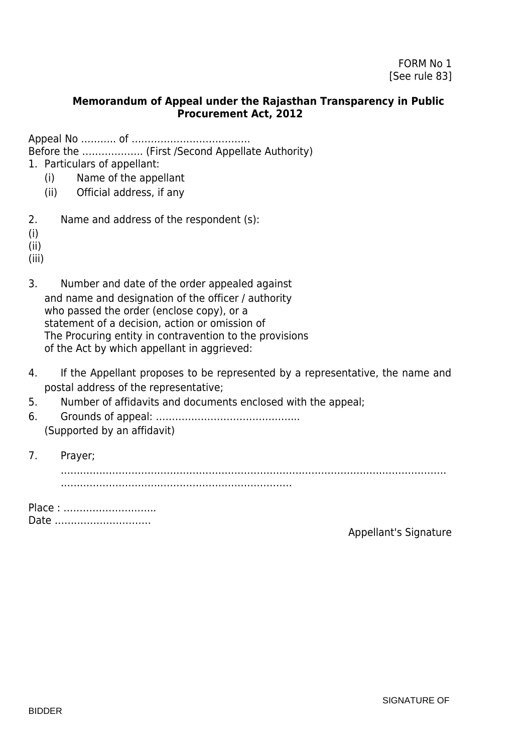FORM No 1
[See rule 83]

**Memorandum of Appeal under the Rajasthan Transparency in Public Procurement Act, 2012**

Appeal No ……….. of ………………………………..
Before the ………………. (First /Second Appellate Authority)

1. Particulars of appellant:
   (i) Name of the appellant
   (ii) Official address, if any

2. Name and address of the respondent (s):

(i)
(ii)
(iii)

3. Number and date of the order appealed against and name and designation of the officer / authority who passed the order (enclose copy), or a statement of a decision, action or omission of The Procuring entity in contravention to the provisions of the Act by which appellant in aggrieved:

4. If the Appellant proposes to be represented by a representative, the name and postal address of the representative;
5. Number of affidavits and documents enclosed with the appeal;
6. Grounds of appeal: ……………………………………..
   (Supported by an affidavit)

7. Prayer;
   ………………………………………………………………………………………………………
   ………………………………………………………………

Place : ……………………….
Date ……………………….

Appellant's Signature

SIGNATURE OF BIDDER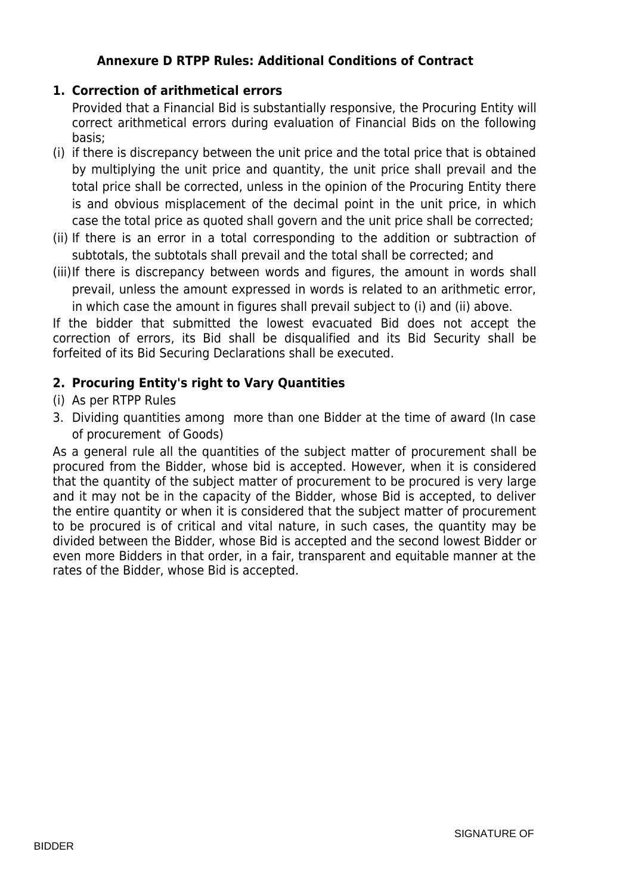## Annexure D RTPP Rules: Additional Conditions of Contract

**1. Correction of arithmetical errors**

Provided that a Financial Bid is substantially responsive, the Procuring Entity will correct arithmetical errors during evaluation of Financial Bids on the following basis;

(i) if there is discrepancy between the unit price and the total price that is obtained by multiplying the unit price and quantity, the unit price shall prevail and the total price shall be corrected, unless in the opinion of the Procuring Entity there is and obvious misplacement of the decimal point in the unit price, in which case the total price as quoted shall govern and the unit price shall be corrected;

(ii) If there is an error in a total corresponding to the addition or subtraction of subtotals, the subtotals shall prevail and the total shall be corrected; and

(iii) If there is discrepancy between words and figures, the amount in words shall prevail, unless the amount expressed in words is related to an arithmetic error, in which case the amount in figures shall prevail subject to (i) and (ii) above.

If the bidder that submitted the lowest evacuated Bid does not accept the correction of errors, its Bid shall be disqualified and its Bid Security shall be forfeited of its Bid Securing Declarations shall be executed.

**2. Procuring Entity's right to Vary Quantities**

(i) As per RTPP Rules

3. Dividing quantities among more than one Bidder at the time of award (In case of procurement of Goods)

As a general rule all the quantities of the subject matter of procurement shall be procured from the Bidder, whose bid is accepted. However, when it is considered that the quantity of the subject matter of procurement to be procured is very large and it may not be in the capacity of the Bidder, whose Bid is accepted, to deliver the entire quantity or when it is considered that the subject matter of procurement to be procured is of critical and vital nature, in such cases, the quantity may be divided between the Bidder, whose Bid is accepted and the second lowest Bidder or even more Bidders in that order, in a fair, transparent and equitable manner at the rates of the Bidder, whose Bid is accepted.

SIGNATURE OF BIDDER